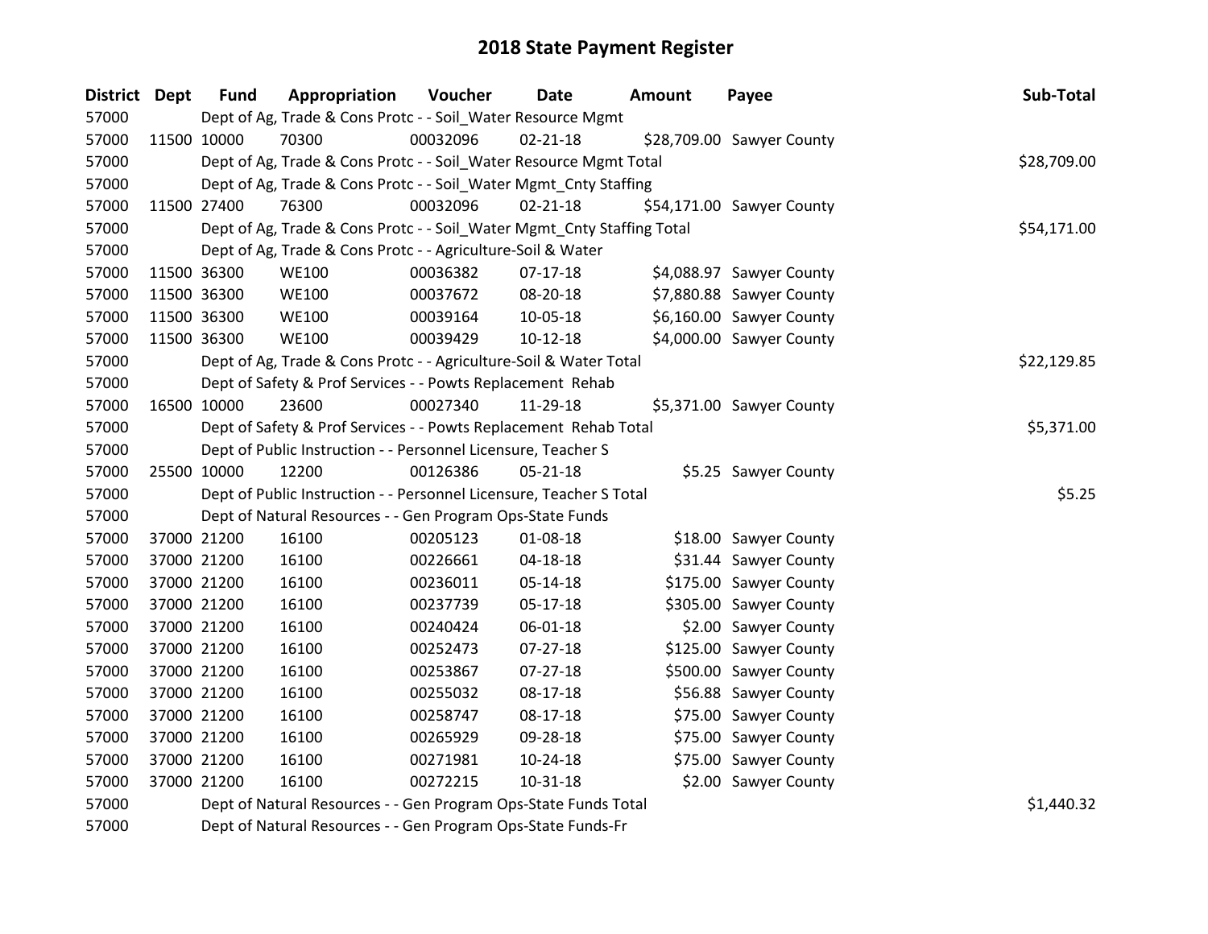# 2018 State Payment Register

| District | Dept | Fund | Appropriation | Voucher | Date | Amount | Payee | Sub-Total |
|---|---|---|---|---|---|---|---|---|
| 57000 | | Dept of Ag, Trade & Cons Protc - - Soil_Water Resource Mgmt | | | | | | |
| 57000 | 11500 | 10000 | 70300 | 00032096 | 02-21-18 | $28,709.00 | Sawyer County | |
| 57000 | | Dept of Ag, Trade & Cons Protc - - Soil_Water Resource Mgmt Total | | | | | | $28,709.00 |
| 57000 | | Dept of Ag, Trade & Cons Protc - - Soil_Water Mgmt_Cnty Staffing | | | | | | |
| 57000 | 11500 | 27400 | 76300 | 00032096 | 02-21-18 | $54,171.00 | Sawyer County | |
| 57000 | | Dept of Ag, Trade & Cons Protc - - Soil_Water Mgmt_Cnty Staffing Total | | | | | | $54,171.00 |
| 57000 | | Dept of Ag, Trade & Cons Protc - - Agriculture-Soil & Water | | | | | | |
| 57000 | 11500 | 36300 | WE100 | 00036382 | 07-17-18 | $4,088.97 | Sawyer County | |
| 57000 | 11500 | 36300 | WE100 | 00037672 | 08-20-18 | $7,880.88 | Sawyer County | |
| 57000 | 11500 | 36300 | WE100 | 00039164 | 10-05-18 | $6,160.00 | Sawyer County | |
| 57000 | 11500 | 36300 | WE100 | 00039429 | 10-12-18 | $4,000.00 | Sawyer County | |
| 57000 | | Dept of Ag, Trade & Cons Protc - - Agriculture-Soil & Water Total | | | | | | $22,129.85 |
| 57000 | | Dept of Safety & Prof Services - - Powts Replacement Rehab | | | | | | |
| 57000 | 16500 | 10000 | 23600 | 00027340 | 11-29-18 | $5,371.00 | Sawyer County | |
| 57000 | | Dept of Safety & Prof Services - - Powts Replacement Rehab Total | | | | | | $5,371.00 |
| 57000 | | Dept of Public Instruction - - Personnel Licensure, Teacher S | | | | | | |
| 57000 | 25500 | 10000 | 12200 | 00126386 | 05-21-18 | $5.25 | Sawyer County | |
| 57000 | | Dept of Public Instruction - - Personnel Licensure, Teacher S Total | | | | | | $5.25 |
| 57000 | | Dept of Natural Resources - - Gen Program Ops-State Funds | | | | | | |
| 57000 | 37000 | 21200 | 16100 | 00205123 | 01-08-18 | $18.00 | Sawyer County | |
| 57000 | 37000 | 21200 | 16100 | 00226661 | 04-18-18 | $31.44 | Sawyer County | |
| 57000 | 37000 | 21200 | 16100 | 00236011 | 05-14-18 | $175.00 | Sawyer County | |
| 57000 | 37000 | 21200 | 16100 | 00237739 | 05-17-18 | $305.00 | Sawyer County | |
| 57000 | 37000 | 21200 | 16100 | 00240424 | 06-01-18 | $2.00 | Sawyer County | |
| 57000 | 37000 | 21200 | 16100 | 00252473 | 07-27-18 | $125.00 | Sawyer County | |
| 57000 | 37000 | 21200 | 16100 | 00253867 | 07-27-18 | $500.00 | Sawyer County | |
| 57000 | 37000 | 21200 | 16100 | 00255032 | 08-17-18 | $56.88 | Sawyer County | |
| 57000 | 37000 | 21200 | 16100 | 00258747 | 08-17-18 | $75.00 | Sawyer County | |
| 57000 | 37000 | 21200 | 16100 | 00265929 | 09-28-18 | $75.00 | Sawyer County | |
| 57000 | 37000 | 21200 | 16100 | 00271981 | 10-24-18 | $75.00 | Sawyer County | |
| 57000 | 37000 | 21200 | 16100 | 00272215 | 10-31-18 | $2.00 | Sawyer County | |
| 57000 | | Dept of Natural Resources - - Gen Program Ops-State Funds Total | | | | | | $1,440.32 |
| 57000 | | Dept of Natural Resources - - Gen Program Ops-State Funds-Fr | | | | | | |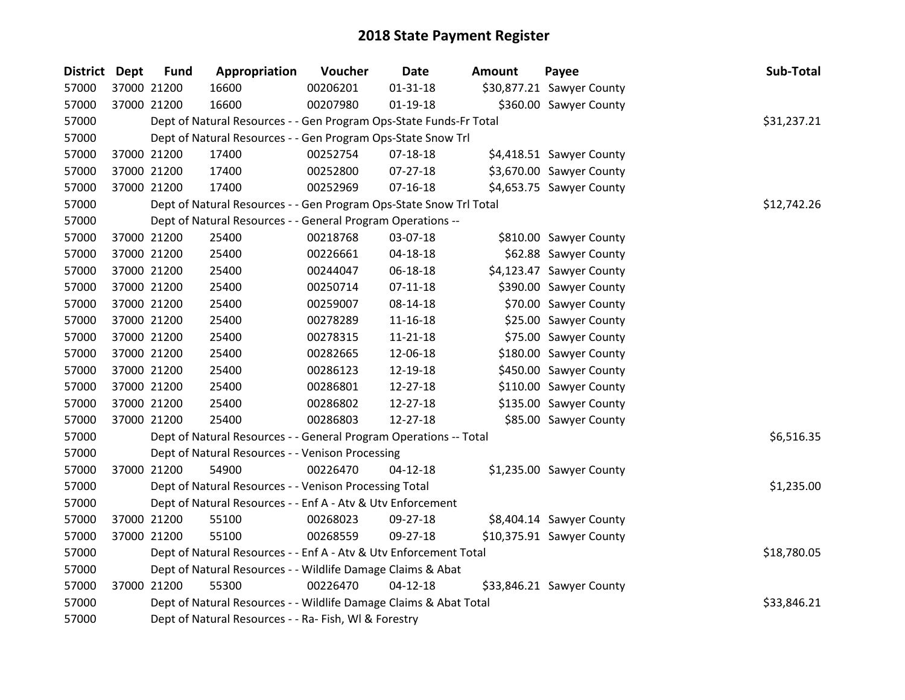# 2018 State Payment Register

| District | Dept | Fund | Appropriation | Voucher | Date | Amount | Payee | Sub-Total |
|---|---|---|---|---|---|---|---|---|
| 57000 | 37000 | 21200 | 16600 | 00206201 | 01-31-18 | $30,877.21 | Sawyer County | |
| 57000 | 37000 | 21200 | 16600 | 00207980 | 01-19-18 | $360.00 | Sawyer County | |
| 57000 | | Dept of Natural Resources - - Gen Program Ops-State Funds-Fr Total | | | | | | $31,237.21 |
| 57000 | | Dept of Natural Resources - - Gen Program Ops-State Snow Trl | | | | | | |
| 57000 | 37000 | 21200 | 17400 | 00252754 | 07-18-18 | $4,418.51 | Sawyer County | |
| 57000 | 37000 | 21200 | 17400 | 00252800 | 07-27-18 | $3,670.00 | Sawyer County | |
| 57000 | 37000 | 21200 | 17400 | 00252969 | 07-16-18 | $4,653.75 | Sawyer County | |
| 57000 | | Dept of Natural Resources - - Gen Program Ops-State Snow Trl Total | | | | | | $12,742.26 |
| 57000 | | Dept of Natural Resources - - General Program Operations -- | | | | | | |
| 57000 | 37000 | 21200 | 25400 | 00218768 | 03-07-18 | $810.00 | Sawyer County | |
| 57000 | 37000 | 21200 | 25400 | 00226661 | 04-18-18 | $62.88 | Sawyer County | |
| 57000 | 37000 | 21200 | 25400 | 00244047 | 06-18-18 | $4,123.47 | Sawyer County | |
| 57000 | 37000 | 21200 | 25400 | 00250714 | 07-11-18 | $390.00 | Sawyer County | |
| 57000 | 37000 | 21200 | 25400 | 00259007 | 08-14-18 | $70.00 | Sawyer County | |
| 57000 | 37000 | 21200 | 25400 | 00278289 | 11-16-18 | $25.00 | Sawyer County | |
| 57000 | 37000 | 21200 | 25400 | 00278315 | 11-21-18 | $75.00 | Sawyer County | |
| 57000 | 37000 | 21200 | 25400 | 00282665 | 12-06-18 | $180.00 | Sawyer County | |
| 57000 | 37000 | 21200 | 25400 | 00286123 | 12-19-18 | $450.00 | Sawyer County | |
| 57000 | 37000 | 21200 | 25400 | 00286801 | 12-27-18 | $110.00 | Sawyer County | |
| 57000 | 37000 | 21200 | 25400 | 00286802 | 12-27-18 | $135.00 | Sawyer County | |
| 57000 | 37000 | 21200 | 25400 | 00286803 | 12-27-18 | $85.00 | Sawyer County | |
| 57000 | | Dept of Natural Resources - - General Program Operations -- Total | | | | | | $6,516.35 |
| 57000 | | Dept of Natural Resources - - Venison Processing | | | | | | |
| 57000 | 37000 | 21200 | 54900 | 00226470 | 04-12-18 | $1,235.00 | Sawyer County | |
| 57000 | | Dept of Natural Resources - - Venison Processing Total | | | | | | $1,235.00 |
| 57000 | | Dept of Natural Resources - - Enf A - Atv & Utv Enforcement | | | | | | |
| 57000 | 37000 | 21200 | 55100 | 00268023 | 09-27-18 | $8,404.14 | Sawyer County | |
| 57000 | 37000 | 21200 | 55100 | 00268559 | 09-27-18 | $10,375.91 | Sawyer County | |
| 57000 | | Dept of Natural Resources - - Enf A - Atv & Utv Enforcement Total | | | | | | $18,780.05 |
| 57000 | | Dept of Natural Resources - - Wildlife Damage Claims & Abat | | | | | | |
| 57000 | 37000 | 21200 | 55300 | 00226470 | 04-12-18 | $33,846.21 | Sawyer County | |
| 57000 | | Dept of Natural Resources - - Wildlife Damage Claims & Abat Total | | | | | | $33,846.21 |
| 57000 | | Dept of Natural Resources - - Ra- Fish, Wl & Forestry | | | | | | |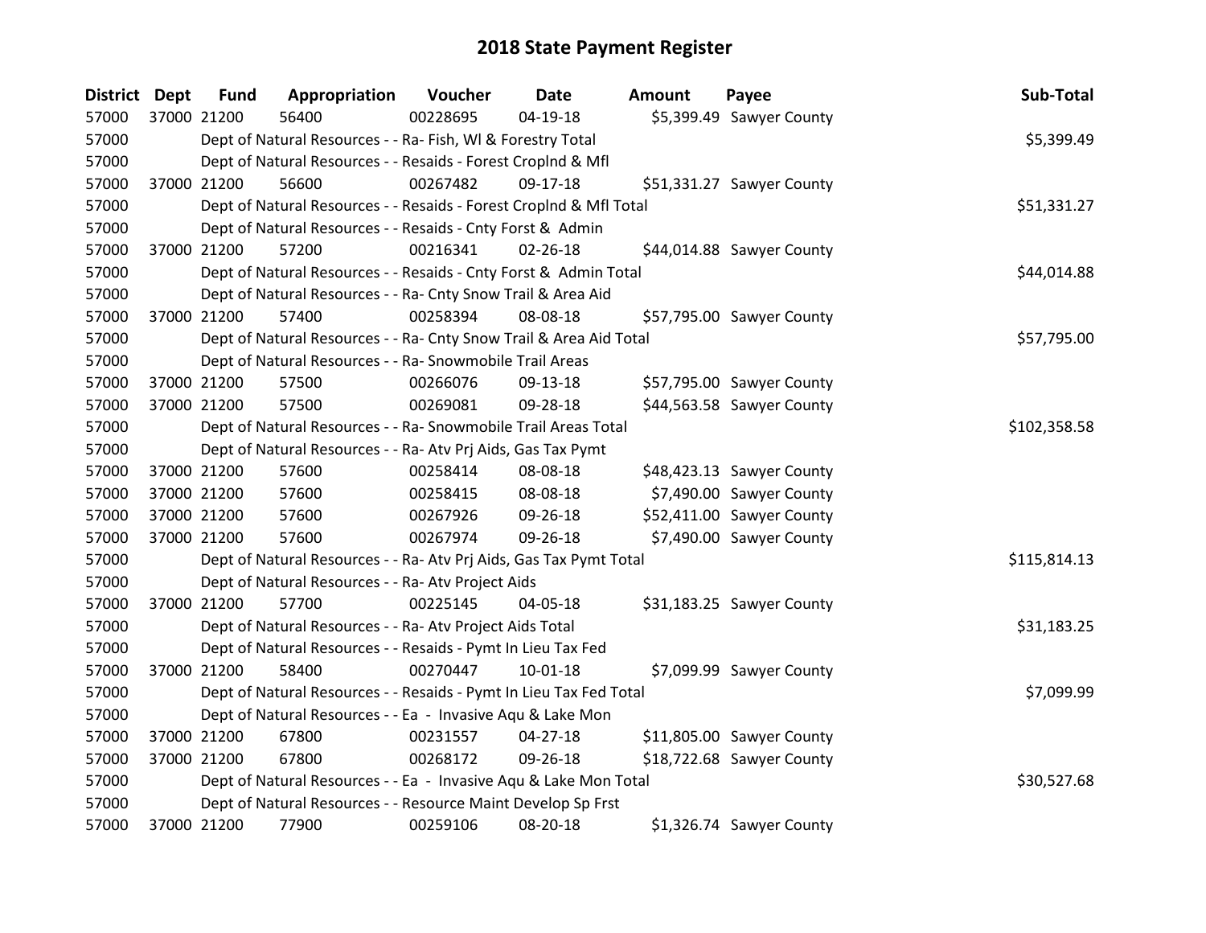# 2018 State Payment Register

| District | Dept | Fund | Appropriation | Voucher | Date | Amount | Payee | Sub-Total |
|---|---|---|---|---|---|---|---|---|
| 57000 | 37000 | 21200 | 56400 | 00228695 | 04-19-18 | $5,399.49 | Sawyer County | |
| 57000 | | Dept of Natural Resources - - Ra- Fish, Wl & Forestry Total | | | | | | $5,399.49 |
| 57000 | | Dept of Natural Resources - - Resaids - Forest Croplnd & Mfl | | | | | | |
| 57000 | 37000 | 21200 | 56600 | 00267482 | 09-17-18 | $51,331.27 | Sawyer County | |
| 57000 | | Dept of Natural Resources - - Resaids - Forest Croplnd & Mfl Total | | | | | | $51,331.27 |
| 57000 | | Dept of Natural Resources - - Resaids - Cnty Forst & Admin | | | | | | |
| 57000 | 37000 | 21200 | 57200 | 00216341 | 02-26-18 | $44,014.88 | Sawyer County | |
| 57000 | | Dept of Natural Resources - - Resaids - Cnty Forst & Admin Total | | | | | | $44,014.88 |
| 57000 | | Dept of Natural Resources - - Ra- Cnty Snow Trail & Area Aid | | | | | | |
| 57000 | 37000 | 21200 | 57400 | 00258394 | 08-08-18 | $57,795.00 | Sawyer County | |
| 57000 | | Dept of Natural Resources - - Ra- Cnty Snow Trail & Area Aid Total | | | | | | $57,795.00 |
| 57000 | | Dept of Natural Resources - - Ra- Snowmobile Trail Areas | | | | | | |
| 57000 | 37000 | 21200 | 57500 | 00266076 | 09-13-18 | $57,795.00 | Sawyer County | |
| 57000 | 37000 | 21200 | 57500 | 00269081 | 09-28-18 | $44,563.58 | Sawyer County | |
| 57000 | | Dept of Natural Resources - - Ra- Snowmobile Trail Areas Total | | | | | | $102,358.58 |
| 57000 | | Dept of Natural Resources - - Ra- Atv Prj Aids, Gas Tax Pymt | | | | | | |
| 57000 | 37000 | 21200 | 57600 | 00258414 | 08-08-18 | $48,423.13 | Sawyer County | |
| 57000 | 37000 | 21200 | 57600 | 00258415 | 08-08-18 | $7,490.00 | Sawyer County | |
| 57000 | 37000 | 21200 | 57600 | 00267926 | 09-26-18 | $52,411.00 | Sawyer County | |
| 57000 | 37000 | 21200 | 57600 | 00267974 | 09-26-18 | $7,490.00 | Sawyer County | |
| 57000 | | Dept of Natural Resources - - Ra- Atv Prj Aids, Gas Tax Pymt Total | | | | | | $115,814.13 |
| 57000 | | Dept of Natural Resources - - Ra- Atv Project Aids | | | | | | |
| 57000 | 37000 | 21200 | 57700 | 00225145 | 04-05-18 | $31,183.25 | Sawyer County | |
| 57000 | | Dept of Natural Resources - - Ra- Atv Project Aids Total | | | | | | $31,183.25 |
| 57000 | | Dept of Natural Resources - - Resaids - Pymt In Lieu Tax Fed | | | | | | |
| 57000 | 37000 | 21200 | 58400 | 00270447 | 10-01-18 | $7,099.99 | Sawyer County | |
| 57000 | | Dept of Natural Resources - - Resaids - Pymt In Lieu Tax Fed Total | | | | | | $7,099.99 |
| 57000 | | Dept of Natural Resources - - Ea - Invasive Aqu & Lake Mon | | | | | | |
| 57000 | 37000 | 21200 | 67800 | 00231557 | 04-27-18 | $11,805.00 | Sawyer County | |
| 57000 | 37000 | 21200 | 67800 | 00268172 | 09-26-18 | $18,722.68 | Sawyer County | |
| 57000 | | Dept of Natural Resources - - Ea - Invasive Aqu & Lake Mon Total | | | | | | $30,527.68 |
| 57000 | | Dept of Natural Resources - - Resource Maint Develop Sp Frst | | | | | | |
| 57000 | 37000 | 21200 | 77900 | 00259106 | 08-20-18 | $1,326.74 | Sawyer County | |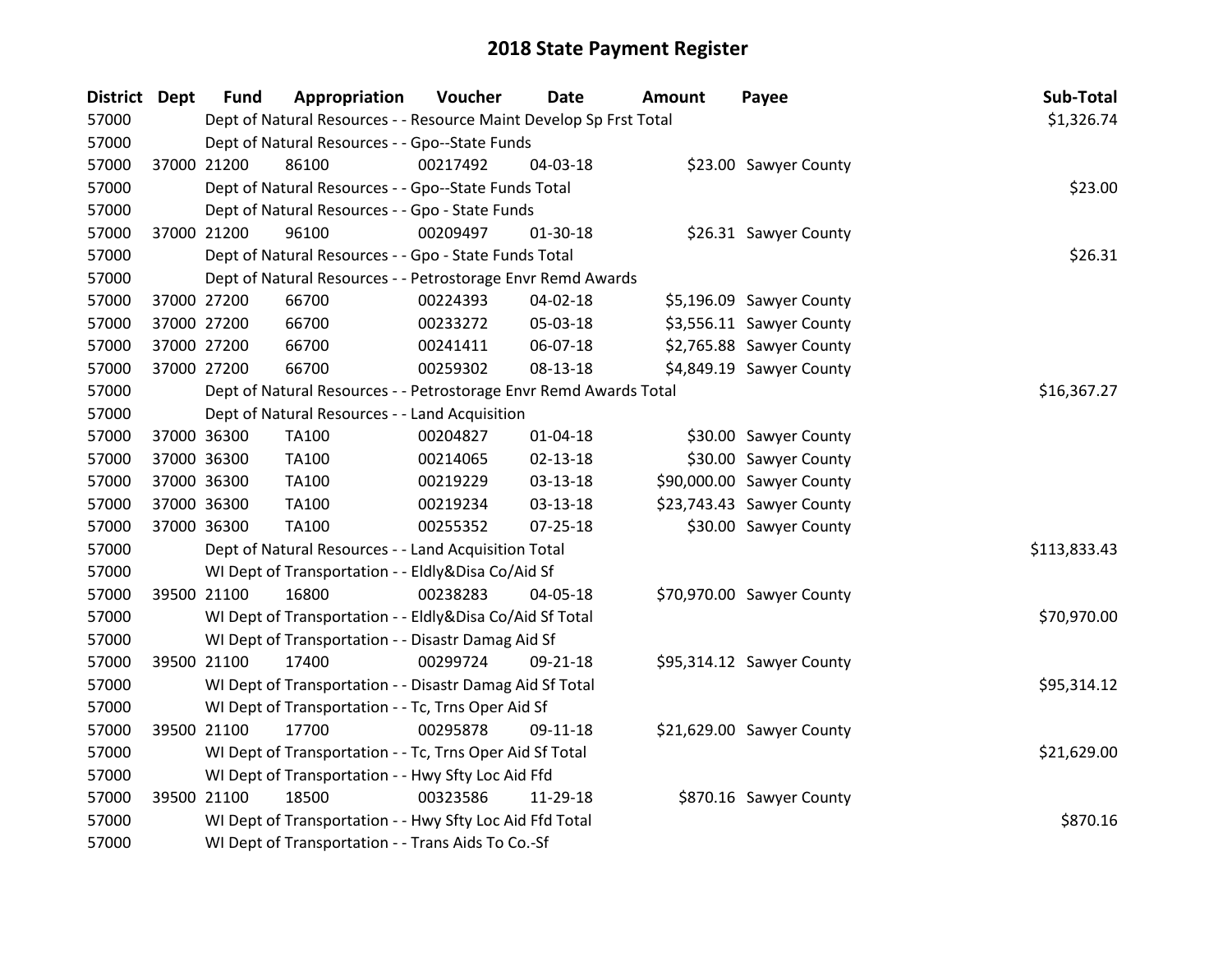# 2018 State Payment Register

| District | Dept | Fund | Appropriation | Voucher | Date | Amount | Payee | Sub-Total |
|---|---|---|---|---|---|---|---|---|
| 57000 | | Dept of Natural Resources - - Resource Maint Develop Sp Frst Total | | | | | | $1,326.74 |
| 57000 | | Dept of Natural Resources - - Gpo--State Funds | | | | | | |
| 57000 | 37000 | 21200 | 86100 | 00217492 | 04-03-18 | $23.00 | Sawyer County | |
| 57000 | | Dept of Natural Resources - - Gpo--State Funds Total | | | | | | $23.00 |
| 57000 | | Dept of Natural Resources - - Gpo - State Funds | | | | | | |
| 57000 | 37000 | 21200 | 96100 | 00209497 | 01-30-18 | $26.31 | Sawyer County | |
| 57000 | | Dept of Natural Resources - - Gpo - State Funds Total | | | | | | $26.31 |
| 57000 | | Dept of Natural Resources - - Petrostorage Envr Remd Awards | | | | | | |
| 57000 | 37000 | 27200 | 66700 | 00224393 | 04-02-18 | $5,196.09 | Sawyer County | |
| 57000 | 37000 | 27200 | 66700 | 00233272 | 05-03-18 | $3,556.11 | Sawyer County | |
| 57000 | 37000 | 27200 | 66700 | 00241411 | 06-07-18 | $2,765.88 | Sawyer County | |
| 57000 | 37000 | 27200 | 66700 | 00259302 | 08-13-18 | $4,849.19 | Sawyer County | |
| 57000 | | Dept of Natural Resources - - Petrostorage Envr Remd Awards Total | | | | | | $16,367.27 |
| 57000 | | Dept of Natural Resources - - Land Acquisition | | | | | | |
| 57000 | 37000 | 36300 | TA100 | 00204827 | 01-04-18 | $30.00 | Sawyer County | |
| 57000 | 37000 | 36300 | TA100 | 00214065 | 02-13-18 | $30.00 | Sawyer County | |
| 57000 | 37000 | 36300 | TA100 | 00219229 | 03-13-18 | $90,000.00 | Sawyer County | |
| 57000 | 37000 | 36300 | TA100 | 00219234 | 03-13-18 | $23,743.43 | Sawyer County | |
| 57000 | 37000 | 36300 | TA100 | 00255352 | 07-25-18 | $30.00 | Sawyer County | |
| 57000 | | Dept of Natural Resources - - Land Acquisition Total | | | | | | $113,833.43 |
| 57000 | | WI Dept of Transportation - - Eldly&Disa Co/Aid Sf | | | | | | |
| 57000 | 39500 | 21100 | 16800 | 00238283 | 04-05-18 | $70,970.00 | Sawyer County | |
| 57000 | | WI Dept of Transportation - - Eldly&Disa Co/Aid Sf Total | | | | | | $70,970.00 |
| 57000 | | WI Dept of Transportation - - Disastr Damag Aid Sf | | | | | | |
| 57000 | 39500 | 21100 | 17400 | 00299724 | 09-21-18 | $95,314.12 | Sawyer County | |
| 57000 | | WI Dept of Transportation - - Disastr Damag Aid Sf Total | | | | | | $95,314.12 |
| 57000 | | WI Dept of Transportation - - Tc, Trns Oper Aid Sf | | | | | | |
| 57000 | 39500 | 21100 | 17700 | 00295878 | 09-11-18 | $21,629.00 | Sawyer County | |
| 57000 | | WI Dept of Transportation - - Tc, Trns Oper Aid Sf Total | | | | | | $21,629.00 |
| 57000 | | WI Dept of Transportation - - Hwy Sfty Loc Aid Ffd | | | | | | |
| 57000 | 39500 | 21100 | 18500 | 00323586 | 11-29-18 | $870.16 | Sawyer County | |
| 57000 | | WI Dept of Transportation - - Hwy Sfty Loc Aid Ffd Total | | | | | | $870.16 |
| 57000 | | WI Dept of Transportation - - Trans Aids To Co.-Sf | | | | | | |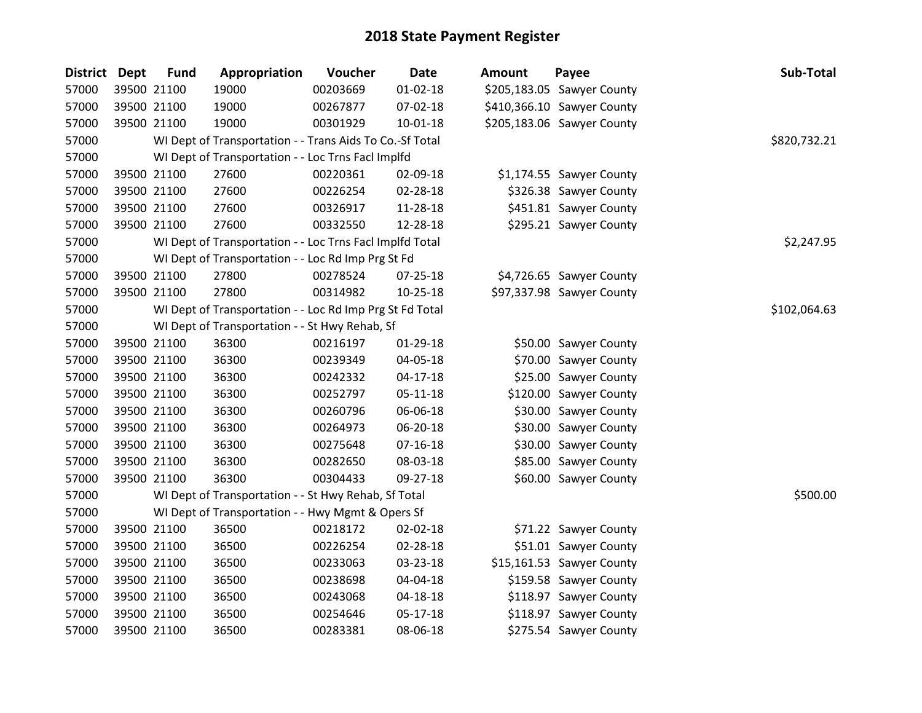# 2018 State Payment Register

| District | Dept | Fund | Appropriation | Voucher | Date | Amount | Payee | Sub-Total |
|---|---|---|---|---|---|---|---|---|
| 57000 | 39500 | 21100 | 19000 | 00203669 | 01-02-18 | $205,183.05 | Sawyer County | |
| 57000 | 39500 | 21100 | 19000 | 00267877 | 07-02-18 | $410,366.10 | Sawyer County | |
| 57000 | 39500 | 21100 | 19000 | 00301929 | 10-01-18 | $205,183.06 | Sawyer County | |
| 57000 | | WI Dept of Transportation - - Trans Aids To Co.-Sf Total | | | | | | $820,732.21 |
| 57000 | | WI Dept of Transportation - - Loc Trns Facl Implfd | | | | | | |
| 57000 | 39500 | 21100 | 27600 | 00220361 | 02-09-18 | $1,174.55 | Sawyer County | |
| 57000 | 39500 | 21100 | 27600 | 00226254 | 02-28-18 | $326.38 | Sawyer County | |
| 57000 | 39500 | 21100 | 27600 | 00326917 | 11-28-18 | $451.81 | Sawyer County | |
| 57000 | 39500 | 21100 | 27600 | 00332550 | 12-28-18 | $295.21 | Sawyer County | |
| 57000 | | WI Dept of Transportation - - Loc Trns Facl Implfd Total | | | | | | $2,247.95 |
| 57000 | | WI Dept of Transportation - - Loc Rd Imp Prg St Fd | | | | | | |
| 57000 | 39500 | 21100 | 27800 | 00278524 | 07-25-18 | $4,726.65 | Sawyer County | |
| 57000 | 39500 | 21100 | 27800 | 00314982 | 10-25-18 | $97,337.98 | Sawyer County | |
| 57000 | | WI Dept of Transportation - - Loc Rd Imp Prg St Fd Total | | | | | | $102,064.63 |
| 57000 | | WI Dept of Transportation - - St Hwy Rehab, Sf | | | | | | |
| 57000 | 39500 | 21100 | 36300 | 00216197 | 01-29-18 | $50.00 | Sawyer County | |
| 57000 | 39500 | 21100 | 36300 | 00239349 | 04-05-18 | $70.00 | Sawyer County | |
| 57000 | 39500 | 21100 | 36300 | 00242332 | 04-17-18 | $25.00 | Sawyer County | |
| 57000 | 39500 | 21100 | 36300 | 00252797 | 05-11-18 | $120.00 | Sawyer County | |
| 57000 | 39500 | 21100 | 36300 | 00260796 | 06-06-18 | $30.00 | Sawyer County | |
| 57000 | 39500 | 21100 | 36300 | 00264973 | 06-20-18 | $30.00 | Sawyer County | |
| 57000 | 39500 | 21100 | 36300 | 00275648 | 07-16-18 | $30.00 | Sawyer County | |
| 57000 | 39500 | 21100 | 36300 | 00282650 | 08-03-18 | $85.00 | Sawyer County | |
| 57000 | 39500 | 21100 | 36300 | 00304433 | 09-27-18 | $60.00 | Sawyer County | |
| 57000 | | WI Dept of Transportation - - St Hwy Rehab, Sf Total | | | | | | $500.00 |
| 57000 | | WI Dept of Transportation - - Hwy Mgmt & Opers Sf | | | | | | |
| 57000 | 39500 | 21100 | 36500 | 00218172 | 02-02-18 | $71.22 | Sawyer County | |
| 57000 | 39500 | 21100 | 36500 | 00226254 | 02-28-18 | $51.01 | Sawyer County | |
| 57000 | 39500 | 21100 | 36500 | 00233063 | 03-23-18 | $15,161.53 | Sawyer County | |
| 57000 | 39500 | 21100 | 36500 | 00238698 | 04-04-18 | $159.58 | Sawyer County | |
| 57000 | 39500 | 21100 | 36500 | 00243068 | 04-18-18 | $118.97 | Sawyer County | |
| 57000 | 39500 | 21100 | 36500 | 00254646 | 05-17-18 | $118.97 | Sawyer County | |
| 57000 | 39500 | 21100 | 36500 | 00283381 | 08-06-18 | $275.54 | Sawyer County | |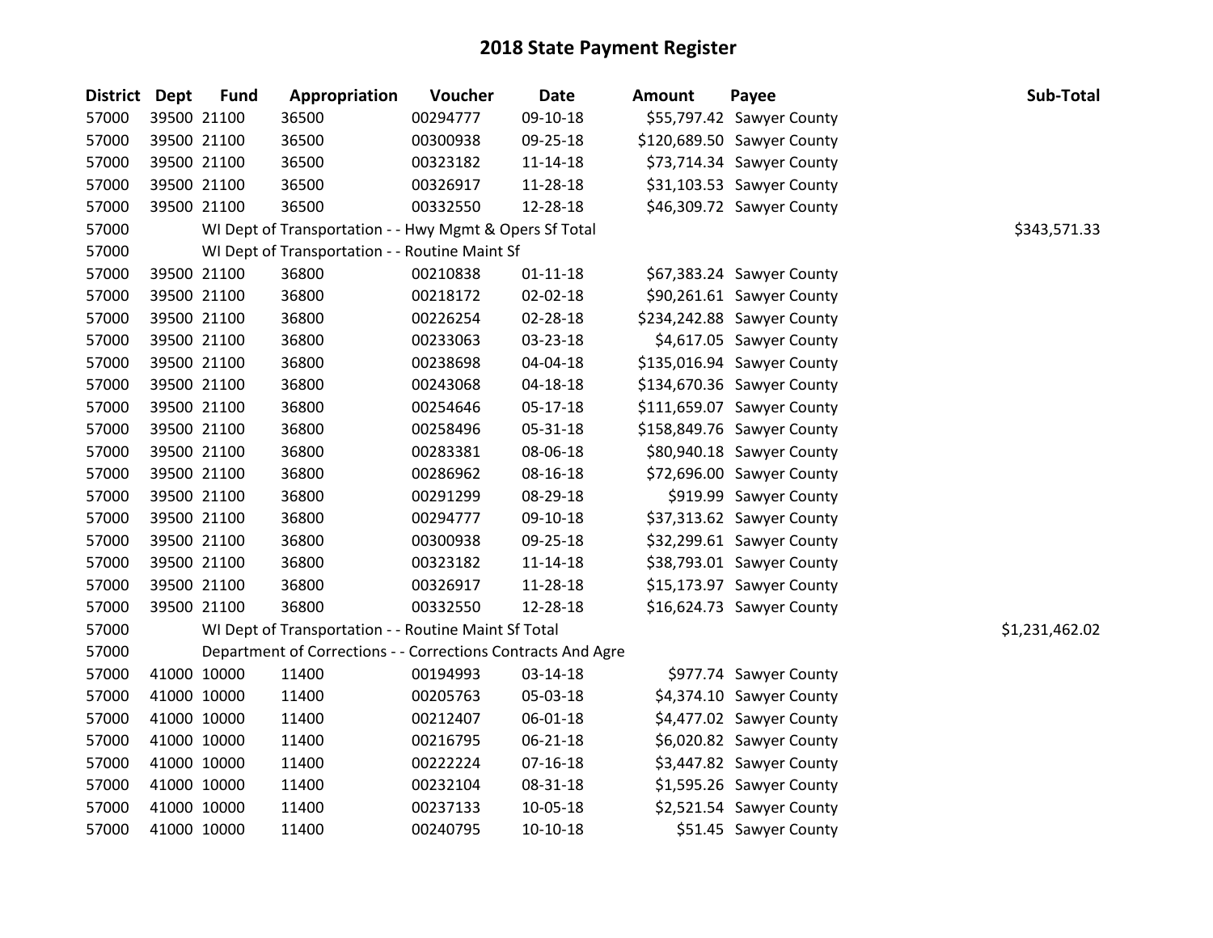# 2018 State Payment Register

| District | Dept | Fund | Appropriation | Voucher | Date | Amount | Payee | Sub-Total |
|---|---|---|---|---|---|---|---|---|
| 57000 | 39500 | 21100 | 36500 | 00294777 | 09-10-18 | $55,797.42 | Sawyer County | |
| 57000 | 39500 | 21100 | 36500 | 00300938 | 09-25-18 | $120,689.50 | Sawyer County | |
| 57000 | 39500 | 21100 | 36500 | 00323182 | 11-14-18 | $73,714.34 | Sawyer County | |
| 57000 | 39500 | 21100 | 36500 | 00326917 | 11-28-18 | $31,103.53 | Sawyer County | |
| 57000 | 39500 | 21100 | 36500 | 00332550 | 12-28-18 | $46,309.72 | Sawyer County | |
| 57000 | | WI Dept of Transportation - - Hwy Mgmt & Opers Sf Total | | | | | | $343,571.33 |
| 57000 | | WI Dept of Transportation - - Routine Maint Sf | | | | | | |
| 57000 | 39500 | 21100 | 36800 | 00210838 | 01-11-18 | $67,383.24 | Sawyer County | |
| 57000 | 39500 | 21100 | 36800 | 00218172 | 02-02-18 | $90,261.61 | Sawyer County | |
| 57000 | 39500 | 21100 | 36800 | 00226254 | 02-28-18 | $234,242.88 | Sawyer County | |
| 57000 | 39500 | 21100 | 36800 | 00233063 | 03-23-18 | $4,617.05 | Sawyer County | |
| 57000 | 39500 | 21100 | 36800 | 00238698 | 04-04-18 | $135,016.94 | Sawyer County | |
| 57000 | 39500 | 21100 | 36800 | 00243068 | 04-18-18 | $134,670.36 | Sawyer County | |
| 57000 | 39500 | 21100 | 36800 | 00254646 | 05-17-18 | $111,659.07 | Sawyer County | |
| 57000 | 39500 | 21100 | 36800 | 00258496 | 05-31-18 | $158,849.76 | Sawyer County | |
| 57000 | 39500 | 21100 | 36800 | 00283381 | 08-06-18 | $80,940.18 | Sawyer County | |
| 57000 | 39500 | 21100 | 36800 | 00286962 | 08-16-18 | $72,696.00 | Sawyer County | |
| 57000 | 39500 | 21100 | 36800 | 00291299 | 08-29-18 | $919.99 | Sawyer County | |
| 57000 | 39500 | 21100 | 36800 | 00294777 | 09-10-18 | $37,313.62 | Sawyer County | |
| 57000 | 39500 | 21100 | 36800 | 00300938 | 09-25-18 | $32,299.61 | Sawyer County | |
| 57000 | 39500 | 21100 | 36800 | 00323182 | 11-14-18 | $38,793.01 | Sawyer County | |
| 57000 | 39500 | 21100 | 36800 | 00326917 | 11-28-18 | $15,173.97 | Sawyer County | |
| 57000 | 39500 | 21100 | 36800 | 00332550 | 12-28-18 | $16,624.73 | Sawyer County | |
| 57000 | | WI Dept of Transportation - - Routine Maint Sf Total | | | | | | $1,231,462.02 |
| 57000 | | Department of Corrections - - Corrections Contracts And Agre | | | | | | |
| 57000 | 41000 | 10000 | 11400 | 00194993 | 03-14-18 | $977.74 | Sawyer County | |
| 57000 | 41000 | 10000 | 11400 | 00205763 | 05-03-18 | $4,374.10 | Sawyer County | |
| 57000 | 41000 | 10000 | 11400 | 00212407 | 06-01-18 | $4,477.02 | Sawyer County | |
| 57000 | 41000 | 10000 | 11400 | 00216795 | 06-21-18 | $6,020.82 | Sawyer County | |
| 57000 | 41000 | 10000 | 11400 | 00222224 | 07-16-18 | $3,447.82 | Sawyer County | |
| 57000 | 41000 | 10000 | 11400 | 00232104 | 08-31-18 | $1,595.26 | Sawyer County | |
| 57000 | 41000 | 10000 | 11400 | 00237133 | 10-05-18 | $2,521.54 | Sawyer County | |
| 57000 | 41000 | 10000 | 11400 | 00240795 | 10-10-18 | $51.45 | Sawyer County | |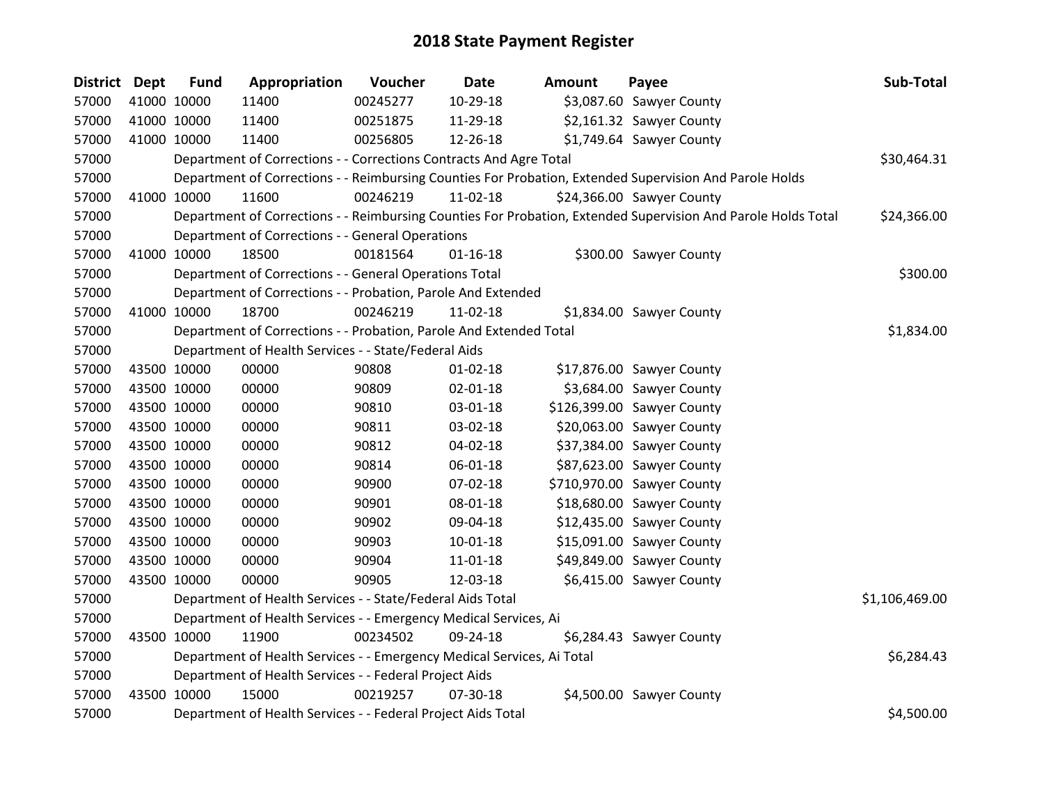# 2018 State Payment Register

| District | Dept | Fund | Appropriation | Voucher | Date | Amount | Payee | Sub-Total |
|---|---|---|---|---|---|---|---|---|
| 57000 | 41000 | 10000 | 11400 | 00245277 | 10-29-18 | $3,087.60 | Sawyer County | |
| 57000 | 41000 | 10000 | 11400 | 00251875 | 11-29-18 | $2,161.32 | Sawyer County | |
| 57000 | 41000 | 10000 | 11400 | 00256805 | 12-26-18 | $1,749.64 | Sawyer County | |
| 57000 | | | Department of Corrections - - Corrections Contracts And Agre Total | | | | | $30,464.31 |
| 57000 | | | Department of Corrections - - Reimbursing Counties For Probation, Extended Supervision And Parole Holds | | | | | |
| 57000 | 41000 | 10000 | 11600 | 00246219 | 11-02-18 | $24,366.00 | Sawyer County | |
| 57000 | | | Department of Corrections - - Reimbursing Counties For Probation, Extended Supervision And Parole Holds Total | | | | | $24,366.00 |
| 57000 | | | Department of Corrections - - General Operations | | | | | |
| 57000 | 41000 | 10000 | 18500 | 00181564 | 01-16-18 | $300.00 | Sawyer County | |
| 57000 | | | Department of Corrections - - General Operations Total | | | | | $300.00 |
| 57000 | | | Department of Corrections - - Probation, Parole And Extended | | | | | |
| 57000 | 41000 | 10000 | 18700 | 00246219 | 11-02-18 | $1,834.00 | Sawyer County | |
| 57000 | | | Department of Corrections - - Probation, Parole And Extended Total | | | | | $1,834.00 |
| 57000 | | | Department of Health Services - - State/Federal Aids | | | | | |
| 57000 | 43500 | 10000 | 00000 | 90808 | 01-02-18 | $17,876.00 | Sawyer County | |
| 57000 | 43500 | 10000 | 00000 | 90809 | 02-01-18 | $3,684.00 | Sawyer County | |
| 57000 | 43500 | 10000 | 00000 | 90810 | 03-01-18 | $126,399.00 | Sawyer County | |
| 57000 | 43500 | 10000 | 00000 | 90811 | 03-02-18 | $20,063.00 | Sawyer County | |
| 57000 | 43500 | 10000 | 00000 | 90812 | 04-02-18 | $37,384.00 | Sawyer County | |
| 57000 | 43500 | 10000 | 00000 | 90814 | 06-01-18 | $87,623.00 | Sawyer County | |
| 57000 | 43500 | 10000 | 00000 | 90900 | 07-02-18 | $710,970.00 | Sawyer County | |
| 57000 | 43500 | 10000 | 00000 | 90901 | 08-01-18 | $18,680.00 | Sawyer County | |
| 57000 | 43500 | 10000 | 00000 | 90902 | 09-04-18 | $12,435.00 | Sawyer County | |
| 57000 | 43500 | 10000 | 00000 | 90903 | 10-01-18 | $15,091.00 | Sawyer County | |
| 57000 | 43500 | 10000 | 00000 | 90904 | 11-01-18 | $49,849.00 | Sawyer County | |
| 57000 | 43500 | 10000 | 00000 | 90905 | 12-03-18 | $6,415.00 | Sawyer County | |
| 57000 | | | Department of Health Services - - State/Federal Aids Total | | | | | $1,106,469.00 |
| 57000 | | | Department of Health Services - - Emergency Medical Services, Ai | | | | | |
| 57000 | 43500 | 10000 | 11900 | 00234502 | 09-24-18 | $6,284.43 | Sawyer County | |
| 57000 | | | Department of Health Services - - Emergency Medical Services, Ai Total | | | | | $6,284.43 |
| 57000 | | | Department of Health Services - - Federal Project Aids | | | | | |
| 57000 | 43500 | 10000 | 15000 | 00219257 | 07-30-18 | $4,500.00 | Sawyer County | |
| 57000 | | | Department of Health Services - - Federal Project Aids Total | | | | | $4,500.00 |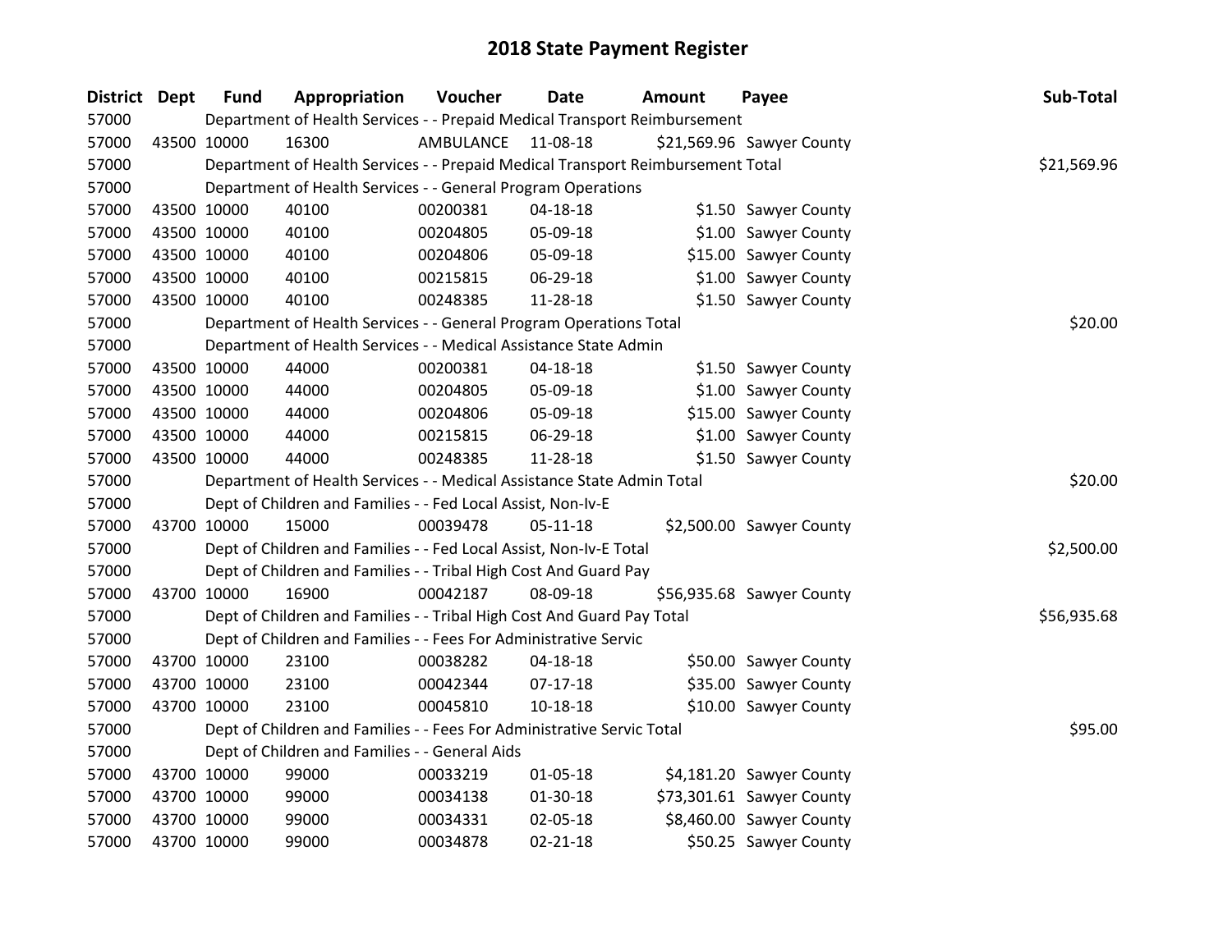# 2018 State Payment Register

| District | Dept | Fund | Appropriation | Voucher | Date | Amount | Payee | Sub-Total |
|---|---|---|---|---|---|---|---|---|
| 57000 | | Department of Health Services - - Prepaid Medical Transport Reimbursement | | | | | | |
| 57000 | 43500 | 10000 | 16300 | AMBULANCE | 11-08-18 | $21,569.96 | Sawyer County | |
| 57000 | | Department of Health Services - - Prepaid Medical Transport Reimbursement Total | | | | | | $21,569.96 |
| 57000 | | Department of Health Services - - General Program Operations | | | | | | |
| 57000 | 43500 | 10000 | 40100 | 00200381 | 04-18-18 | $1.50 | Sawyer County | |
| 57000 | 43500 | 10000 | 40100 | 00204805 | 05-09-18 | $1.00 | Sawyer County | |
| 57000 | 43500 | 10000 | 40100 | 00204806 | 05-09-18 | $15.00 | Sawyer County | |
| 57000 | 43500 | 10000 | 40100 | 00215815 | 06-29-18 | $1.00 | Sawyer County | |
| 57000 | 43500 | 10000 | 40100 | 00248385 | 11-28-18 | $1.50 | Sawyer County | |
| 57000 | | Department of Health Services - - General Program Operations Total | | | | | | $20.00 |
| 57000 | | Department of Health Services - - Medical Assistance State Admin | | | | | | |
| 57000 | 43500 | 10000 | 44000 | 00200381 | 04-18-18 | $1.50 | Sawyer County | |
| 57000 | 43500 | 10000 | 44000 | 00204805 | 05-09-18 | $1.00 | Sawyer County | |
| 57000 | 43500 | 10000 | 44000 | 00204806 | 05-09-18 | $15.00 | Sawyer County | |
| 57000 | 43500 | 10000 | 44000 | 00215815 | 06-29-18 | $1.00 | Sawyer County | |
| 57000 | 43500 | 10000 | 44000 | 00248385 | 11-28-18 | $1.50 | Sawyer County | |
| 57000 | | Department of Health Services - - Medical Assistance State Admin Total | | | | | | $20.00 |
| 57000 | | Dept of Children and Families - - Fed Local Assist, Non-Iv-E | | | | | | |
| 57000 | 43700 | 10000 | 15000 | 00039478 | 05-11-18 | $2,500.00 | Sawyer County | |
| 57000 | | Dept of Children and Families - - Fed Local Assist, Non-Iv-E Total | | | | | | $2,500.00 |
| 57000 | | Dept of Children and Families - - Tribal High Cost And Guard Pay | | | | | | |
| 57000 | 43700 | 10000 | 16900 | 00042187 | 08-09-18 | $56,935.68 | Sawyer County | |
| 57000 | | Dept of Children and Families - - Tribal High Cost And Guard Pay Total | | | | | | $56,935.68 |
| 57000 | | Dept of Children and Families - - Fees For Administrative Servic | | | | | | |
| 57000 | 43700 | 10000 | 23100 | 00038282 | 04-18-18 | $50.00 | Sawyer County | |
| 57000 | 43700 | 10000 | 23100 | 00042344 | 07-17-18 | $35.00 | Sawyer County | |
| 57000 | 43700 | 10000 | 23100 | 00045810 | 10-18-18 | $10.00 | Sawyer County | |
| 57000 | | Dept of Children and Families - - Fees For Administrative Servic Total | | | | | | $95.00 |
| 57000 | | Dept of Children and Families - - General Aids | | | | | | |
| 57000 | 43700 | 10000 | 99000 | 00033219 | 01-05-18 | $4,181.20 | Sawyer County | |
| 57000 | 43700 | 10000 | 99000 | 00034138 | 01-30-18 | $73,301.61 | Sawyer County | |
| 57000 | 43700 | 10000 | 99000 | 00034331 | 02-05-18 | $8,460.00 | Sawyer County | |
| 57000 | 43700 | 10000 | 99000 | 00034878 | 02-21-18 | $50.25 | Sawyer County | |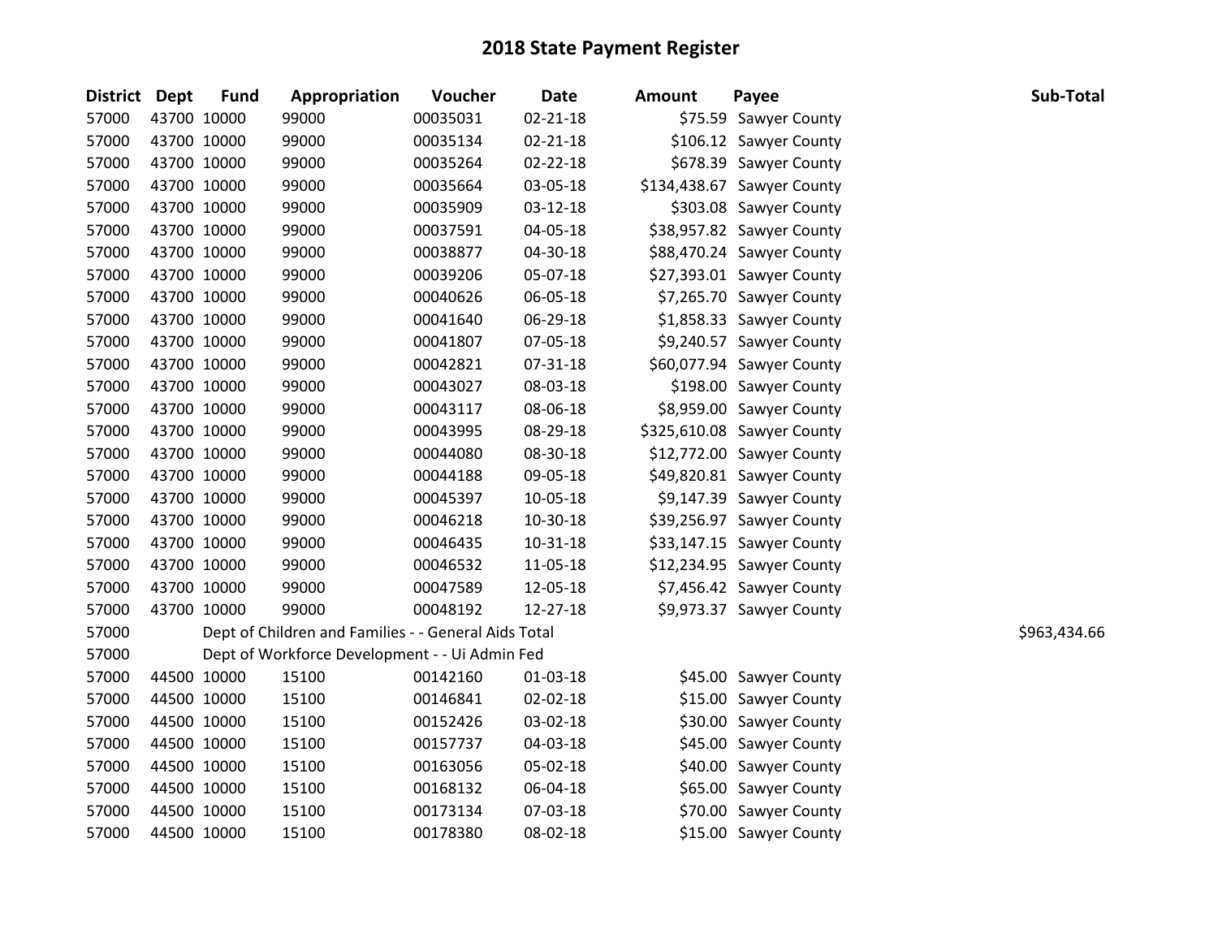# 2018 State Payment Register

| District | Dept | Fund | Appropriation | Voucher | Date | Amount | Payee | Sub-Total |
|---|---|---|---|---|---|---|---|---|
| 57000 | 43700 | 10000 | 99000 | 00035031 | 02-21-18 | $75.59 | Sawyer County | |
| 57000 | 43700 | 10000 | 99000 | 00035134 | 02-21-18 | $106.12 | Sawyer County | |
| 57000 | 43700 | 10000 | 99000 | 00035264 | 02-22-18 | $678.39 | Sawyer County | |
| 57000 | 43700 | 10000 | 99000 | 00035664 | 03-05-18 | $134,438.67 | Sawyer County | |
| 57000 | 43700 | 10000 | 99000 | 00035909 | 03-12-18 | $303.08 | Sawyer County | |
| 57000 | 43700 | 10000 | 99000 | 00037591 | 04-05-18 | $38,957.82 | Sawyer County | |
| 57000 | 43700 | 10000 | 99000 | 00038877 | 04-30-18 | $88,470.24 | Sawyer County | |
| 57000 | 43700 | 10000 | 99000 | 00039206 | 05-07-18 | $27,393.01 | Sawyer County | |
| 57000 | 43700 | 10000 | 99000 | 00040626 | 06-05-18 | $7,265.70 | Sawyer County | |
| 57000 | 43700 | 10000 | 99000 | 00041640 | 06-29-18 | $1,858.33 | Sawyer County | |
| 57000 | 43700 | 10000 | 99000 | 00041807 | 07-05-18 | $9,240.57 | Sawyer County | |
| 57000 | 43700 | 10000 | 99000 | 00042821 | 07-31-18 | $60,077.94 | Sawyer County | |
| 57000 | 43700 | 10000 | 99000 | 00043027 | 08-03-18 | $198.00 | Sawyer County | |
| 57000 | 43700 | 10000 | 99000 | 00043117 | 08-06-18 | $8,959.00 | Sawyer County | |
| 57000 | 43700 | 10000 | 99000 | 00043995 | 08-29-18 | $325,610.08 | Sawyer County | |
| 57000 | 43700 | 10000 | 99000 | 00044080 | 08-30-18 | $12,772.00 | Sawyer County | |
| 57000 | 43700 | 10000 | 99000 | 00044188 | 09-05-18 | $49,820.81 | Sawyer County | |
| 57000 | 43700 | 10000 | 99000 | 00045397 | 10-05-18 | $9,147.39 | Sawyer County | |
| 57000 | 43700 | 10000 | 99000 | 00046218 | 10-30-18 | $39,256.97 | Sawyer County | |
| 57000 | 43700 | 10000 | 99000 | 00046435 | 10-31-18 | $33,147.15 | Sawyer County | |
| 57000 | 43700 | 10000 | 99000 | 00046532 | 11-05-18 | $12,234.95 | Sawyer County | |
| 57000 | 43700 | 10000 | 99000 | 00047589 | 12-05-18 | $7,456.42 | Sawyer County | |
| 57000 | 43700 | 10000 | 99000 | 00048192 | 12-27-18 | $9,973.37 | Sawyer County | |
| 57000 | | Dept of Children and Families - - General Aids Total | | | | | | $963,434.66 |
| 57000 | | Dept of Workforce Development - - Ui Admin Fed | | | | | | |
| 57000 | 44500 | 10000 | 15100 | 00142160 | 01-03-18 | $45.00 | Sawyer County | |
| 57000 | 44500 | 10000 | 15100 | 00146841 | 02-02-18 | $15.00 | Sawyer County | |
| 57000 | 44500 | 10000 | 15100 | 00152426 | 03-02-18 | $30.00 | Sawyer County | |
| 57000 | 44500 | 10000 | 15100 | 00157737 | 04-03-18 | $45.00 | Sawyer County | |
| 57000 | 44500 | 10000 | 15100 | 00163056 | 05-02-18 | $40.00 | Sawyer County | |
| 57000 | 44500 | 10000 | 15100 | 00168132 | 06-04-18 | $65.00 | Sawyer County | |
| 57000 | 44500 | 10000 | 15100 | 00173134 | 07-03-18 | $70.00 | Sawyer County | |
| 57000 | 44500 | 10000 | 15100 | 00178380 | 08-02-18 | $15.00 | Sawyer County | |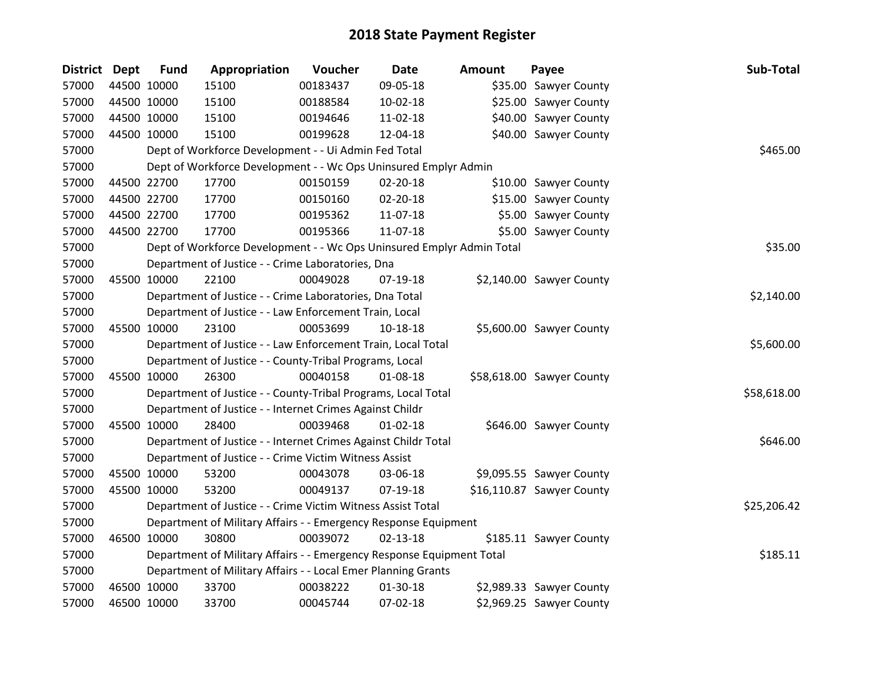# 2018 State Payment Register

| District | Dept | Fund | Appropriation | Voucher | Date | Amount | Payee | Sub-Total |
|---|---|---|---|---|---|---|---|---|
| 57000 | 44500 | 10000 | 15100 | 00183437 | 09-05-18 | $35.00 | Sawyer County | |
| 57000 | 44500 | 10000 | 15100 | 00188584 | 10-02-18 | $25.00 | Sawyer County | |
| 57000 | 44500 | 10000 | 15100 | 00194646 | 11-02-18 | $40.00 | Sawyer County | |
| 57000 | 44500 | 10000 | 15100 | 00199628 | 12-04-18 | $40.00 | Sawyer County | |
| 57000 | | | Dept of Workforce Development - - Ui Admin Fed Total | | | | | $465.00 |
| 57000 | | | Dept of Workforce Development - - Wc Ops Uninsured Emplyr Admin | | | | | |
| 57000 | 44500 | 22700 | 17700 | 00150159 | 02-20-18 | $10.00 | Sawyer County | |
| 57000 | 44500 | 22700 | 17700 | 00150160 | 02-20-18 | $15.00 | Sawyer County | |
| 57000 | 44500 | 22700 | 17700 | 00195362 | 11-07-18 | $5.00 | Sawyer County | |
| 57000 | 44500 | 22700 | 17700 | 00195366 | 11-07-18 | $5.00 | Sawyer County | |
| 57000 | | | Dept of Workforce Development - - Wc Ops Uninsured Emplyr Admin Total | | | | | $35.00 |
| 57000 | | | Department of Justice - - Crime Laboratories, Dna | | | | | |
| 57000 | 45500 | 10000 | 22100 | 00049028 | 07-19-18 | $2,140.00 | Sawyer County | |
| 57000 | | | Department of Justice - - Crime Laboratories, Dna Total | | | | | $2,140.00 |
| 57000 | | | Department of Justice - - Law Enforcement Train, Local | | | | | |
| 57000 | 45500 | 10000 | 23100 | 00053699 | 10-18-18 | $5,600.00 | Sawyer County | |
| 57000 | | | Department of Justice - - Law Enforcement Train, Local Total | | | | | $5,600.00 |
| 57000 | | | Department of Justice - - County-Tribal Programs, Local | | | | | |
| 57000 | 45500 | 10000 | 26300 | 00040158 | 01-08-18 | $58,618.00 | Sawyer County | |
| 57000 | | | Department of Justice - - County-Tribal Programs, Local Total | | | | | $58,618.00 |
| 57000 | | | Department of Justice - - Internet Crimes Against Childr | | | | | |
| 57000 | 45500 | 10000 | 28400 | 00039468 | 01-02-18 | $646.00 | Sawyer County | |
| 57000 | | | Department of Justice - - Internet Crimes Against Childr Total | | | | | $646.00 |
| 57000 | | | Department of Justice - - Crime Victim Witness Assist | | | | | |
| 57000 | 45500 | 10000 | 53200 | 00043078 | 03-06-18 | $9,095.55 | Sawyer County | |
| 57000 | 45500 | 10000 | 53200 | 00049137 | 07-19-18 | $16,110.87 | Sawyer County | |
| 57000 | | | Department of Justice - - Crime Victim Witness Assist Total | | | | | $25,206.42 |
| 57000 | | | Department of Military Affairs - - Emergency Response Equipment | | | | | |
| 57000 | 46500 | 10000 | 30800 | 00039072 | 02-13-18 | $185.11 | Sawyer County | |
| 57000 | | | Department of Military Affairs - - Emergency Response Equipment Total | | | | | $185.11 |
| 57000 | | | Department of Military Affairs - - Local Emer Planning Grants | | | | | |
| 57000 | 46500 | 10000 | 33700 | 00038222 | 01-30-18 | $2,989.33 | Sawyer County | |
| 57000 | 46500 | 10000 | 33700 | 00045744 | 07-02-18 | $2,969.25 | Sawyer County | |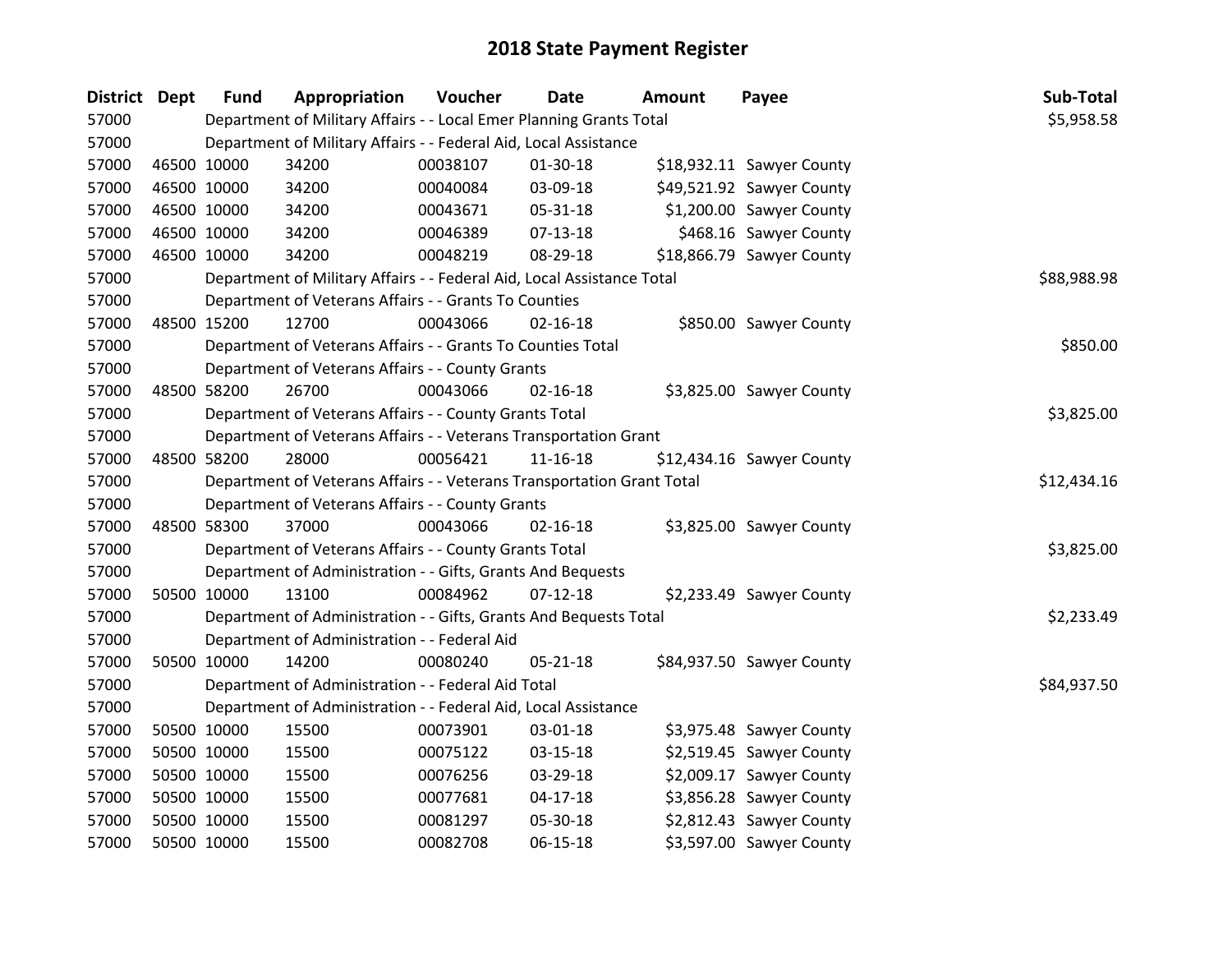# 2018 State Payment Register

| District | Dept | Fund | Appropriation | Voucher | Date | Amount | Payee | Sub-Total |
|---|---|---|---|---|---|---|---|---|
| 57000 | | Department of Military Affairs - - Local Emer Planning Grants Total | | | | | | $5,958.58 |
| 57000 | | Department of Military Affairs - - Federal Aid, Local Assistance | | | | | | |
| 57000 | 46500 | 10000 | 34200 | 00038107 | 01-30-18 | $18,932.11 | Sawyer County | |
| 57000 | 46500 | 10000 | 34200 | 00040084 | 03-09-18 | $49,521.92 | Sawyer County | |
| 57000 | 46500 | 10000 | 34200 | 00043671 | 05-31-18 | $1,200.00 | Sawyer County | |
| 57000 | 46500 | 10000 | 34200 | 00046389 | 07-13-18 | $468.16 | Sawyer County | |
| 57000 | 46500 | 10000 | 34200 | 00048219 | 08-29-18 | $18,866.79 | Sawyer County | |
| 57000 | | Department of Military Affairs - - Federal Aid, Local Assistance Total | | | | | | $88,988.98 |
| 57000 | | Department of Veterans Affairs - - Grants To Counties | | | | | | |
| 57000 | 48500 | 15200 | 12700 | 00043066 | 02-16-18 | $850.00 | Sawyer County | |
| 57000 | | Department of Veterans Affairs - - Grants To Counties Total | | | | | | $850.00 |
| 57000 | | Department of Veterans Affairs - - County Grants | | | | | | |
| 57000 | 48500 | 58200 | 26700 | 00043066 | 02-16-18 | $3,825.00 | Sawyer County | |
| 57000 | | Department of Veterans Affairs - - County Grants Total | | | | | | $3,825.00 |
| 57000 | | Department of Veterans Affairs - - Veterans Transportation Grant | | | | | | |
| 57000 | 48500 | 58200 | 28000 | 00056421 | 11-16-18 | $12,434.16 | Sawyer County | |
| 57000 | | Department of Veterans Affairs - - Veterans Transportation Grant Total | | | | | | $12,434.16 |
| 57000 | | Department of Veterans Affairs - - County Grants | | | | | | |
| 57000 | 48500 | 58300 | 37000 | 00043066 | 02-16-18 | $3,825.00 | Sawyer County | |
| 57000 | | Department of Veterans Affairs - - County Grants Total | | | | | | $3,825.00 |
| 57000 | | Department of Administration - - Gifts, Grants And Bequests | | | | | | |
| 57000 | 50500 | 10000 | 13100 | 00084962 | 07-12-18 | $2,233.49 | Sawyer County | |
| 57000 | | Department of Administration - - Gifts, Grants And Bequests Total | | | | | | $2,233.49 |
| 57000 | | Department of Administration - - Federal Aid | | | | | | |
| 57000 | 50500 | 10000 | 14200 | 00080240 | 05-21-18 | $84,937.50 | Sawyer County | |
| 57000 | | Department of Administration - - Federal Aid Total | | | | | | $84,937.50 |
| 57000 | | Department of Administration - - Federal Aid, Local Assistance | | | | | | |
| 57000 | 50500 | 10000 | 15500 | 00073901 | 03-01-18 | $3,975.48 | Sawyer County | |
| 57000 | 50500 | 10000 | 15500 | 00075122 | 03-15-18 | $2,519.45 | Sawyer County | |
| 57000 | 50500 | 10000 | 15500 | 00076256 | 03-29-18 | $2,009.17 | Sawyer County | |
| 57000 | 50500 | 10000 | 15500 | 00077681 | 04-17-18 | $3,856.28 | Sawyer County | |
| 57000 | 50500 | 10000 | 15500 | 00081297 | 05-30-18 | $2,812.43 | Sawyer County | |
| 57000 | 50500 | 10000 | 15500 | 00082708 | 06-15-18 | $3,597.00 | Sawyer County | |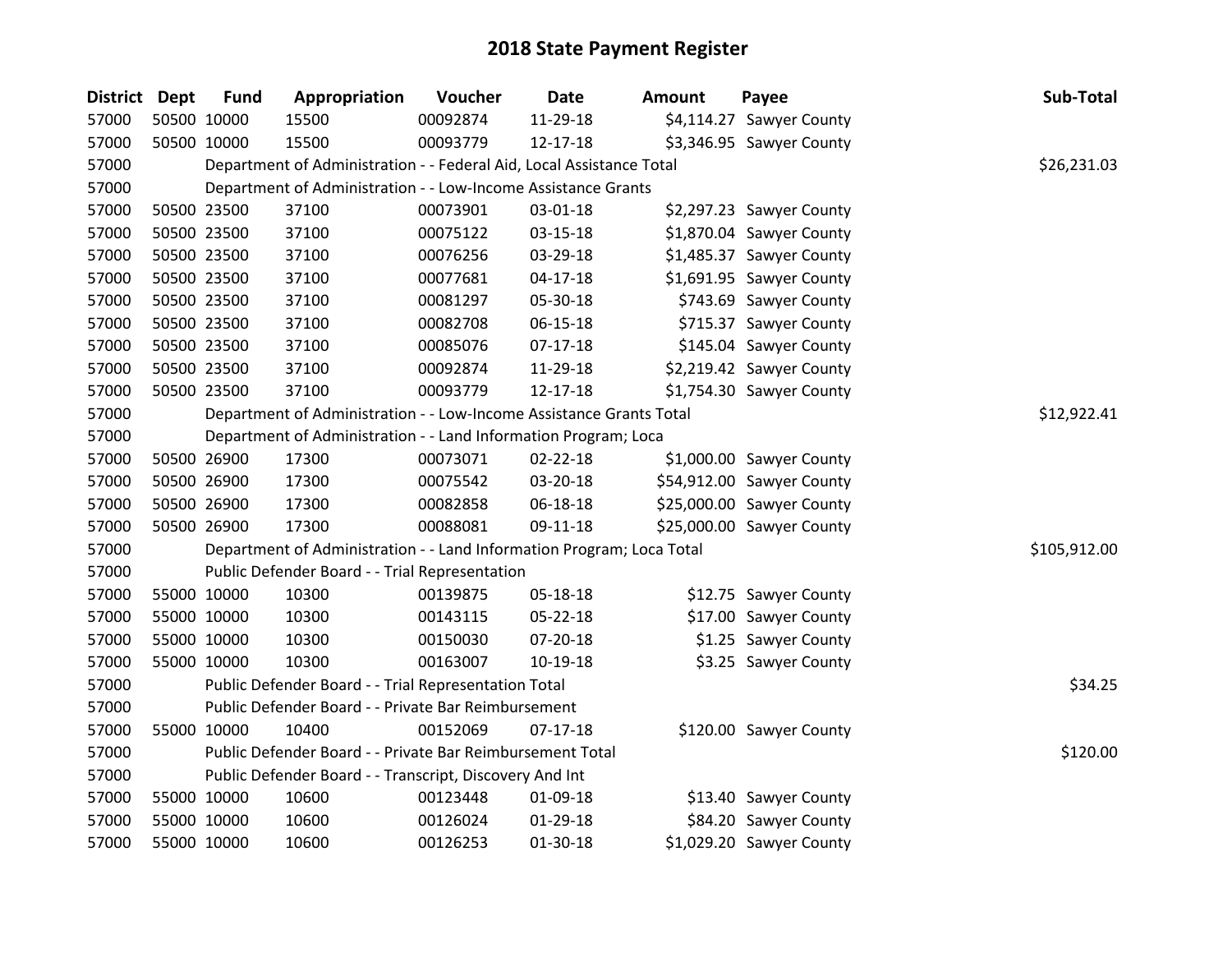## 2018 State Payment Register

| District | Dept | Fund | Appropriation | Voucher | Date | Amount | Payee | Sub-Total |
|---|---|---|---|---|---|---|---|---|
| 57000 | 50500 | 10000 | 15500 | 00092874 | 11-29-18 | $4,114.27 | Sawyer County | |
| 57000 | 50500 | 10000 | 15500 | 00093779 | 12-17-18 | $3,346.95 | Sawyer County | |
| 57000 | | Department of Administration - - Federal Aid, Local Assistance Total | | | | | | $26,231.03 |
| 57000 | | Department of Administration - - Low-Income Assistance Grants | | | | | | |
| 57000 | 50500 | 23500 | 37100 | 00073901 | 03-01-18 | $2,297.23 | Sawyer County | |
| 57000 | 50500 | 23500 | 37100 | 00075122 | 03-15-18 | $1,870.04 | Sawyer County | |
| 57000 | 50500 | 23500 | 37100 | 00076256 | 03-29-18 | $1,485.37 | Sawyer County | |
| 57000 | 50500 | 23500 | 37100 | 00077681 | 04-17-18 | $1,691.95 | Sawyer County | |
| 57000 | 50500 | 23500 | 37100 | 00081297 | 05-30-18 | $743.69 | Sawyer County | |
| 57000 | 50500 | 23500 | 37100 | 00082708 | 06-15-18 | $715.37 | Sawyer County | |
| 57000 | 50500 | 23500 | 37100 | 00085076 | 07-17-18 | $145.04 | Sawyer County | |
| 57000 | 50500 | 23500 | 37100 | 00092874 | 11-29-18 | $2,219.42 | Sawyer County | |
| 57000 | 50500 | 23500 | 37100 | 00093779 | 12-17-18 | $1,754.30 | Sawyer County | |
| 57000 | | Department of Administration - - Low-Income Assistance Grants Total | | | | | | $12,922.41 |
| 57000 | | Department of Administration - - Land Information Program; Loca | | | | | | |
| 57000 | 50500 | 26900 | 17300 | 00073071 | 02-22-18 | $1,000.00 | Sawyer County | |
| 57000 | 50500 | 26900 | 17300 | 00075542 | 03-20-18 | $54,912.00 | Sawyer County | |
| 57000 | 50500 | 26900 | 17300 | 00082858 | 06-18-18 | $25,000.00 | Sawyer County | |
| 57000 | 50500 | 26900 | 17300 | 00088081 | 09-11-18 | $25,000.00 | Sawyer County | |
| 57000 | | Department of Administration - - Land Information Program; Loca Total | | | | | | $105,912.00 |
| 57000 | | Public Defender Board - - Trial Representation | | | | | | |
| 57000 | 55000 | 10000 | 10300 | 00139875 | 05-18-18 | $12.75 | Sawyer County | |
| 57000 | 55000 | 10000 | 10300 | 00143115 | 05-22-18 | $17.00 | Sawyer County | |
| 57000 | 55000 | 10000 | 10300 | 00150030 | 07-20-18 | $1.25 | Sawyer County | |
| 57000 | 55000 | 10000 | 10300 | 00163007 | 10-19-18 | $3.25 | Sawyer County | |
| 57000 | | Public Defender Board - - Trial Representation Total | | | | | | $34.25 |
| 57000 | | Public Defender Board - - Private Bar Reimbursement | | | | | | |
| 57000 | 55000 | 10000 | 10400 | 00152069 | 07-17-18 | $120.00 | Sawyer County | |
| 57000 | | Public Defender Board - - Private Bar Reimbursement Total | | | | | | $120.00 |
| 57000 | | Public Defender Board - - Transcript, Discovery And Int | | | | | | |
| 57000 | 55000 | 10000 | 10600 | 00123448 | 01-09-18 | $13.40 | Sawyer County | |
| 57000 | 55000 | 10000 | 10600 | 00126024 | 01-29-18 | $84.20 | Sawyer County | |
| 57000 | 55000 | 10000 | 10600 | 00126253 | 01-30-18 | $1,029.20 | Sawyer County | |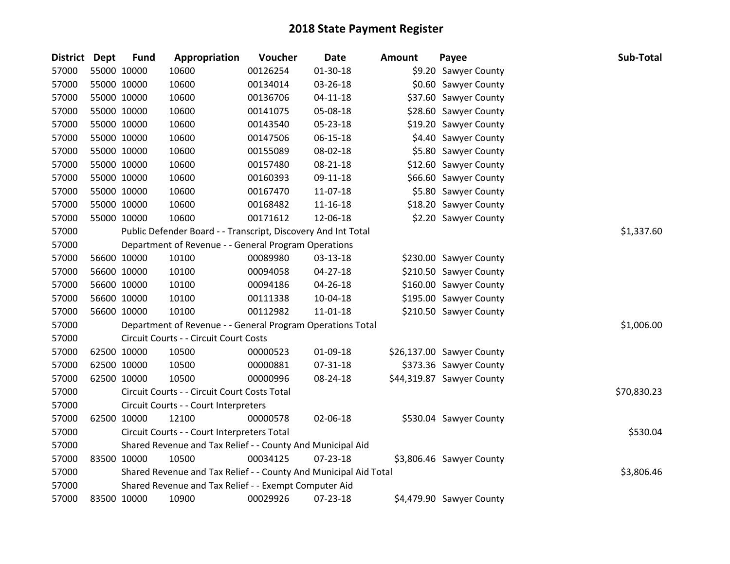# 2018 State Payment Register

| District | Dept | Fund | Appropriation | Voucher | Date | Amount | Payee | Sub-Total |
|---|---|---|---|---|---|---|---|---|
| 57000 | 55000 | 10000 | 10600 | 00126254 | 01-30-18 | $9.20 | Sawyer County | |
| 57000 | 55000 | 10000 | 10600 | 00134014 | 03-26-18 | $0.60 | Sawyer County | |
| 57000 | 55000 | 10000 | 10600 | 00136706 | 04-11-18 | $37.60 | Sawyer County | |
| 57000 | 55000 | 10000 | 10600 | 00141075 | 05-08-18 | $28.60 | Sawyer County | |
| 57000 | 55000 | 10000 | 10600 | 00143540 | 05-23-18 | $19.20 | Sawyer County | |
| 57000 | 55000 | 10000 | 10600 | 00147506 | 06-15-18 | $4.40 | Sawyer County | |
| 57000 | 55000 | 10000 | 10600 | 00155089 | 08-02-18 | $5.80 | Sawyer County | |
| 57000 | 55000 | 10000 | 10600 | 00157480 | 08-21-18 | $12.60 | Sawyer County | |
| 57000 | 55000 | 10000 | 10600 | 00160393 | 09-11-18 | $66.60 | Sawyer County | |
| 57000 | 55000 | 10000 | 10600 | 00167470 | 11-07-18 | $5.80 | Sawyer County | |
| 57000 | 55000 | 10000 | 10600 | 00168482 | 11-16-18 | $18.20 | Sawyer County | |
| 57000 | 55000 | 10000 | 10600 | 00171612 | 12-06-18 | $2.20 | Sawyer County | |
| 57000 | | Public Defender Board - - Transcript, Discovery And Int Total | | | | | | $1,337.60 |
| 57000 | | Department of Revenue - - General Program Operations | | | | | | |
| 57000 | 56600 | 10000 | 10100 | 00089980 | 03-13-18 | $230.00 | Sawyer County | |
| 57000 | 56600 | 10000 | 10100 | 00094058 | 04-27-18 | $210.50 | Sawyer County | |
| 57000 | 56600 | 10000 | 10100 | 00094186 | 04-26-18 | $160.00 | Sawyer County | |
| 57000 | 56600 | 10000 | 10100 | 00111338 | 10-04-18 | $195.00 | Sawyer County | |
| 57000 | 56600 | 10000 | 10100 | 00112982 | 11-01-18 | $210.50 | Sawyer County | |
| 57000 | | Department of Revenue - - General Program Operations Total | | | | | | $1,006.00 |
| 57000 | | Circuit Courts - - Circuit Court Costs | | | | | | |
| 57000 | 62500 | 10000 | 10500 | 00000523 | 01-09-18 | $26,137.00 | Sawyer County | |
| 57000 | 62500 | 10000 | 10500 | 00000881 | 07-31-18 | $373.36 | Sawyer County | |
| 57000 | 62500 | 10000 | 10500 | 00000996 | 08-24-18 | $44,319.87 | Sawyer County | |
| 57000 | | Circuit Courts - - Circuit Court Costs Total | | | | | | $70,830.23 |
| 57000 | | Circuit Courts - - Court Interpreters | | | | | | |
| 57000 | 62500 | 10000 | 12100 | 00000578 | 02-06-18 | $530.04 | Sawyer County | |
| 57000 | | Circuit Courts - - Court Interpreters Total | | | | | | $530.04 |
| 57000 | | Shared Revenue and Tax Relief - - County And Municipal Aid | | | | | | |
| 57000 | 83500 | 10000 | 10500 | 00034125 | 07-23-18 | $3,806.46 | Sawyer County | |
| 57000 | | Shared Revenue and Tax Relief - - County And Municipal Aid Total | | | | | | $3,806.46 |
| 57000 | | Shared Revenue and Tax Relief - - Exempt Computer Aid | | | | | | |
| 57000 | 83500 | 10000 | 10900 | 00029926 | 07-23-18 | $4,479.90 | Sawyer County | |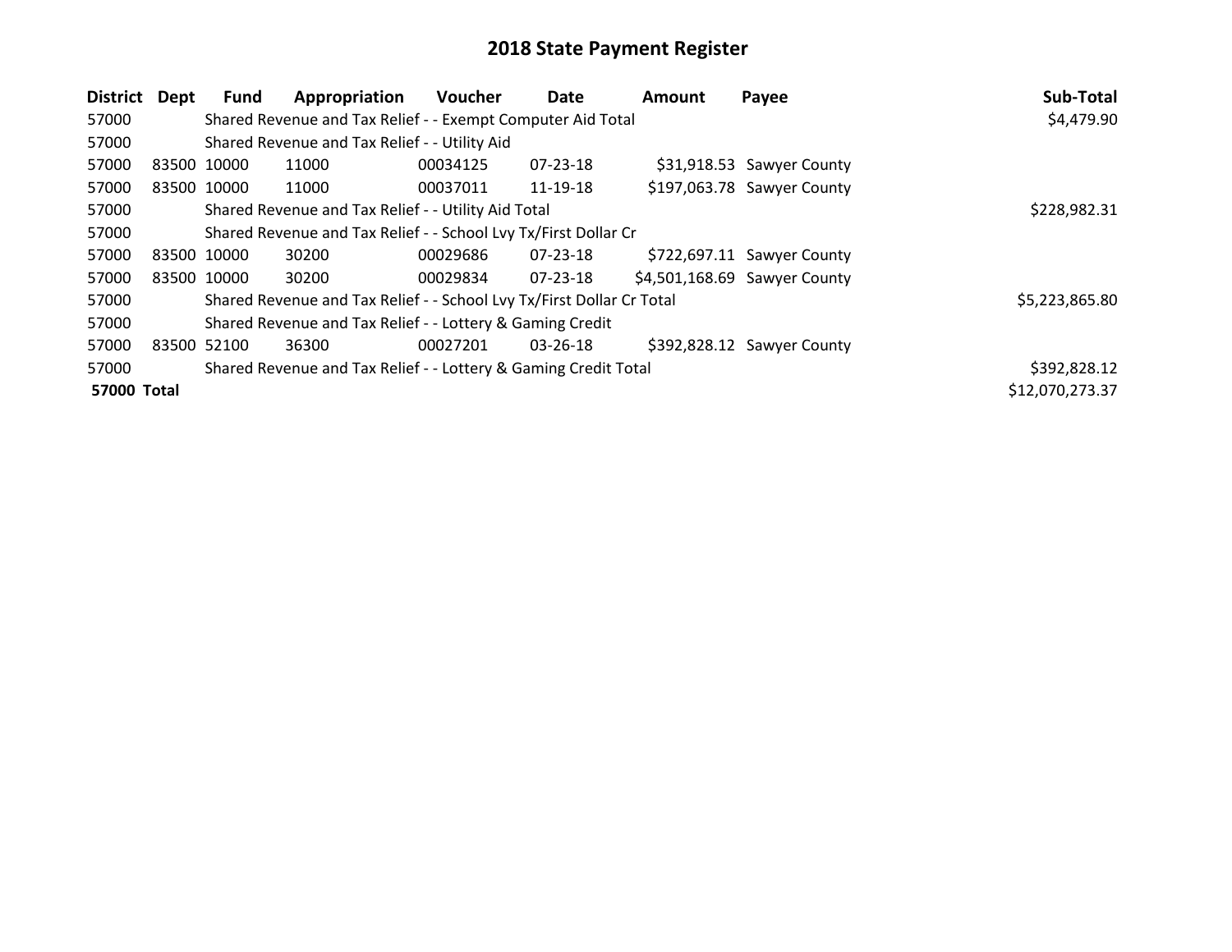# 2018 State Payment Register

| District | Dept | Fund | Appropriation | Voucher | Date | Amount | Payee | Sub-Total |
|---|---|---|---|---|---|---|---|---|
| 57000 | | Shared Revenue and Tax Relief - - Exempt Computer Aid Total | | | | | | $4,479.90 |
| 57000 | | Shared Revenue and Tax Relief - - Utility Aid | | | | | | |
| 57000 | 83500 | 10000 | 11000 | 00034125 | 07-23-18 | $31,918.53 | Sawyer County | |
| 57000 | 83500 | 10000 | 11000 | 00037011 | 11-19-18 | $197,063.78 | Sawyer County | |
| 57000 | | Shared Revenue and Tax Relief - - Utility Aid Total | | | | | | $228,982.31 |
| 57000 | | Shared Revenue and Tax Relief - - School Lvy Tx/First Dollar Cr | | | | | | |
| 57000 | 83500 | 10000 | 30200 | 00029686 | 07-23-18 | $722,697.11 | Sawyer County | |
| 57000 | 83500 | 10000 | 30200 | 00029834 | 07-23-18 | $4,501,168.69 | Sawyer County | |
| 57000 | | Shared Revenue and Tax Relief - - School Lvy Tx/First Dollar Cr Total | | | | | | $5,223,865.80 |
| 57000 | | Shared Revenue and Tax Relief - - Lottery & Gaming Credit | | | | | | |
| 57000 | 83500 | 52100 | 36300 | 00027201 | 03-26-18 | $392,828.12 | Sawyer County | |
| 57000 | | Shared Revenue and Tax Relief - - Lottery & Gaming Credit Total | | | | | | $392,828.12 |
| **57000 Total** | | | | | | | | $12,070,273.37 |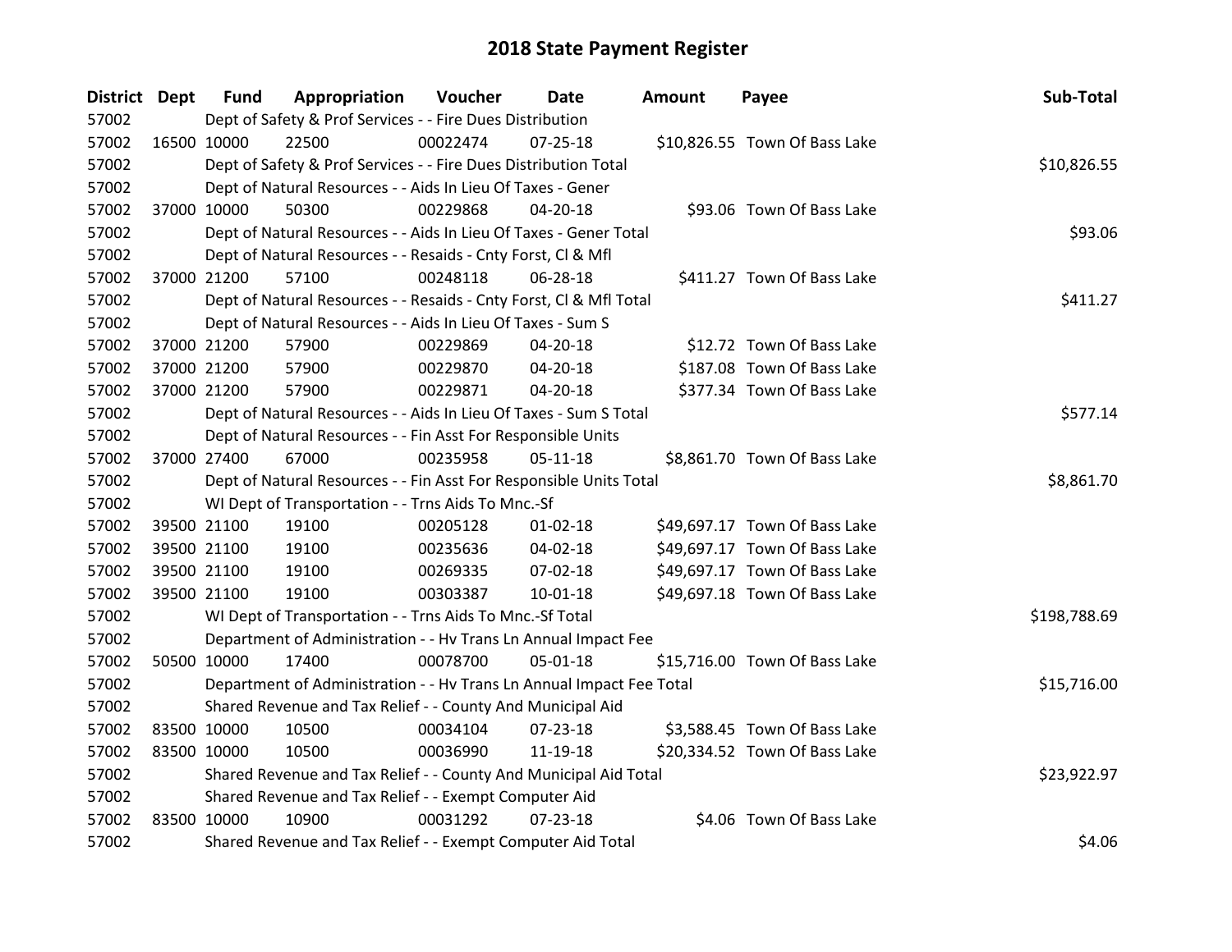# 2018 State Payment Register

| District | Dept | Fund | Appropriation | Voucher | Date | Amount | Payee | Sub-Total |
|---|---|---|---|---|---|---|---|---|
| 57002 | | Dept of Safety & Prof Services - - Fire Dues Distribution | | | | | | |
| 57002 | 16500 | 10000 | 22500 | 00022474 | 07-25-18 | $10,826.55 | Town Of Bass Lake | |
| 57002 | | Dept of Safety & Prof Services - - Fire Dues Distribution Total | | | | | | $10,826.55 |
| 57002 | | Dept of Natural Resources - - Aids In Lieu Of Taxes - Gener | | | | | | |
| 57002 | 37000 | 10000 | 50300 | 00229868 | 04-20-18 | $93.06 | Town Of Bass Lake | |
| 57002 | | Dept of Natural Resources - - Aids In Lieu Of Taxes - Gener Total | | | | | | $93.06 |
| 57002 | | Dept of Natural Resources - - Resaids - Cnty Forst, Cl & Mfl | | | | | | |
| 57002 | 37000 | 21200 | 57100 | 00248118 | 06-28-18 | $411.27 | Town Of Bass Lake | |
| 57002 | | Dept of Natural Resources - - Resaids - Cnty Forst, Cl & Mfl Total | | | | | | $411.27 |
| 57002 | | Dept of Natural Resources - - Aids In Lieu Of Taxes - Sum S | | | | | | |
| 57002 | 37000 | 21200 | 57900 | 00229869 | 04-20-18 | $12.72 | Town Of Bass Lake | |
| 57002 | 37000 | 21200 | 57900 | 00229870 | 04-20-18 | $187.08 | Town Of Bass Lake | |
| 57002 | 37000 | 21200 | 57900 | 00229871 | 04-20-18 | $377.34 | Town Of Bass Lake | |
| 57002 | | Dept of Natural Resources - - Aids In Lieu Of Taxes - Sum S Total | | | | | | $577.14 |
| 57002 | | Dept of Natural Resources - - Fin Asst For Responsible Units | | | | | | |
| 57002 | 37000 | 27400 | 67000 | 00235958 | 05-11-18 | $8,861.70 | Town Of Bass Lake | |
| 57002 | | Dept of Natural Resources - - Fin Asst For Responsible Units Total | | | | | | $8,861.70 |
| 57002 | | WI Dept of Transportation - - Trns Aids To Mnc.-Sf | | | | | | |
| 57002 | 39500 | 21100 | 19100 | 00205128 | 01-02-18 | $49,697.17 | Town Of Bass Lake | |
| 57002 | 39500 | 21100 | 19100 | 00235636 | 04-02-18 | $49,697.17 | Town Of Bass Lake | |
| 57002 | 39500 | 21100 | 19100 | 00269335 | 07-02-18 | $49,697.17 | Town Of Bass Lake | |
| 57002 | 39500 | 21100 | 19100 | 00303387 | 10-01-18 | $49,697.18 | Town Of Bass Lake | |
| 57002 | | WI Dept of Transportation - - Trns Aids To Mnc.-Sf Total | | | | | | $198,788.69 |
| 57002 | | Department of Administration - - Hv Trans Ln Annual Impact Fee | | | | | | |
| 57002 | 50500 | 10000 | 17400 | 00078700 | 05-01-18 | $15,716.00 | Town Of Bass Lake | |
| 57002 | | Department of Administration - - Hv Trans Ln Annual Impact Fee Total | | | | | | $15,716.00 |
| 57002 | | Shared Revenue and Tax Relief - - County And Municipal Aid | | | | | | |
| 57002 | 83500 | 10000 | 10500 | 00034104 | 07-23-18 | $3,588.45 | Town Of Bass Lake | |
| 57002 | 83500 | 10000 | 10500 | 00036990 | 11-19-18 | $20,334.52 | Town Of Bass Lake | |
| 57002 | | Shared Revenue and Tax Relief - - County And Municipal Aid Total | | | | | | $23,922.97 |
| 57002 | | Shared Revenue and Tax Relief - - Exempt Computer Aid | | | | | | |
| 57002 | 83500 | 10000 | 10900 | 00031292 | 07-23-18 | $4.06 | Town Of Bass Lake | |
| 57002 | | Shared Revenue and Tax Relief - - Exempt Computer Aid Total | | | | | | $4.06 |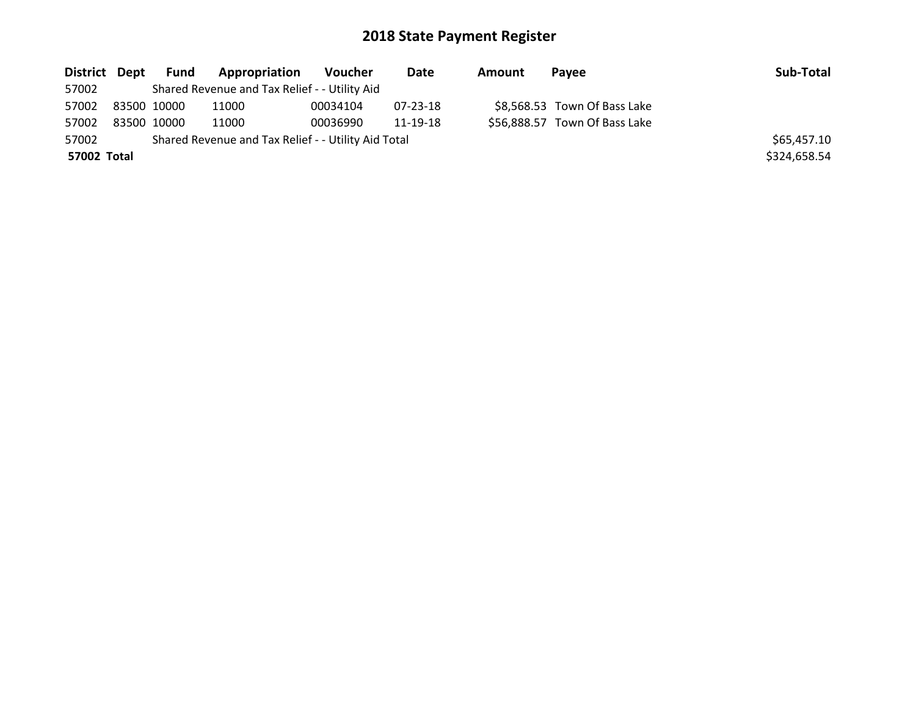# 2018 State Payment Register

| District | Dept | Fund | Appropriation | Voucher | Date | Amount | Payee | Sub-Total |
|---|---|---|---|---|---|---|---|---|
| 57002 | | Shared Revenue and Tax Relief - - Utility Aid | | | | | | |
| 57002 | 83500 | 10000 | 11000 | 00034104 | 07-23-18 | $8,568.53 | Town Of Bass Lake | |
| 57002 | 83500 | 10000 | 11000 | 00036990 | 11-19-18 | $56,888.57 | Town Of Bass Lake | |
| 57002 | | Shared Revenue and Tax Relief - - Utility Aid Total | | | | | | $65,457.10 |
| **57002** | **Total** | | | | | | | $324,658.54 |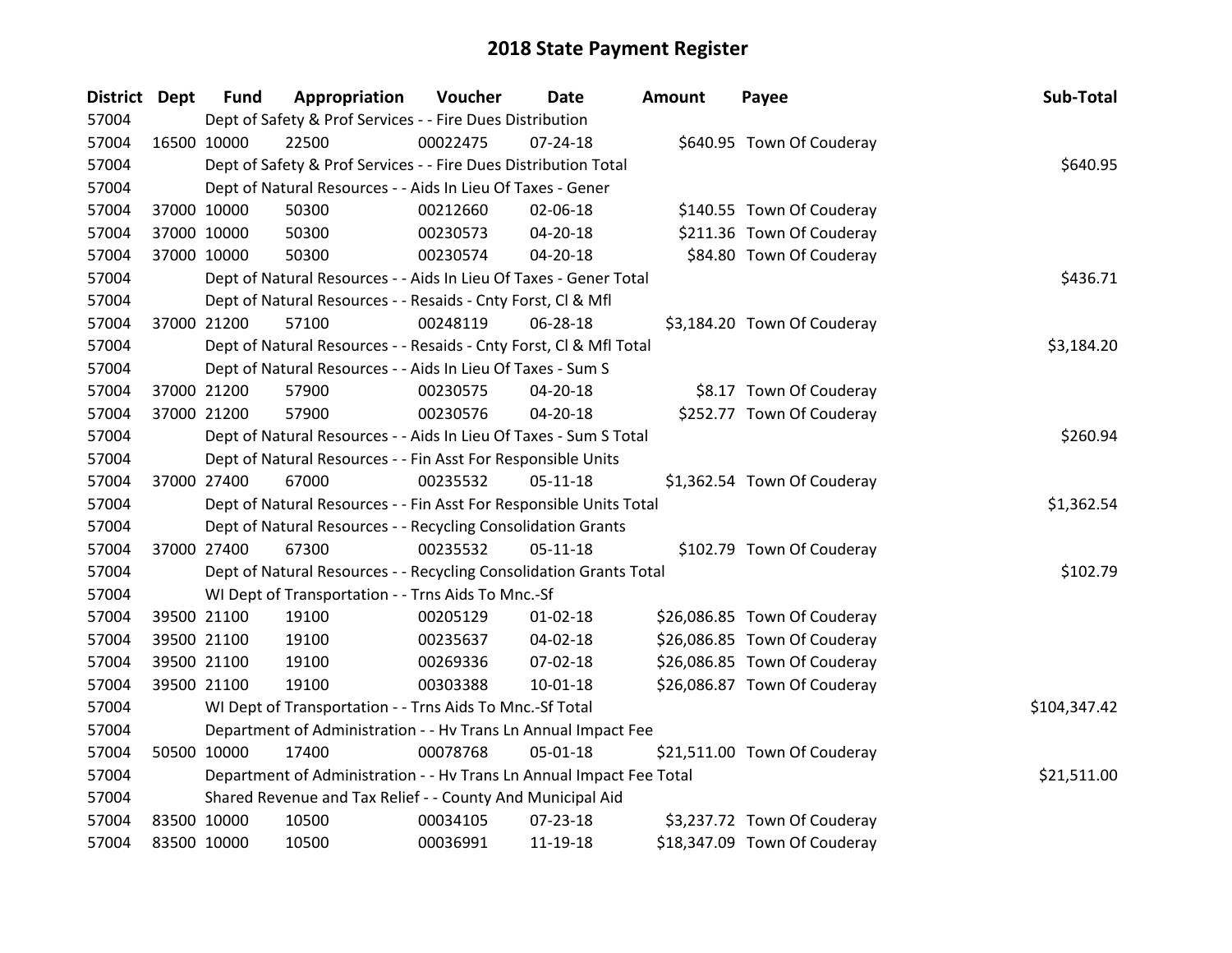# 2018 State Payment Register

| District | Dept | Fund | Appropriation | Voucher | Date | Amount | Payee | Sub-Total |
|---|---|---|---|---|---|---|---|---|
| 57004 | | Dept of Safety & Prof Services - - Fire Dues Distribution | | | | | | |
| 57004 | 16500 | 10000 | 22500 | 00022475 | 07-24-18 | $640.95 | Town Of Couderay | |
| 57004 | | Dept of Safety & Prof Services - - Fire Dues Distribution Total | | | | | | $640.95 |
| 57004 | | Dept of Natural Resources - - Aids In Lieu Of Taxes - Gener | | | | | | |
| 57004 | 37000 | 10000 | 50300 | 00212660 | 02-06-18 | $140.55 | Town Of Couderay | |
| 57004 | 37000 | 10000 | 50300 | 00230573 | 04-20-18 | $211.36 | Town Of Couderay | |
| 57004 | 37000 | 10000 | 50300 | 00230574 | 04-20-18 | $84.80 | Town Of Couderay | |
| 57004 | | Dept of Natural Resources - - Aids In Lieu Of Taxes - Gener Total | | | | | | $436.71 |
| 57004 | | Dept of Natural Resources - - Resaids - Cnty Forst, Cl & Mfl | | | | | | |
| 57004 | 37000 | 21200 | 57100 | 00248119 | 06-28-18 | $3,184.20 | Town Of Couderay | |
| 57004 | | Dept of Natural Resources - - Resaids - Cnty Forst, Cl & Mfl Total | | | | | | $3,184.20 |
| 57004 | | Dept of Natural Resources - - Aids In Lieu Of Taxes - Sum S | | | | | | |
| 57004 | 37000 | 21200 | 57900 | 00230575 | 04-20-18 | $8.17 | Town Of Couderay | |
| 57004 | 37000 | 21200 | 57900 | 00230576 | 04-20-18 | $252.77 | Town Of Couderay | |
| 57004 | | Dept of Natural Resources - - Aids In Lieu Of Taxes - Sum S Total | | | | | | $260.94 |
| 57004 | | Dept of Natural Resources - - Fin Asst For Responsible Units | | | | | | |
| 57004 | 37000 | 27400 | 67000 | 00235532 | 05-11-18 | $1,362.54 | Town Of Couderay | |
| 57004 | | Dept of Natural Resources - - Fin Asst For Responsible Units Total | | | | | | $1,362.54 |
| 57004 | | Dept of Natural Resources - - Recycling Consolidation Grants | | | | | | |
| 57004 | 37000 | 27400 | 67300 | 00235532 | 05-11-18 | $102.79 | Town Of Couderay | |
| 57004 | | Dept of Natural Resources - - Recycling Consolidation Grants Total | | | | | | $102.79 |
| 57004 | | WI Dept of Transportation - - Trns Aids To Mnc.-Sf | | | | | | |
| 57004 | 39500 | 21100 | 19100 | 00205129 | 01-02-18 | $26,086.85 | Town Of Couderay | |
| 57004 | 39500 | 21100 | 19100 | 00235637 | 04-02-18 | $26,086.85 | Town Of Couderay | |
| 57004 | 39500 | 21100 | 19100 | 00269336 | 07-02-18 | $26,086.85 | Town Of Couderay | |
| 57004 | 39500 | 21100 | 19100 | 00303388 | 10-01-18 | $26,086.87 | Town Of Couderay | |
| 57004 | | WI Dept of Transportation - - Trns Aids To Mnc.-Sf Total | | | | | | $104,347.42 |
| 57004 | | Department of Administration - - Hv Trans Ln Annual Impact Fee | | | | | | |
| 57004 | 50500 | 10000 | 17400 | 00078768 | 05-01-18 | $21,511.00 | Town Of Couderay | |
| 57004 | | Department of Administration - - Hv Trans Ln Annual Impact Fee Total | | | | | | $21,511.00 |
| 57004 | | Shared Revenue and Tax Relief - - County And Municipal Aid | | | | | | |
| 57004 | 83500 | 10000 | 10500 | 00034105 | 07-23-18 | $3,237.72 | Town Of Couderay | |
| 57004 | 83500 | 10000 | 10500 | 00036991 | 11-19-18 | $18,347.09 | Town Of Couderay | |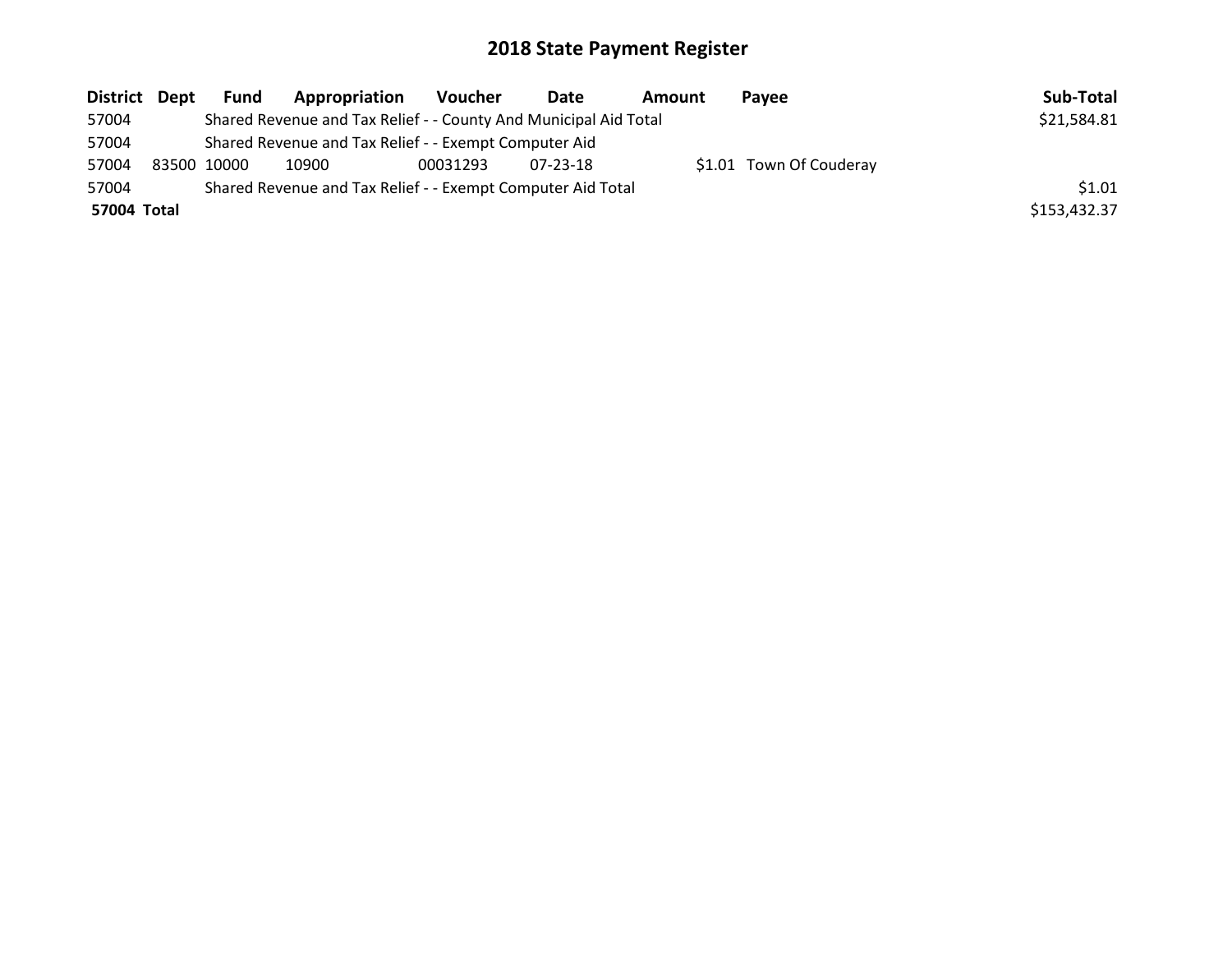# 2018 State Payment Register

| District | Dept | Fund | Appropriation | Voucher | Date | Amount | Payee | Sub-Total |
|---|---|---|---|---|---|---|---|---|
| 57004 | | Shared Revenue and Tax Relief - - County And Municipal Aid Total | | | | | | $21,584.81 |
| 57004 | | Shared Revenue and Tax Relief - - Exempt Computer Aid | | | | | | |
| 57004 | 83500 | 10000 | 10900 | 00031293 | 07-23-18 | $1.01 | Town Of Couderay | |
| 57004 | | Shared Revenue and Tax Relief - - Exempt Computer Aid Total | | | | | | $1.01 |
| **57004 Total** | | | | | | | | $153,432.37 |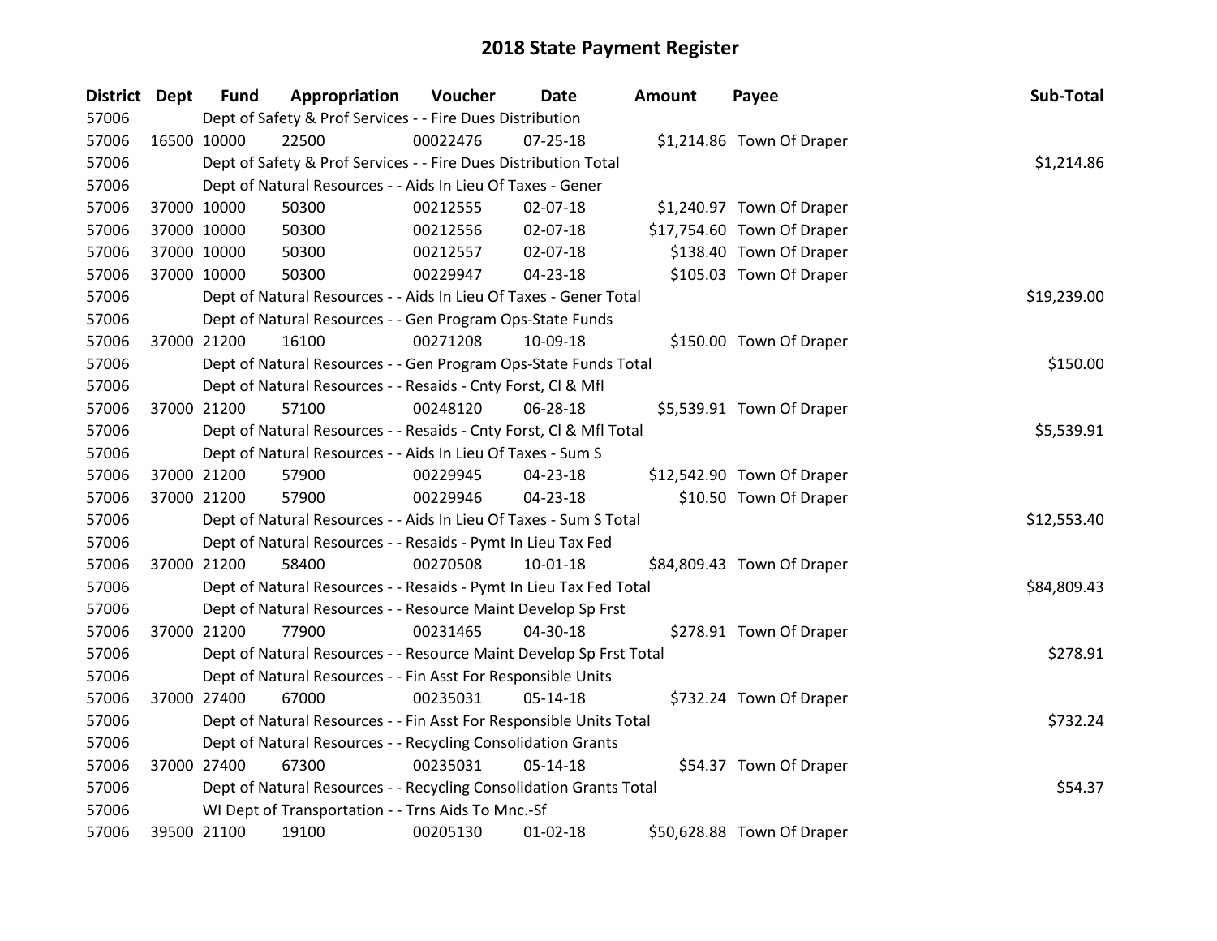# 2018 State Payment Register

| District | Dept | Fund | Appropriation | Voucher | Date | Amount | Payee | Sub-Total |
|---|---|---|---|---|---|---|---|---|
| 57006 | | Dept of Safety & Prof Services - - Fire Dues Distribution | | | | | | |
| 57006 | 16500 | 10000 | 22500 | 00022476 | 07-25-18 | $1,214.86 | Town Of Draper | |
| 57006 | | Dept of Safety & Prof Services - - Fire Dues Distribution Total | | | | | | $1,214.86 |
| 57006 | | Dept of Natural Resources - - Aids In Lieu Of Taxes - Gener | | | | | | |
| 57006 | 37000 | 10000 | 50300 | 00212555 | 02-07-18 | $1,240.97 | Town Of Draper | |
| 57006 | 37000 | 10000 | 50300 | 00212556 | 02-07-18 | $17,754.60 | Town Of Draper | |
| 57006 | 37000 | 10000 | 50300 | 00212557 | 02-07-18 | $138.40 | Town Of Draper | |
| 57006 | 37000 | 10000 | 50300 | 00229947 | 04-23-18 | $105.03 | Town Of Draper | |
| 57006 | | Dept of Natural Resources - - Aids In Lieu Of Taxes - Gener Total | | | | | | $19,239.00 |
| 57006 | | Dept of Natural Resources - - Gen Program Ops-State Funds | | | | | | |
| 57006 | 37000 | 21200 | 16100 | 00271208 | 10-09-18 | $150.00 | Town Of Draper | |
| 57006 | | Dept of Natural Resources - - Gen Program Ops-State Funds Total | | | | | | $150.00 |
| 57006 | | Dept of Natural Resources - - Resaids - Cnty Forst, Cl & Mfl | | | | | | |
| 57006 | 37000 | 21200 | 57100 | 00248120 | 06-28-18 | $5,539.91 | Town Of Draper | |
| 57006 | | Dept of Natural Resources - - Resaids - Cnty Forst, Cl & Mfl Total | | | | | | $5,539.91 |
| 57006 | | Dept of Natural Resources - - Aids In Lieu Of Taxes - Sum S | | | | | | |
| 57006 | 37000 | 21200 | 57900 | 00229945 | 04-23-18 | $12,542.90 | Town Of Draper | |
| 57006 | 37000 | 21200 | 57900 | 00229946 | 04-23-18 | $10.50 | Town Of Draper | |
| 57006 | | Dept of Natural Resources - - Aids In Lieu Of Taxes - Sum S Total | | | | | | $12,553.40 |
| 57006 | | Dept of Natural Resources - - Resaids - Pymt In Lieu Tax Fed | | | | | | |
| 57006 | 37000 | 21200 | 58400 | 00270508 | 10-01-18 | $84,809.43 | Town Of Draper | |
| 57006 | | Dept of Natural Resources - - Resaids - Pymt In Lieu Tax Fed Total | | | | | | $84,809.43 |
| 57006 | | Dept of Natural Resources - - Resource Maint Develop Sp Frst | | | | | | |
| 57006 | 37000 | 21200 | 77900 | 00231465 | 04-30-18 | $278.91 | Town Of Draper | |
| 57006 | | Dept of Natural Resources - - Resource Maint Develop Sp Frst Total | | | | | | $278.91 |
| 57006 | | Dept of Natural Resources - - Fin Asst For Responsible Units | | | | | | |
| 57006 | 37000 | 27400 | 67000 | 00235031 | 05-14-18 | $732.24 | Town Of Draper | |
| 57006 | | Dept of Natural Resources - - Fin Asst For Responsible Units Total | | | | | | $732.24 |
| 57006 | | Dept of Natural Resources - - Recycling Consolidation Grants | | | | | | |
| 57006 | 37000 | 27400 | 67300 | 00235031 | 05-14-18 | $54.37 | Town Of Draper | |
| 57006 | | Dept of Natural Resources - - Recycling Consolidation Grants Total | | | | | | $54.37 |
| 57006 | | WI Dept of Transportation - - Trns Aids To Mnc.-Sf | | | | | | |
| 57006 | 39500 | 21100 | 19100 | 00205130 | 01-02-18 | $50,628.88 | Town Of Draper | |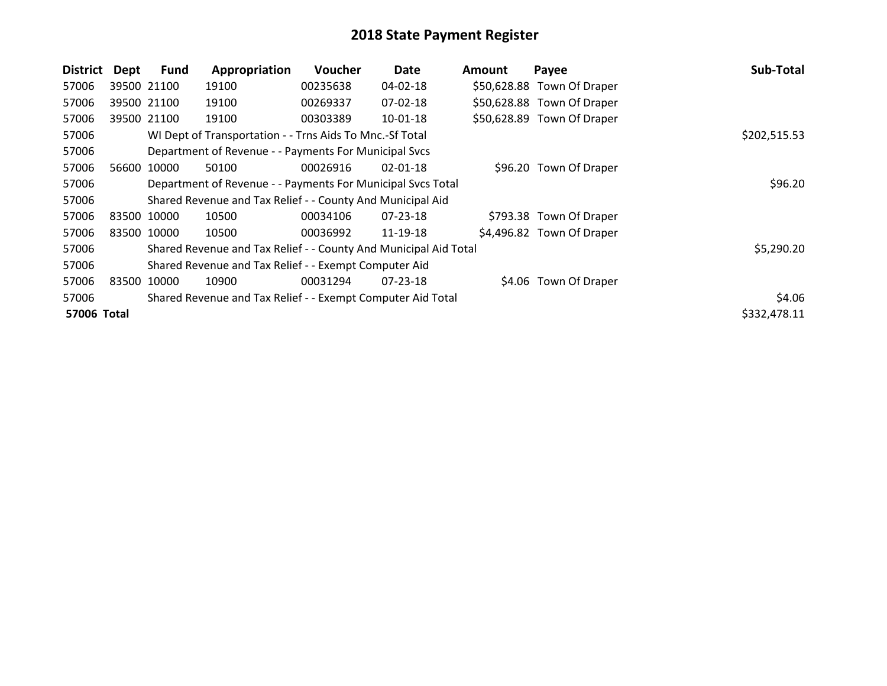# 2018 State Payment Register

| District | Dept | Fund | Appropriation | Voucher | Date | Amount | Payee | Sub-Total |
|---|---|---|---|---|---|---|---|---|
| 57006 | 39500 | 21100 | 19100 | 00235638 | 04-02-18 | $50,628.88 | Town Of Draper | |
| 57006 | 39500 | 21100 | 19100 | 00269337 | 07-02-18 | $50,628.88 | Town Of Draper | |
| 57006 | 39500 | 21100 | 19100 | 00303389 | 10-01-18 | $50,628.89 | Town Of Draper | |
| 57006 | | WI Dept of Transportation - - Trns Aids To Mnc.-Sf Total | | | | | | $202,515.53 |
| 57006 | | Department of Revenue - - Payments For Municipal Svcs | | | | | | |
| 57006 | 56600 | 10000 | 50100 | 00026916 | 02-01-18 | $96.20 | Town Of Draper | |
| 57006 | | Department of Revenue - - Payments For Municipal Svcs Total | | | | | | $96.20 |
| 57006 | | Shared Revenue and Tax Relief - - County And Municipal Aid | | | | | | |
| 57006 | 83500 | 10000 | 10500 | 00034106 | 07-23-18 | $793.38 | Town Of Draper | |
| 57006 | 83500 | 10000 | 10500 | 00036992 | 11-19-18 | $4,496.82 | Town Of Draper | |
| 57006 | | Shared Revenue and Tax Relief - - County And Municipal Aid Total | | | | | | $5,290.20 |
| 57006 | | Shared Revenue and Tax Relief - - Exempt Computer Aid | | | | | | |
| 57006 | 83500 | 10000 | 10900 | 00031294 | 07-23-18 | $4.06 | Town Of Draper | |
| 57006 | | Shared Revenue and Tax Relief - - Exempt Computer Aid Total | | | | | | $4.06 |
| **57006 Total** | | | | | | | | $332,478.11 |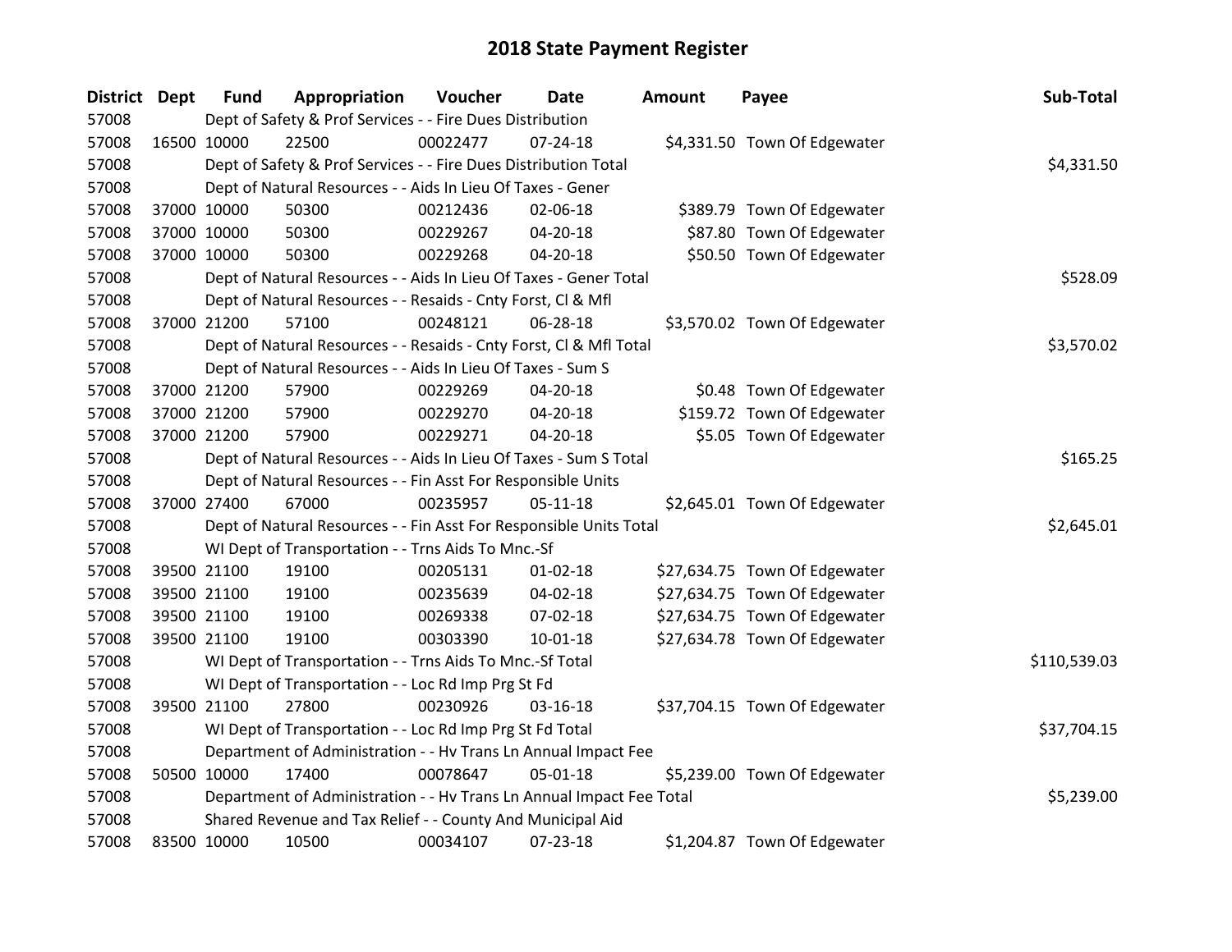# 2018 State Payment Register

| District | Dept | Fund | Appropriation | Voucher | Date | Amount | Payee | Sub-Total |
|---|---|---|---|---|---|---|---|---|
| 57008 | | Dept of Safety & Prof Services - - Fire Dues Distribution | | | | | | |
| 57008 | 16500 | 10000 | 22500 | 00022477 | 07-24-18 | $4,331.50 | Town Of Edgewater | |
| 57008 | | Dept of Safety & Prof Services - - Fire Dues Distribution Total | | | | | | $4,331.50 |
| 57008 | | Dept of Natural Resources - - Aids In Lieu Of Taxes - Gener | | | | | | |
| 57008 | 37000 | 10000 | 50300 | 00212436 | 02-06-18 | $389.79 | Town Of Edgewater | |
| 57008 | 37000 | 10000 | 50300 | 00229267 | 04-20-18 | $87.80 | Town Of Edgewater | |
| 57008 | 37000 | 10000 | 50300 | 00229268 | 04-20-18 | $50.50 | Town Of Edgewater | |
| 57008 | | Dept of Natural Resources - - Aids In Lieu Of Taxes - Gener Total | | | | | | $528.09 |
| 57008 | | Dept of Natural Resources - - Resaids - Cnty Forst, Cl & Mfl | | | | | | |
| 57008 | 37000 | 21200 | 57100 | 00248121 | 06-28-18 | $3,570.02 | Town Of Edgewater | |
| 57008 | | Dept of Natural Resources - - Resaids - Cnty Forst, Cl & Mfl Total | | | | | | $3,570.02 |
| 57008 | | Dept of Natural Resources - - Aids In Lieu Of Taxes - Sum S | | | | | | |
| 57008 | 37000 | 21200 | 57900 | 00229269 | 04-20-18 | $0.48 | Town Of Edgewater | |
| 57008 | 37000 | 21200 | 57900 | 00229270 | 04-20-18 | $159.72 | Town Of Edgewater | |
| 57008 | 37000 | 21200 | 57900 | 00229271 | 04-20-18 | $5.05 | Town Of Edgewater | |
| 57008 | | Dept of Natural Resources - - Aids In Lieu Of Taxes - Sum S Total | | | | | | $165.25 |
| 57008 | | Dept of Natural Resources - - Fin Asst For Responsible Units | | | | | | |
| 57008 | 37000 | 27400 | 67000 | 00235957 | 05-11-18 | $2,645.01 | Town Of Edgewater | |
| 57008 | | Dept of Natural Resources - - Fin Asst For Responsible Units Total | | | | | | $2,645.01 |
| 57008 | | WI Dept of Transportation - - Trns Aids To Mnc.-Sf | | | | | | |
| 57008 | 39500 | 21100 | 19100 | 00205131 | 01-02-18 | $27,634.75 | Town Of Edgewater | |
| 57008 | 39500 | 21100 | 19100 | 00235639 | 04-02-18 | $27,634.75 | Town Of Edgewater | |
| 57008 | 39500 | 21100 | 19100 | 00269338 | 07-02-18 | $27,634.75 | Town Of Edgewater | |
| 57008 | 39500 | 21100 | 19100 | 00303390 | 10-01-18 | $27,634.78 | Town Of Edgewater | |
| 57008 | | WI Dept of Transportation - - Trns Aids To Mnc.-Sf Total | | | | | | $110,539.03 |
| 57008 | | WI Dept of Transportation - - Loc Rd Imp Prg St Fd | | | | | | |
| 57008 | 39500 | 21100 | 27800 | 00230926 | 03-16-18 | $37,704.15 | Town Of Edgewater | |
| 57008 | | WI Dept of Transportation - - Loc Rd Imp Prg St Fd Total | | | | | | $37,704.15 |
| 57008 | | Department of Administration - - Hv Trans Ln Annual Impact Fee | | | | | | |
| 57008 | 50500 | 10000 | 17400 | 00078647 | 05-01-18 | $5,239.00 | Town Of Edgewater | |
| 57008 | | Department of Administration - - Hv Trans Ln Annual Impact Fee Total | | | | | | $5,239.00 |
| 57008 | | Shared Revenue and Tax Relief - - County And Municipal Aid | | | | | | |
| 57008 | 83500 | 10000 | 10500 | 00034107 | 07-23-18 | $1,204.87 | Town Of Edgewater | |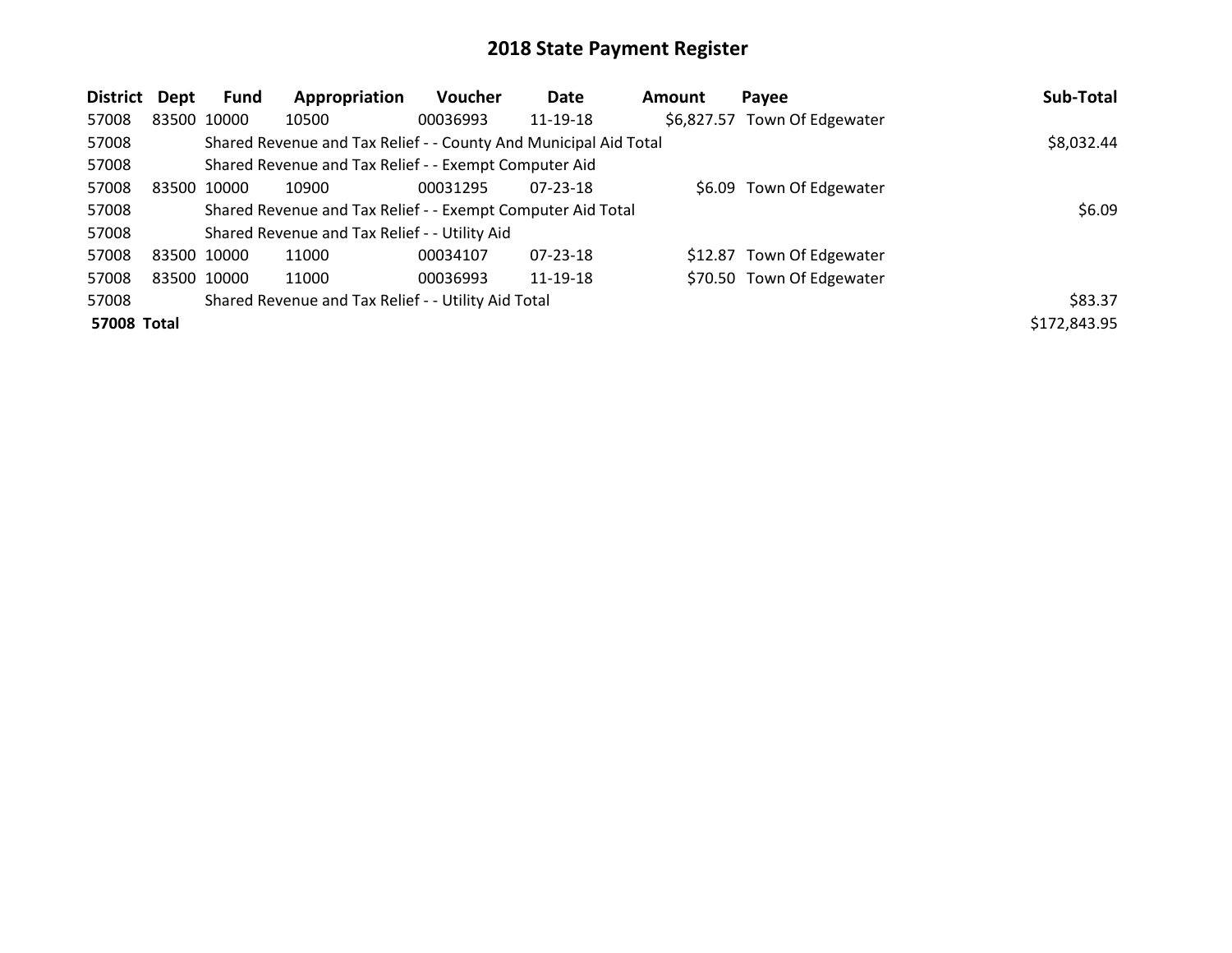# 2018 State Payment Register

| District | Dept | Fund | Appropriation | Voucher | Date | Amount | Payee | Sub-Total |
|---|---|---|---|---|---|---|---|---|
| 57008 | 83500 | 10000 | 10500 | 00036993 | 11-19-18 | $6,827.57 | Town Of Edgewater | |
| 57008 | | Shared Revenue and Tax Relief - - County And Municipal Aid Total | | | | | | $8,032.44 |
| 57008 | | Shared Revenue and Tax Relief - - Exempt Computer Aid | | | | | | |
| 57008 | 83500 | 10000 | 10900 | 00031295 | 07-23-18 | $6.09 | Town Of Edgewater | |
| 57008 | | Shared Revenue and Tax Relief - - Exempt Computer Aid Total | | | | | | $6.09 |
| 57008 | | Shared Revenue and Tax Relief - - Utility Aid | | | | | | |
| 57008 | 83500 | 10000 | 11000 | 00034107 | 07-23-18 | $12.87 | Town Of Edgewater | |
| 57008 | 83500 | 10000 | 11000 | 00036993 | 11-19-18 | $70.50 | Town Of Edgewater | |
| 57008 | | Shared Revenue and Tax Relief - - Utility Aid Total | | | | | | $83.37 |
| **57008 Total** | | | | | | | | $172,843.95 |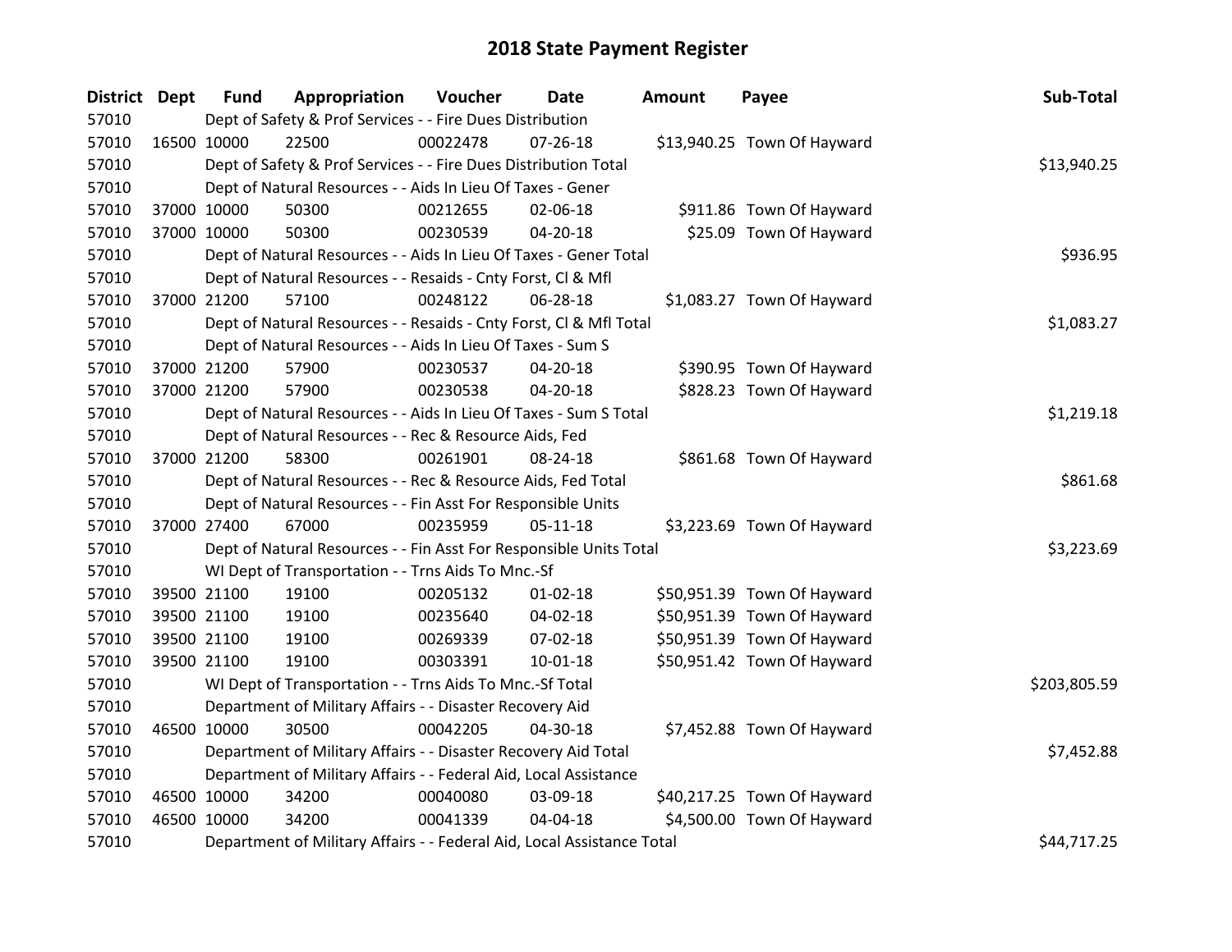# 2018 State Payment Register

| District | Dept | Fund | Appropriation | Voucher | Date | Amount | Payee | Sub-Total |
|---|---|---|---|---|---|---|---|---|
| 57010 | | Dept of Safety & Prof Services - - Fire Dues Distribution | | | | | | |
| 57010 | 16500 | 10000 | 22500 | 00022478 | 07-26-18 | $13,940.25 | Town Of Hayward | |
| 57010 | | Dept of Safety & Prof Services - - Fire Dues Distribution Total | | | | | | $13,940.25 |
| 57010 | | Dept of Natural Resources - - Aids In Lieu Of Taxes - Gener | | | | | | |
| 57010 | 37000 | 10000 | 50300 | 00212655 | 02-06-18 | $911.86 | Town Of Hayward | |
| 57010 | 37000 | 10000 | 50300 | 00230539 | 04-20-18 | $25.09 | Town Of Hayward | |
| 57010 | | Dept of Natural Resources - - Aids In Lieu Of Taxes - Gener Total | | | | | | $936.95 |
| 57010 | | Dept of Natural Resources - - Resaids - Cnty Forst, Cl & Mfl | | | | | | |
| 57010 | 37000 | 21200 | 57100 | 00248122 | 06-28-18 | $1,083.27 | Town Of Hayward | |
| 57010 | | Dept of Natural Resources - - Resaids - Cnty Forst, Cl & Mfl Total | | | | | | $1,083.27 |
| 57010 | | Dept of Natural Resources - - Aids In Lieu Of Taxes - Sum S | | | | | | |
| 57010 | 37000 | 21200 | 57900 | 00230537 | 04-20-18 | $390.95 | Town Of Hayward | |
| 57010 | 37000 | 21200 | 57900 | 00230538 | 04-20-18 | $828.23 | Town Of Hayward | |
| 57010 | | Dept of Natural Resources - - Aids In Lieu Of Taxes - Sum S Total | | | | | | $1,219.18 |
| 57010 | | Dept of Natural Resources - - Rec & Resource Aids, Fed | | | | | | |
| 57010 | 37000 | 21200 | 58300 | 00261901 | 08-24-18 | $861.68 | Town Of Hayward | |
| 57010 | | Dept of Natural Resources - - Rec & Resource Aids, Fed Total | | | | | | $861.68 |
| 57010 | | Dept of Natural Resources - - Fin Asst For Responsible Units | | | | | | |
| 57010 | 37000 | 27400 | 67000 | 00235959 | 05-11-18 | $3,223.69 | Town Of Hayward | |
| 57010 | | Dept of Natural Resources - - Fin Asst For Responsible Units Total | | | | | | $3,223.69 |
| 57010 | | WI Dept of Transportation - - Trns Aids To Mnc.-Sf | | | | | | |
| 57010 | 39500 | 21100 | 19100 | 00205132 | 01-02-18 | $50,951.39 | Town Of Hayward | |
| 57010 | 39500 | 21100 | 19100 | 00235640 | 04-02-18 | $50,951.39 | Town Of Hayward | |
| 57010 | 39500 | 21100 | 19100 | 00269339 | 07-02-18 | $50,951.39 | Town Of Hayward | |
| 57010 | 39500 | 21100 | 19100 | 00303391 | 10-01-18 | $50,951.42 | Town Of Hayward | |
| 57010 | | WI Dept of Transportation - - Trns Aids To Mnc.-Sf Total | | | | | | $203,805.59 |
| 57010 | | Department of Military Affairs - - Disaster Recovery Aid | | | | | | |
| 57010 | 46500 | 10000 | 30500 | 00042205 | 04-30-18 | $7,452.88 | Town Of Hayward | |
| 57010 | | Department of Military Affairs - - Disaster Recovery Aid Total | | | | | | $7,452.88 |
| 57010 | | Department of Military Affairs - - Federal Aid, Local Assistance | | | | | | |
| 57010 | 46500 | 10000 | 34200 | 00040080 | 03-09-18 | $40,217.25 | Town Of Hayward | |
| 57010 | 46500 | 10000 | 34200 | 00041339 | 04-04-18 | $4,500.00 | Town Of Hayward | |
| 57010 | | Department of Military Affairs - - Federal Aid, Local Assistance Total | | | | | | $44,717.25 |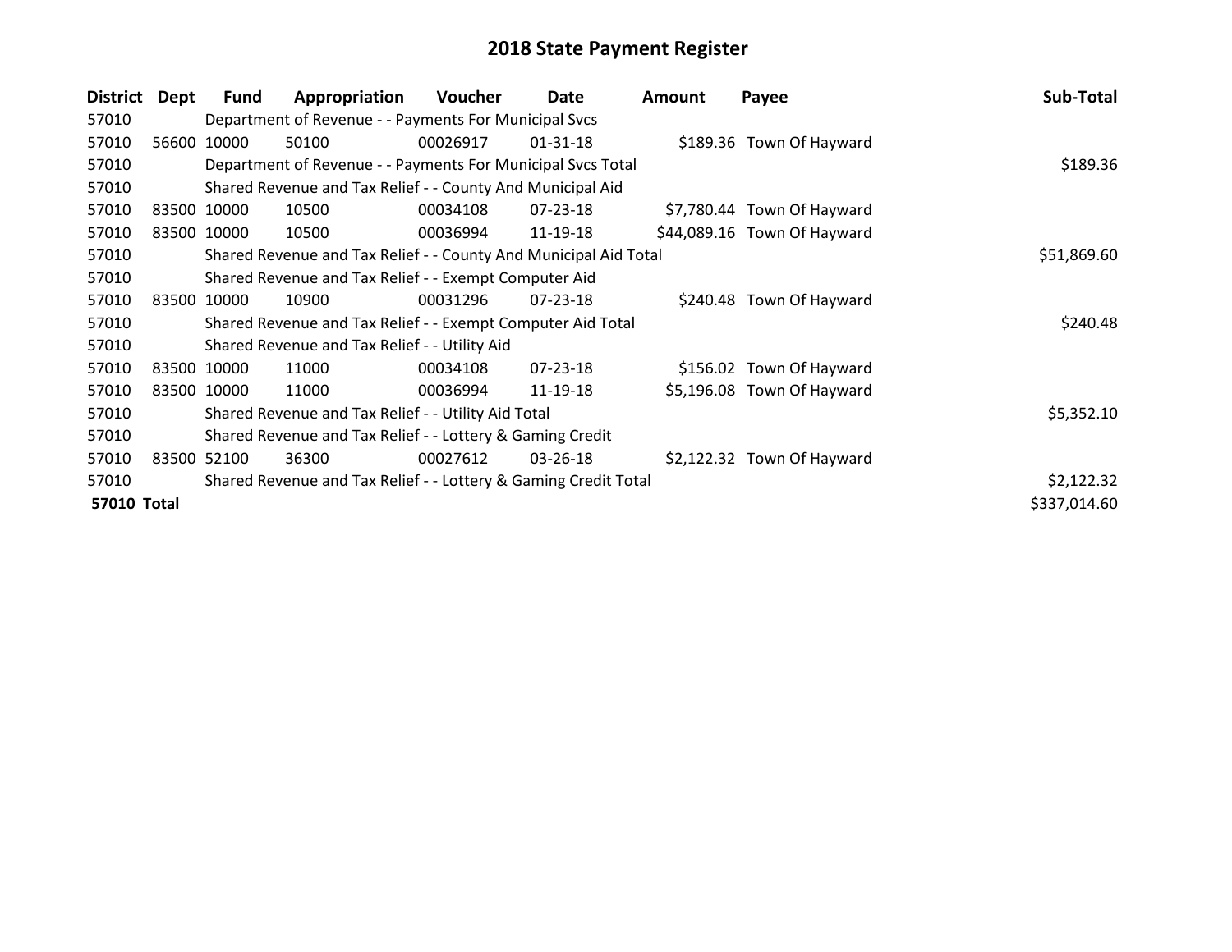# 2018 State Payment Register

| District | Dept | Fund | Appropriation | Voucher | Date | Amount | Payee | Sub-Total |
|---|---|---|---|---|---|---|---|---|
| 57010 | | Department of Revenue - - Payments For Municipal Svcs | | | | | | |
| 57010 | 56600 | 10000 | 50100 | 00026917 | 01-31-18 | $189.36 | Town Of Hayward | |
| 57010 | | Department of Revenue - - Payments For Municipal Svcs Total | | | | | | $189.36 |
| 57010 | | Shared Revenue and Tax Relief - - County And Municipal Aid | | | | | | |
| 57010 | 83500 | 10000 | 10500 | 00034108 | 07-23-18 | $7,780.44 | Town Of Hayward | |
| 57010 | 83500 | 10000 | 10500 | 00036994 | 11-19-18 | $44,089.16 | Town Of Hayward | |
| 57010 | | Shared Revenue and Tax Relief - - County And Municipal Aid Total | | | | | | $51,869.60 |
| 57010 | | Shared Revenue and Tax Relief - - Exempt Computer Aid | | | | | | |
| 57010 | 83500 | 10000 | 10900 | 00031296 | 07-23-18 | $240.48 | Town Of Hayward | |
| 57010 | | Shared Revenue and Tax Relief - - Exempt Computer Aid Total | | | | | | $240.48 |
| 57010 | | Shared Revenue and Tax Relief - - Utility Aid | | | | | | |
| 57010 | 83500 | 10000 | 11000 | 00034108 | 07-23-18 | $156.02 | Town Of Hayward | |
| 57010 | 83500 | 10000 | 11000 | 00036994 | 11-19-18 | $5,196.08 | Town Of Hayward | |
| 57010 | | Shared Revenue and Tax Relief - - Utility Aid Total | | | | | | $5,352.10 |
| 57010 | | Shared Revenue and Tax Relief - - Lottery & Gaming Credit | | | | | | |
| 57010 | 83500 | 52100 | 36300 | 00027612 | 03-26-18 | $2,122.32 | Town Of Hayward | |
| 57010 | | Shared Revenue and Tax Relief - - Lottery & Gaming Credit Total | | | | | | $2,122.32 |
| **57010 Total** | | | | | | | | $337,014.60 |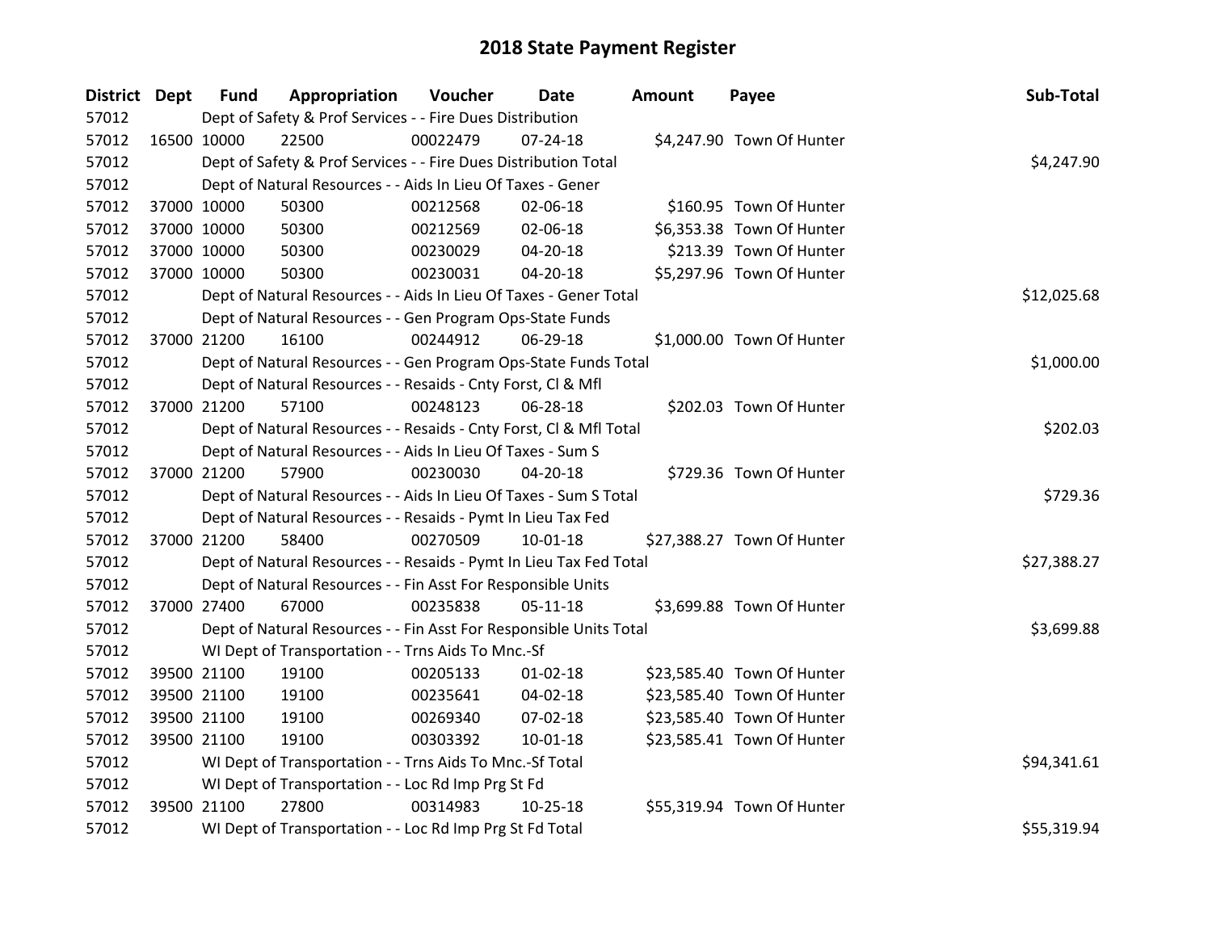# 2018 State Payment Register

| District | Dept | Fund | Appropriation | Voucher | Date | Amount | Payee | Sub-Total |
|---|---|---|---|---|---|---|---|---|
| 57012 | | Dept of Safety & Prof Services - - Fire Dues Distribution | | | | | | |
| 57012 | 16500 | 10000 | 22500 | 00022479 | 07-24-18 | $4,247.90 | Town Of Hunter | |
| 57012 | | Dept of Safety & Prof Services - - Fire Dues Distribution Total | | | | | | $4,247.90 |
| 57012 | | Dept of Natural Resources - - Aids In Lieu Of Taxes - Gener | | | | | | |
| 57012 | 37000 | 10000 | 50300 | 00212568 | 02-06-18 | $160.95 | Town Of Hunter | |
| 57012 | 37000 | 10000 | 50300 | 00212569 | 02-06-18 | $6,353.38 | Town Of Hunter | |
| 57012 | 37000 | 10000 | 50300 | 00230029 | 04-20-18 | $213.39 | Town Of Hunter | |
| 57012 | 37000 | 10000 | 50300 | 00230031 | 04-20-18 | $5,297.96 | Town Of Hunter | |
| 57012 | | Dept of Natural Resources - - Aids In Lieu Of Taxes - Gener Total | | | | | | $12,025.68 |
| 57012 | | Dept of Natural Resources - - Gen Program Ops-State Funds | | | | | | |
| 57012 | 37000 | 21200 | 16100 | 00244912 | 06-29-18 | $1,000.00 | Town Of Hunter | |
| 57012 | | Dept of Natural Resources - - Gen Program Ops-State Funds Total | | | | | | $1,000.00 |
| 57012 | | Dept of Natural Resources - - Resaids - Cnty Forst, Cl & Mfl | | | | | | |
| 57012 | 37000 | 21200 | 57100 | 00248123 | 06-28-18 | $202.03 | Town Of Hunter | |
| 57012 | | Dept of Natural Resources - - Resaids - Cnty Forst, Cl & Mfl Total | | | | | | $202.03 |
| 57012 | | Dept of Natural Resources - - Aids In Lieu Of Taxes - Sum S | | | | | | |
| 57012 | 37000 | 21200 | 57900 | 00230030 | 04-20-18 | $729.36 | Town Of Hunter | |
| 57012 | | Dept of Natural Resources - - Aids In Lieu Of Taxes - Sum S Total | | | | | | $729.36 |
| 57012 | | Dept of Natural Resources - - Resaids - Pymt In Lieu Tax Fed | | | | | | |
| 57012 | 37000 | 21200 | 58400 | 00270509 | 10-01-18 | $27,388.27 | Town Of Hunter | |
| 57012 | | Dept of Natural Resources - - Resaids - Pymt In Lieu Tax Fed Total | | | | | | $27,388.27 |
| 57012 | | Dept of Natural Resources - - Fin Asst For Responsible Units | | | | | | |
| 57012 | 37000 | 27400 | 67000 | 00235838 | 05-11-18 | $3,699.88 | Town Of Hunter | |
| 57012 | | Dept of Natural Resources - - Fin Asst For Responsible Units Total | | | | | | $3,699.88 |
| 57012 | | WI Dept of Transportation - - Trns Aids To Mnc.-Sf | | | | | | |
| 57012 | 39500 | 21100 | 19100 | 00205133 | 01-02-18 | $23,585.40 | Town Of Hunter | |
| 57012 | 39500 | 21100 | 19100 | 00235641 | 04-02-18 | $23,585.40 | Town Of Hunter | |
| 57012 | 39500 | 21100 | 19100 | 00269340 | 07-02-18 | $23,585.40 | Town Of Hunter | |
| 57012 | 39500 | 21100 | 19100 | 00303392 | 10-01-18 | $23,585.41 | Town Of Hunter | |
| 57012 | | WI Dept of Transportation - - Trns Aids To Mnc.-Sf Total | | | | | | $94,341.61 |
| 57012 | | WI Dept of Transportation - - Loc Rd Imp Prg St Fd | | | | | | |
| 57012 | 39500 | 21100 | 27800 | 00314983 | 10-25-18 | $55,319.94 | Town Of Hunter | |
| 57012 | | WI Dept of Transportation - - Loc Rd Imp Prg St Fd Total | | | | | | $55,319.94 |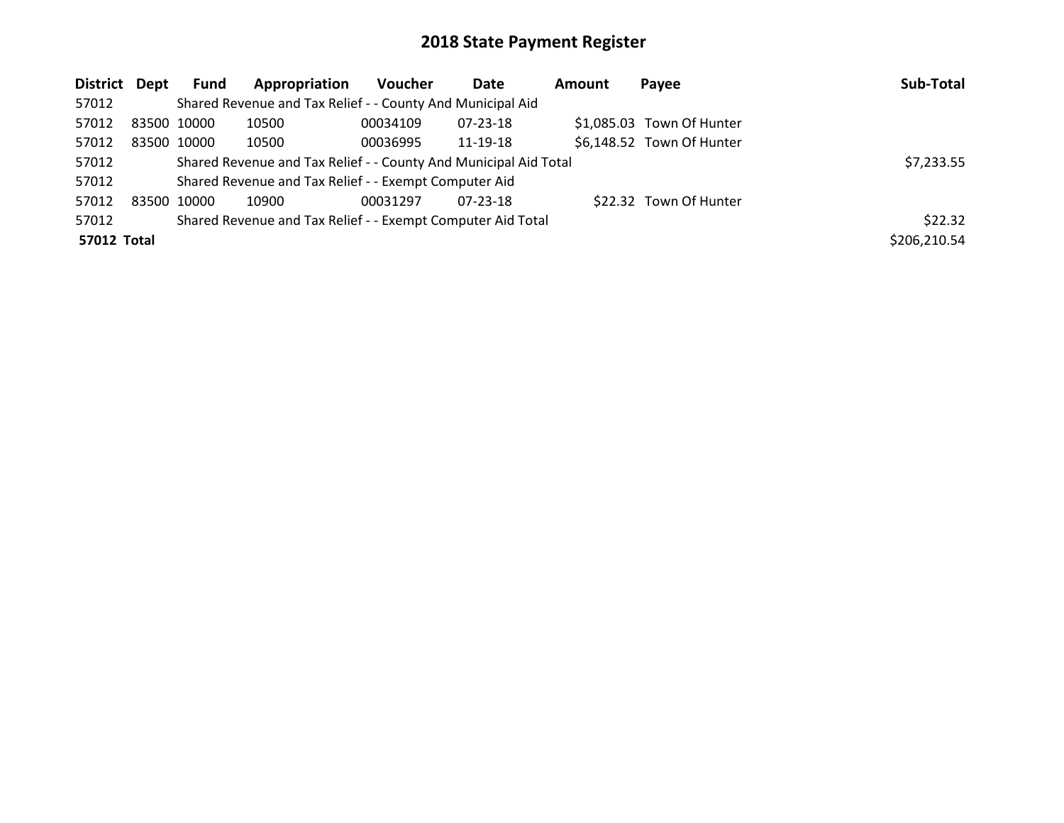# 2018 State Payment Register

| District | Dept | Fund | Appropriation | Voucher | Date | Amount | Payee | Sub-Total |
|---|---|---|---|---|---|---|---|---|
| 57012 | | Shared Revenue and Tax Relief - - County And Municipal Aid | | | | | | |
| 57012 | 83500 | 10000 | 10500 | 00034109 | 07-23-18 | $1,085.03 | Town Of Hunter | |
| 57012 | 83500 | 10000 | 10500 | 00036995 | 11-19-18 | $6,148.52 | Town Of Hunter | |
| 57012 | | Shared Revenue and Tax Relief - - County And Municipal Aid Total | | | | | | $7,233.55 |
| 57012 | | Shared Revenue and Tax Relief - - Exempt Computer Aid | | | | | | |
| 57012 | 83500 | 10000 | 10900 | 00031297 | 07-23-18 | $22.32 | Town Of Hunter | |
| 57012 | | Shared Revenue and Tax Relief - - Exempt Computer Aid Total | | | | | | $22.32 |
| **57012 Total** | | | | | | | | $206,210.54 |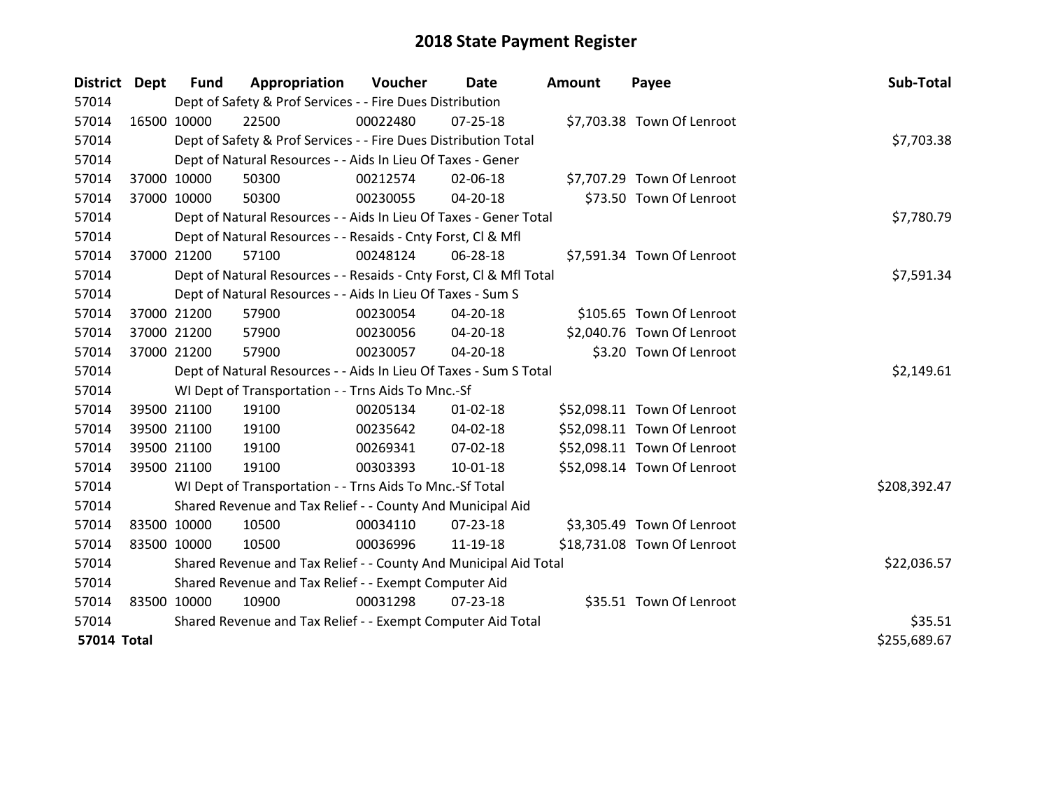# 2018 State Payment Register

| District | Dept | Fund | Appropriation | Voucher | Date | Amount | Payee | Sub-Total |
|---|---|---|---|---|---|---|---|---|
| 57014 | | Dept of Safety & Prof Services - - Fire Dues Distribution | | | | | | |
| 57014 | 16500 | 10000 | 22500 | 00022480 | 07-25-18 | $7,703.38 | Town Of Lenroot | |
| 57014 | | Dept of Safety & Prof Services - - Fire Dues Distribution Total | | | | | | $7,703.38 |
| 57014 | | Dept of Natural Resources - - Aids In Lieu Of Taxes - Gener | | | | | | |
| 57014 | 37000 | 10000 | 50300 | 00212574 | 02-06-18 | $7,707.29 | Town Of Lenroot | |
| 57014 | 37000 | 10000 | 50300 | 00230055 | 04-20-18 | $73.50 | Town Of Lenroot | |
| 57014 | | Dept of Natural Resources - - Aids In Lieu Of Taxes - Gener Total | | | | | | $7,780.79 |
| 57014 | | Dept of Natural Resources - - Resaids - Cnty Forst, Cl & Mfl | | | | | | |
| 57014 | 37000 | 21200 | 57100 | 00248124 | 06-28-18 | $7,591.34 | Town Of Lenroot | |
| 57014 | | Dept of Natural Resources - - Resaids - Cnty Forst, Cl & Mfl Total | | | | | | $7,591.34 |
| 57014 | | Dept of Natural Resources - - Aids In Lieu Of Taxes - Sum S | | | | | | |
| 57014 | 37000 | 21200 | 57900 | 00230054 | 04-20-18 | $105.65 | Town Of Lenroot | |
| 57014 | 37000 | 21200 | 57900 | 00230056 | 04-20-18 | $2,040.76 | Town Of Lenroot | |
| 57014 | 37000 | 21200 | 57900 | 00230057 | 04-20-18 | $3.20 | Town Of Lenroot | |
| 57014 | | Dept of Natural Resources - - Aids In Lieu Of Taxes - Sum S Total | | | | | | $2,149.61 |
| 57014 | | WI Dept of Transportation - - Trns Aids To Mnc.-Sf | | | | | | |
| 57014 | 39500 | 21100 | 19100 | 00205134 | 01-02-18 | $52,098.11 | Town Of Lenroot | |
| 57014 | 39500 | 21100 | 19100 | 00235642 | 04-02-18 | $52,098.11 | Town Of Lenroot | |
| 57014 | 39500 | 21100 | 19100 | 00269341 | 07-02-18 | $52,098.11 | Town Of Lenroot | |
| 57014 | 39500 | 21100 | 19100 | 00303393 | 10-01-18 | $52,098.14 | Town Of Lenroot | |
| 57014 | | WI Dept of Transportation - - Trns Aids To Mnc.-Sf Total | | | | | | $208,392.47 |
| 57014 | | Shared Revenue and Tax Relief - - County And Municipal Aid | | | | | | |
| 57014 | 83500 | 10000 | 10500 | 00034110 | 07-23-18 | $3,305.49 | Town Of Lenroot | |
| 57014 | 83500 | 10000 | 10500 | 00036996 | 11-19-18 | $18,731.08 | Town Of Lenroot | |
| 57014 | | Shared Revenue and Tax Relief - - County And Municipal Aid Total | | | | | | $22,036.57 |
| 57014 | | Shared Revenue and Tax Relief - - Exempt Computer Aid | | | | | | |
| 57014 | 83500 | 10000 | 10900 | 00031298 | 07-23-18 | $35.51 | Town Of Lenroot | |
| 57014 | | Shared Revenue and Tax Relief - - Exempt Computer Aid Total | | | | | | $35.51 |
| **57014 Total** | | | | | | | | $255,689.67 |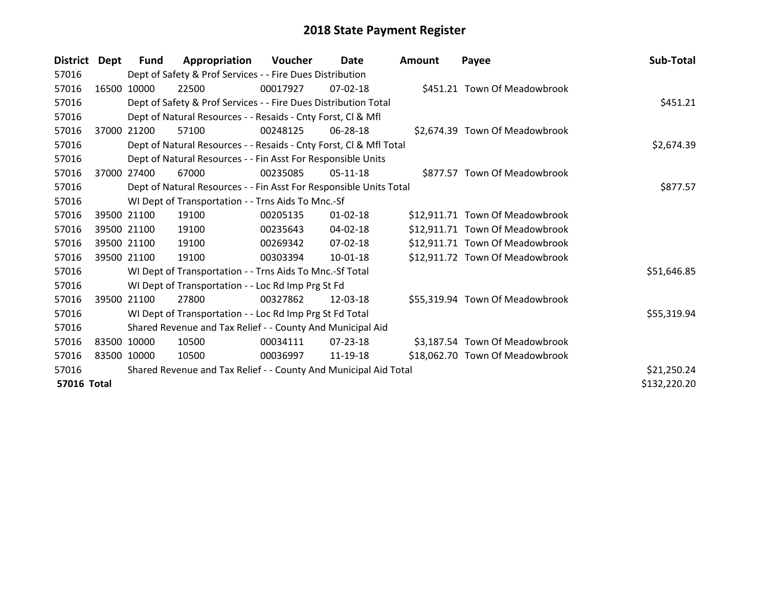# 2018 State Payment Register

| District | Dept | Fund | Appropriation | Voucher | Date | Amount | Payee | Sub-Total |
|---|---|---|---|---|---|---|---|---|
| 57016 | | Dept of Safety & Prof Services - - Fire Dues Distribution | | | | | | |
| 57016 | 16500 | 10000 | 22500 | 00017927 | 07-02-18 | $451.21 | Town Of Meadowbrook | |
| 57016 | | Dept of Safety & Prof Services - - Fire Dues Distribution Total | | | | | | $451.21 |
| 57016 | | Dept of Natural Resources - - Resaids - Cnty Forst, Cl & Mfl | | | | | | |
| 57016 | 37000 | 21200 | 57100 | 00248125 | 06-28-18 | $2,674.39 | Town Of Meadowbrook | |
| 57016 | | Dept of Natural Resources - - Resaids - Cnty Forst, Cl & Mfl Total | | | | | | $2,674.39 |
| 57016 | | Dept of Natural Resources - - Fin Asst For Responsible Units | | | | | | |
| 57016 | 37000 | 27400 | 67000 | 00235085 | 05-11-18 | $877.57 | Town Of Meadowbrook | |
| 57016 | | Dept of Natural Resources - - Fin Asst For Responsible Units Total | | | | | | $877.57 |
| 57016 | | WI Dept of Transportation - - Trns Aids To Mnc.-Sf | | | | | | |
| 57016 | 39500 | 21100 | 19100 | 00205135 | 01-02-18 | $12,911.71 | Town Of Meadowbrook | |
| 57016 | 39500 | 21100 | 19100 | 00235643 | 04-02-18 | $12,911.71 | Town Of Meadowbrook | |
| 57016 | 39500 | 21100 | 19100 | 00269342 | 07-02-18 | $12,911.71 | Town Of Meadowbrook | |
| 57016 | 39500 | 21100 | 19100 | 00303394 | 10-01-18 | $12,911.72 | Town Of Meadowbrook | |
| 57016 | | WI Dept of Transportation - - Trns Aids To Mnc.-Sf Total | | | | | | $51,646.85 |
| 57016 | | WI Dept of Transportation - - Loc Rd Imp Prg St Fd | | | | | | |
| 57016 | 39500 | 21100 | 27800 | 00327862 | 12-03-18 | $55,319.94 | Town Of Meadowbrook | |
| 57016 | | WI Dept of Transportation - - Loc Rd Imp Prg St Fd Total | | | | | | $55,319.94 |
| 57016 | | Shared Revenue and Tax Relief - - County And Municipal Aid | | | | | | |
| 57016 | 83500 | 10000 | 10500 | 00034111 | 07-23-18 | $3,187.54 | Town Of Meadowbrook | |
| 57016 | 83500 | 10000 | 10500 | 00036997 | 11-19-18 | $18,062.70 | Town Of Meadowbrook | |
| 57016 | | Shared Revenue and Tax Relief - - County And Municipal Aid Total | | | | | | $21,250.24 |
| **57016 Total** | | | | | | | | $132,220.20 |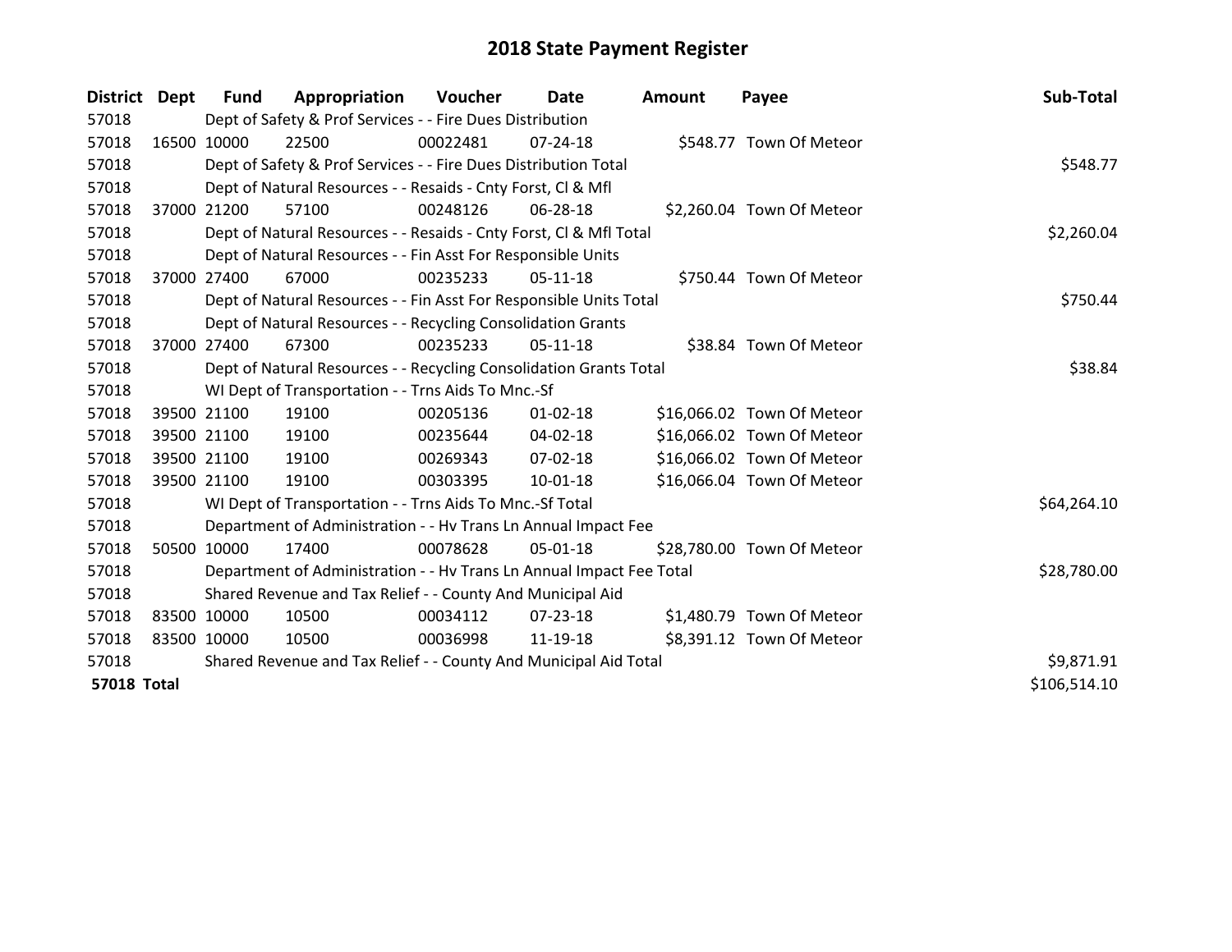# 2018 State Payment Register

| District | Dept | Fund | Appropriation | Voucher | Date | Amount | Payee | Sub-Total |
|---|---|---|---|---|---|---|---|---|
| 57018 | Dept of Safety & Prof Services - - Fire Dues Distribution | | | | | | | |
| 57018 | 16500 | 10000 | 22500 | 00022481 | 07-24-18 | $548.77 | Town Of Meteor | |
| 57018 | Dept of Safety & Prof Services - - Fire Dues Distribution Total | | | | | | | $548.77 |
| 57018 | Dept of Natural Resources - - Resaids - Cnty Forst, Cl & Mfl | | | | | | | |
| 57018 | 37000 | 21200 | 57100 | 00248126 | 06-28-18 | $2,260.04 | Town Of Meteor | |
| 57018 | Dept of Natural Resources - - Resaids - Cnty Forst, Cl & Mfl Total | | | | | | | $2,260.04 |
| 57018 | Dept of Natural Resources - - Fin Asst For Responsible Units | | | | | | | |
| 57018 | 37000 | 27400 | 67000 | 00235233 | 05-11-18 | $750.44 | Town Of Meteor | |
| 57018 | Dept of Natural Resources - - Fin Asst For Responsible Units Total | | | | | | | $750.44 |
| 57018 | Dept of Natural Resources - - Recycling Consolidation Grants | | | | | | | |
| 57018 | 37000 | 27400 | 67300 | 00235233 | 05-11-18 | $38.84 | Town Of Meteor | |
| 57018 | Dept of Natural Resources - - Recycling Consolidation Grants Total | | | | | | | $38.84 |
| 57018 | WI Dept of Transportation - - Trns Aids To Mnc.-Sf | | | | | | | |
| 57018 | 39500 | 21100 | 19100 | 00205136 | 01-02-18 | $16,066.02 | Town Of Meteor | |
| 57018 | 39500 | 21100 | 19100 | 00235644 | 04-02-18 | $16,066.02 | Town Of Meteor | |
| 57018 | 39500 | 21100 | 19100 | 00269343 | 07-02-18 | $16,066.02 | Town Of Meteor | |
| 57018 | 39500 | 21100 | 19100 | 00303395 | 10-01-18 | $16,066.04 | Town Of Meteor | |
| 57018 | WI Dept of Transportation - - Trns Aids To Mnc.-Sf Total | | | | | | | $64,264.10 |
| 57018 | Department of Administration - - Hv Trans Ln Annual Impact Fee | | | | | | | |
| 57018 | 50500 | 10000 | 17400 | 00078628 | 05-01-18 | $28,780.00 | Town Of Meteor | |
| 57018 | Department of Administration - - Hv Trans Ln Annual Impact Fee Total | | | | | | | $28,780.00 |
| 57018 | Shared Revenue and Tax Relief - - County And Municipal Aid | | | | | | | |
| 57018 | 83500 | 10000 | 10500 | 00034112 | 07-23-18 | $1,480.79 | Town Of Meteor | |
| 57018 | 83500 | 10000 | 10500 | 00036998 | 11-19-18 | $8,391.12 | Town Of Meteor | |
| 57018 | Shared Revenue and Tax Relief - - County And Municipal Aid Total | | | | | | | $9,871.91 |
| **57018 Total** | | | | | | | | $106,514.10 |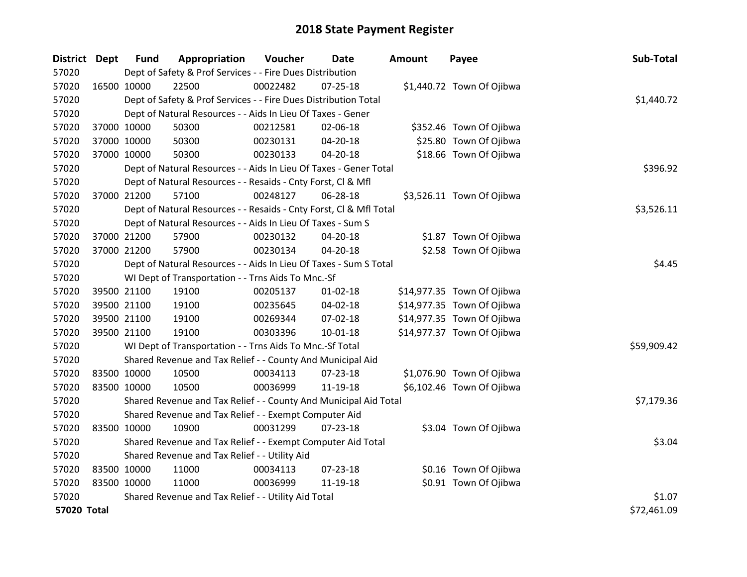# 2018 State Payment Register

| District | Dept | Fund | Appropriation | Voucher | Date | Amount | Payee | Sub-Total |
|---|---|---|---|---|---|---|---|---|
| 57020 | | Dept of Safety & Prof Services - - Fire Dues Distribution | | | | | | |
| 57020 | 16500 | 10000 | 22500 | 00022482 | 07-25-18 | $1,440.72 | Town Of Ojibwa | |
| 57020 | | Dept of Safety & Prof Services - - Fire Dues Distribution Total | | | | | | $1,440.72 |
| 57020 | | Dept of Natural Resources - - Aids In Lieu Of Taxes - Gener | | | | | | |
| 57020 | 37000 | 10000 | 50300 | 00212581 | 02-06-18 | $352.46 | Town Of Ojibwa | |
| 57020 | 37000 | 10000 | 50300 | 00230131 | 04-20-18 | $25.80 | Town Of Ojibwa | |
| 57020 | 37000 | 10000 | 50300 | 00230133 | 04-20-18 | $18.66 | Town Of Ojibwa | |
| 57020 | | Dept of Natural Resources - - Aids In Lieu Of Taxes - Gener Total | | | | | | $396.92 |
| 57020 | | Dept of Natural Resources - - Resaids - Cnty Forst, Cl & Mfl | | | | | | |
| 57020 | 37000 | 21200 | 57100 | 00248127 | 06-28-18 | $3,526.11 | Town Of Ojibwa | |
| 57020 | | Dept of Natural Resources - - Resaids - Cnty Forst, Cl & Mfl Total | | | | | | $3,526.11 |
| 57020 | | Dept of Natural Resources - - Aids In Lieu Of Taxes - Sum S | | | | | | |
| 57020 | 37000 | 21200 | 57900 | 00230132 | 04-20-18 | $1.87 | Town Of Ojibwa | |
| 57020 | 37000 | 21200 | 57900 | 00230134 | 04-20-18 | $2.58 | Town Of Ojibwa | |
| 57020 | | Dept of Natural Resources - - Aids In Lieu Of Taxes - Sum S Total | | | | | | $4.45 |
| 57020 | | WI Dept of Transportation - - Trns Aids To Mnc.-Sf | | | | | | |
| 57020 | 39500 | 21100 | 19100 | 00205137 | 01-02-18 | $14,977.35 | Town Of Ojibwa | |
| 57020 | 39500 | 21100 | 19100 | 00235645 | 04-02-18 | $14,977.35 | Town Of Ojibwa | |
| 57020 | 39500 | 21100 | 19100 | 00269344 | 07-02-18 | $14,977.35 | Town Of Ojibwa | |
| 57020 | 39500 | 21100 | 19100 | 00303396 | 10-01-18 | $14,977.37 | Town Of Ojibwa | |
| 57020 | | WI Dept of Transportation - - Trns Aids To Mnc.-Sf Total | | | | | | $59,909.42 |
| 57020 | | Shared Revenue and Tax Relief - - County And Municipal Aid | | | | | | |
| 57020 | 83500 | 10000 | 10500 | 00034113 | 07-23-18 | $1,076.90 | Town Of Ojibwa | |
| 57020 | 83500 | 10000 | 10500 | 00036999 | 11-19-18 | $6,102.46 | Town Of Ojibwa | |
| 57020 | | Shared Revenue and Tax Relief - - County And Municipal Aid Total | | | | | | $7,179.36 |
| 57020 | | Shared Revenue and Tax Relief - - Exempt Computer Aid | | | | | | |
| 57020 | 83500 | 10000 | 10900 | 00031299 | 07-23-18 | $3.04 | Town Of Ojibwa | |
| 57020 | | Shared Revenue and Tax Relief - - Exempt Computer Aid Total | | | | | | $3.04 |
| 57020 | | Shared Revenue and Tax Relief - - Utility Aid | | | | | | |
| 57020 | 83500 | 10000 | 11000 | 00034113 | 07-23-18 | $0.16 | Town Of Ojibwa | |
| 57020 | 83500 | 10000 | 11000 | 00036999 | 11-19-18 | $0.91 | Town Of Ojibwa | |
| 57020 | | Shared Revenue and Tax Relief - - Utility Aid Total | | | | | | $1.07 |
| **57020 Total** | | | | | | | | $72,461.09 |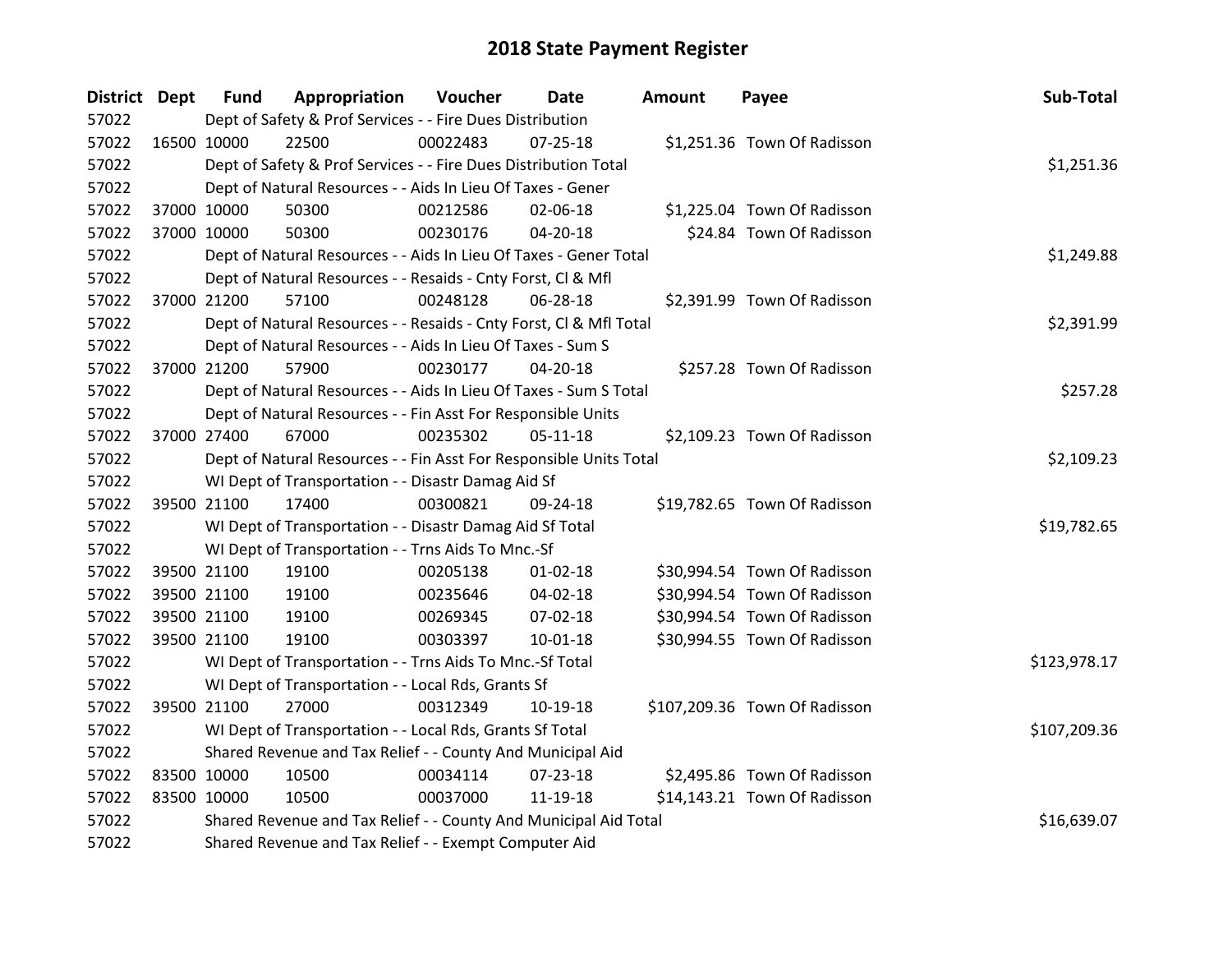# 2018 State Payment Register

| District | Dept | Fund | Appropriation | Voucher | Date | Amount | Payee | Sub-Total |
|---|---|---|---|---|---|---|---|---|
| 57022 | | Dept of Safety & Prof Services - - Fire Dues Distribution | | | | | | |
| 57022 | 16500 | 10000 | 22500 | 00022483 | 07-25-18 | $1,251.36 | Town Of Radisson | |
| 57022 | | Dept of Safety & Prof Services - - Fire Dues Distribution Total | | | | | | $1,251.36 |
| 57022 | | Dept of Natural Resources - - Aids In Lieu Of Taxes - Gener | | | | | | |
| 57022 | 37000 | 10000 | 50300 | 00212586 | 02-06-18 | $1,225.04 | Town Of Radisson | |
| 57022 | 37000 | 10000 | 50300 | 00230176 | 04-20-18 | $24.84 | Town Of Radisson | |
| 57022 | | Dept of Natural Resources - - Aids In Lieu Of Taxes - Gener Total | | | | | | $1,249.88 |
| 57022 | | Dept of Natural Resources - - Resaids - Cnty Forst, Cl & Mfl | | | | | | |
| 57022 | 37000 | 21200 | 57100 | 00248128 | 06-28-18 | $2,391.99 | Town Of Radisson | |
| 57022 | | Dept of Natural Resources - - Resaids - Cnty Forst, Cl & Mfl Total | | | | | | $2,391.99 |
| 57022 | | Dept of Natural Resources - - Aids In Lieu Of Taxes - Sum S | | | | | | |
| 57022 | 37000 | 21200 | 57900 | 00230177 | 04-20-18 | $257.28 | Town Of Radisson | |
| 57022 | | Dept of Natural Resources - - Aids In Lieu Of Taxes - Sum S Total | | | | | | $257.28 |
| 57022 | | Dept of Natural Resources - - Fin Asst For Responsible Units | | | | | | |
| 57022 | 37000 | 27400 | 67000 | 00235302 | 05-11-18 | $2,109.23 | Town Of Radisson | |
| 57022 | | Dept of Natural Resources - - Fin Asst For Responsible Units Total | | | | | | $2,109.23 |
| 57022 | | WI Dept of Transportation - - Disastr Damag Aid Sf | | | | | | |
| 57022 | 39500 | 21100 | 17400 | 00300821 | 09-24-18 | $19,782.65 | Town Of Radisson | |
| 57022 | | WI Dept of Transportation - - Disastr Damag Aid Sf Total | | | | | | $19,782.65 |
| 57022 | | WI Dept of Transportation - - Trns Aids To Mnc.-Sf | | | | | | |
| 57022 | 39500 | 21100 | 19100 | 00205138 | 01-02-18 | $30,994.54 | Town Of Radisson | |
| 57022 | 39500 | 21100 | 19100 | 00235646 | 04-02-18 | $30,994.54 | Town Of Radisson | |
| 57022 | 39500 | 21100 | 19100 | 00269345 | 07-02-18 | $30,994.54 | Town Of Radisson | |
| 57022 | 39500 | 21100 | 19100 | 00303397 | 10-01-18 | $30,994.55 | Town Of Radisson | |
| 57022 | | WI Dept of Transportation - - Trns Aids To Mnc.-Sf Total | | | | | | $123,978.17 |
| 57022 | | WI Dept of Transportation - - Local Rds, Grants Sf | | | | | | |
| 57022 | 39500 | 21100 | 27000 | 00312349 | 10-19-18 | $107,209.36 | Town Of Radisson | |
| 57022 | | WI Dept of Transportation - - Local Rds, Grants Sf Total | | | | | | $107,209.36 |
| 57022 | | Shared Revenue and Tax Relief - - County And Municipal Aid | | | | | | |
| 57022 | 83500 | 10000 | 10500 | 00034114 | 07-23-18 | $2,495.86 | Town Of Radisson | |
| 57022 | 83500 | 10000 | 10500 | 00037000 | 11-19-18 | $14,143.21 | Town Of Radisson | |
| 57022 | | Shared Revenue and Tax Relief - - County And Municipal Aid Total | | | | | | $16,639.07 |
| 57022 | | Shared Revenue and Tax Relief - - Exempt Computer Aid | | | | | | |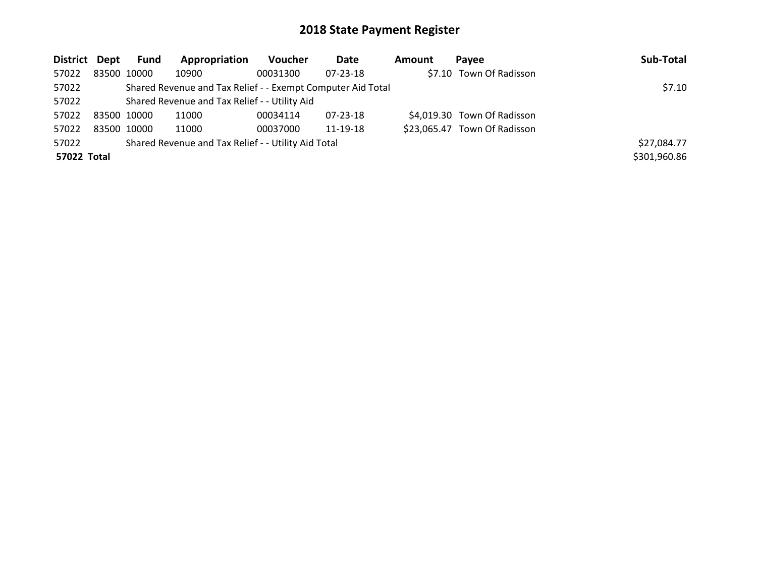# 2018 State Payment Register

| District | Dept | Fund | Appropriation | Voucher | Date | Amount | Payee | Sub-Total |
|---|---|---|---|---|---|---|---|---|
| 57022 | 83500 | 10000 | 10900 | 00031300 | 07-23-18 | $7.10 | Town Of Radisson | |
| 57022 | | Shared Revenue and Tax Relief - - Exempt Computer Aid Total | | | | | | $7.10 |
| 57022 | | Shared Revenue and Tax Relief - - Utility Aid | | | | | | |
| 57022 | 83500 | 10000 | 11000 | 00034114 | 07-23-18 | $4,019.30 | Town Of Radisson | |
| 57022 | 83500 | 10000 | 11000 | 00037000 | 11-19-18 | $23,065.47 | Town Of Radisson | |
| 57022 | | Shared Revenue and Tax Relief - - Utility Aid Total | | | | | | $27,084.77 |
| **57022 Total** | | | | | | | | $301,960.86 |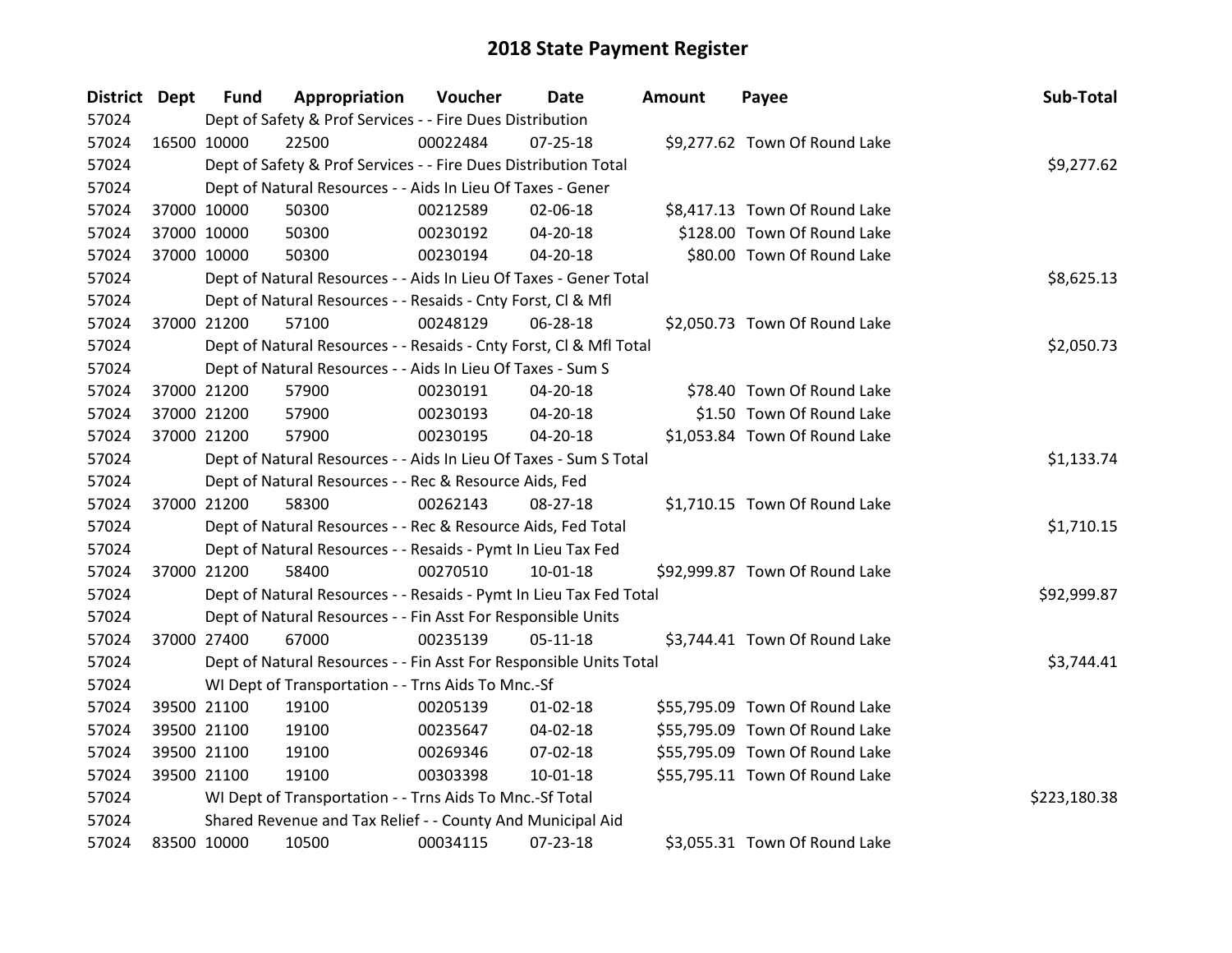# 2018 State Payment Register

| District | Dept | Fund | Appropriation | Voucher | Date | Amount | Payee | Sub-Total |
|---|---|---|---|---|---|---|---|---|
| 57024 | | Dept of Safety & Prof Services - - Fire Dues Distribution | | | | | | |
| 57024 | 16500 | 10000 | 22500 | 00022484 | 07-25-18 | $9,277.62 | Town Of Round Lake | |
| 57024 | | Dept of Safety & Prof Services - - Fire Dues Distribution Total | | | | | | $9,277.62 |
| 57024 | | Dept of Natural Resources - - Aids In Lieu Of Taxes - Gener | | | | | | |
| 57024 | 37000 | 10000 | 50300 | 00212589 | 02-06-18 | $8,417.13 | Town Of Round Lake | |
| 57024 | 37000 | 10000 | 50300 | 00230192 | 04-20-18 | $128.00 | Town Of Round Lake | |
| 57024 | 37000 | 10000 | 50300 | 00230194 | 04-20-18 | $80.00 | Town Of Round Lake | |
| 57024 | | Dept of Natural Resources - - Aids In Lieu Of Taxes - Gener Total | | | | | | $8,625.13 |
| 57024 | | Dept of Natural Resources - - Resaids - Cnty Forst, Cl & Mfl | | | | | | |
| 57024 | 37000 | 21200 | 57100 | 00248129 | 06-28-18 | $2,050.73 | Town Of Round Lake | |
| 57024 | | Dept of Natural Resources - - Resaids - Cnty Forst, Cl & Mfl Total | | | | | | $2,050.73 |
| 57024 | | Dept of Natural Resources - - Aids In Lieu Of Taxes - Sum S | | | | | | |
| 57024 | 37000 | 21200 | 57900 | 00230191 | 04-20-18 | $78.40 | Town Of Round Lake | |
| 57024 | 37000 | 21200 | 57900 | 00230193 | 04-20-18 | $1.50 | Town Of Round Lake | |
| 57024 | 37000 | 21200 | 57900 | 00230195 | 04-20-18 | $1,053.84 | Town Of Round Lake | |
| 57024 | | Dept of Natural Resources - - Aids In Lieu Of Taxes - Sum S Total | | | | | | $1,133.74 |
| 57024 | | Dept of Natural Resources - - Rec & Resource Aids, Fed | | | | | | |
| 57024 | 37000 | 21200 | 58300 | 00262143 | 08-27-18 | $1,710.15 | Town Of Round Lake | |
| 57024 | | Dept of Natural Resources - - Rec & Resource Aids, Fed Total | | | | | | $1,710.15 |
| 57024 | | Dept of Natural Resources - - Resaids - Pymt In Lieu Tax Fed | | | | | | |
| 57024 | 37000 | 21200 | 58400 | 00270510 | 10-01-18 | $92,999.87 | Town Of Round Lake | |
| 57024 | | Dept of Natural Resources - - Resaids - Pymt In Lieu Tax Fed Total | | | | | | $92,999.87 |
| 57024 | | Dept of Natural Resources - - Fin Asst For Responsible Units | | | | | | |
| 57024 | 37000 | 27400 | 67000 | 00235139 | 05-11-18 | $3,744.41 | Town Of Round Lake | |
| 57024 | | Dept of Natural Resources - - Fin Asst For Responsible Units Total | | | | | | $3,744.41 |
| 57024 | | WI Dept of Transportation - - Trns Aids To Mnc.-Sf | | | | | | |
| 57024 | 39500 | 21100 | 19100 | 00205139 | 01-02-18 | $55,795.09 | Town Of Round Lake | |
| 57024 | 39500 | 21100 | 19100 | 00235647 | 04-02-18 | $55,795.09 | Town Of Round Lake | |
| 57024 | 39500 | 21100 | 19100 | 00269346 | 07-02-18 | $55,795.09 | Town Of Round Lake | |
| 57024 | 39500 | 21100 | 19100 | 00303398 | 10-01-18 | $55,795.11 | Town Of Round Lake | |
| 57024 | | WI Dept of Transportation - - Trns Aids To Mnc.-Sf Total | | | | | | $223,180.38 |
| 57024 | | Shared Revenue and Tax Relief - - County And Municipal Aid | | | | | | |
| 57024 | 83500 | 10000 | 10500 | 00034115 | 07-23-18 | $3,055.31 | Town Of Round Lake | |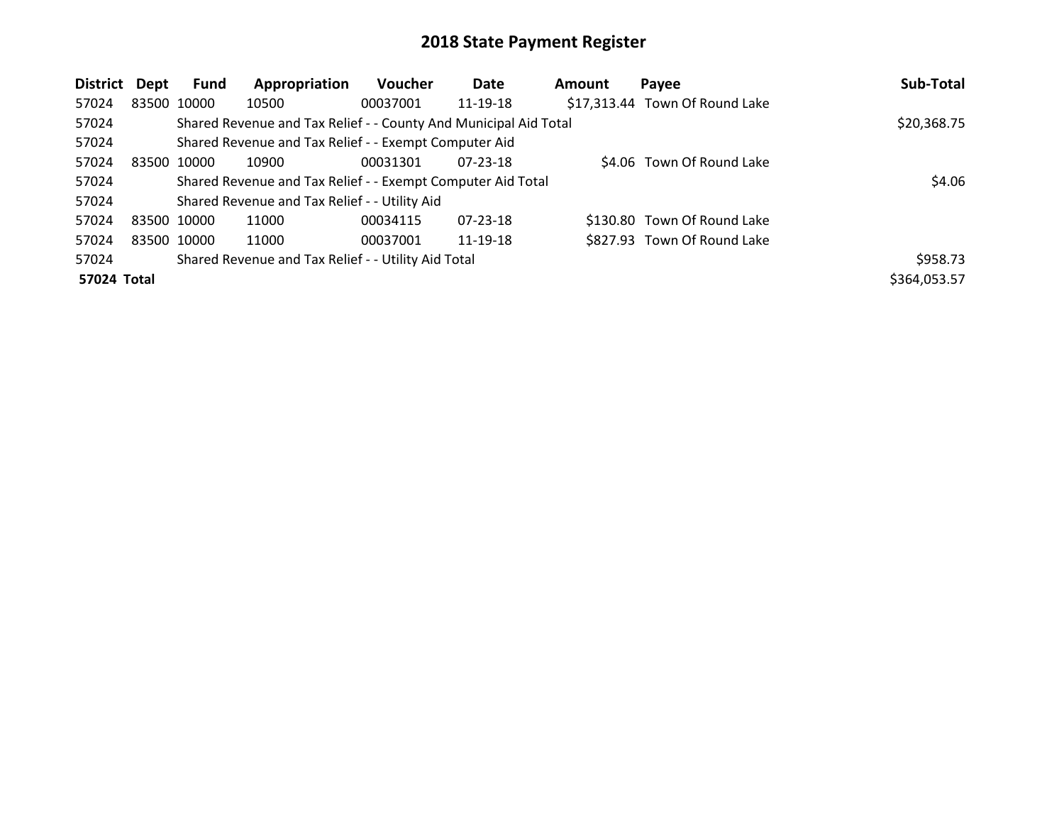# 2018 State Payment Register

| District | Dept | Fund | Appropriation | Voucher | Date | Amount | Payee | Sub-Total |
|---|---|---|---|---|---|---|---|---|
| 57024 | 83500 | 10000 | 10500 | 00037001 | 11-19-18 | $17,313.44 | Town Of Round Lake | |
| 57024 | | Shared Revenue and Tax Relief - - County And Municipal Aid Total | | | | | | $20,368.75 |
| 57024 | | Shared Revenue and Tax Relief - - Exempt Computer Aid | | | | | | |
| 57024 | 83500 | 10000 | 10900 | 00031301 | 07-23-18 | $4.06 | Town Of Round Lake | |
| 57024 | | Shared Revenue and Tax Relief - - Exempt Computer Aid Total | | | | | | $4.06 |
| 57024 | | Shared Revenue and Tax Relief - - Utility Aid | | | | | | |
| 57024 | 83500 | 10000 | 11000 | 00034115 | 07-23-18 | $130.80 | Town Of Round Lake | |
| 57024 | 83500 | 10000 | 11000 | 00037001 | 11-19-18 | $827.93 | Town Of Round Lake | |
| 57024 | | Shared Revenue and Tax Relief - - Utility Aid Total | | | | | | $958.73 |
| **57024 Total** | | | | | | | | $364,053.57 |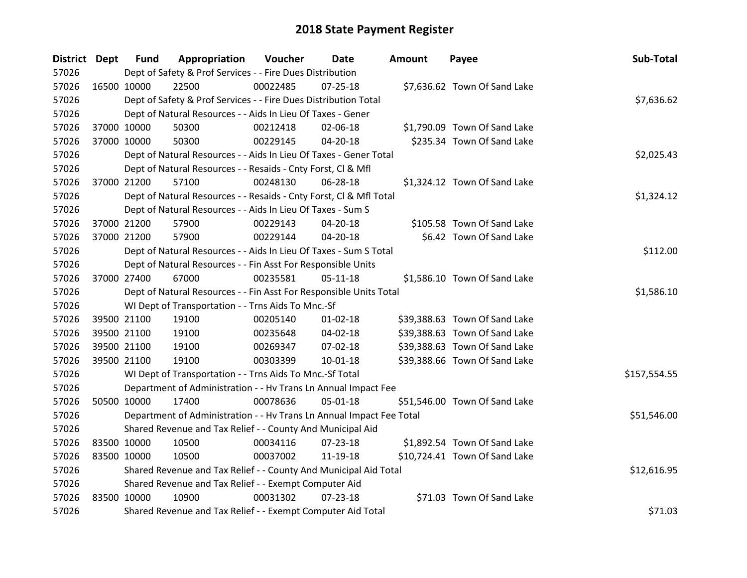# 2018 State Payment Register

| District | Dept | Fund | Appropriation | Voucher | Date | Amount | Payee | Sub-Total |
|---|---|---|---|---|---|---|---|---|
| 57026 | | Dept of Safety & Prof Services - - Fire Dues Distribution | | | | | | |
| 57026 | 16500 | 10000 | 22500 | 00022485 | 07-25-18 | $7,636.62 | Town Of Sand Lake | |
| 57026 | | Dept of Safety & Prof Services - - Fire Dues Distribution Total | | | | | | $7,636.62 |
| 57026 | | Dept of Natural Resources - - Aids In Lieu Of Taxes - Gener | | | | | | |
| 57026 | 37000 | 10000 | 50300 | 00212418 | 02-06-18 | $1,790.09 | Town Of Sand Lake | |
| 57026 | 37000 | 10000 | 50300 | 00229145 | 04-20-18 | $235.34 | Town Of Sand Lake | |
| 57026 | | Dept of Natural Resources - - Aids In Lieu Of Taxes - Gener Total | | | | | | $2,025.43 |
| 57026 | | Dept of Natural Resources - - Resaids - Cnty Forst, Cl & Mfl | | | | | | |
| 57026 | 37000 | 21200 | 57100 | 00248130 | 06-28-18 | $1,324.12 | Town Of Sand Lake | |
| 57026 | | Dept of Natural Resources - - Resaids - Cnty Forst, Cl & Mfl Total | | | | | | $1,324.12 |
| 57026 | | Dept of Natural Resources - - Aids In Lieu Of Taxes - Sum S | | | | | | |
| 57026 | 37000 | 21200 | 57900 | 00229143 | 04-20-18 | $105.58 | Town Of Sand Lake | |
| 57026 | 37000 | 21200 | 57900 | 00229144 | 04-20-18 | $6.42 | Town Of Sand Lake | |
| 57026 | | Dept of Natural Resources - - Aids In Lieu Of Taxes - Sum S Total | | | | | | $112.00 |
| 57026 | | Dept of Natural Resources - - Fin Asst For Responsible Units | | | | | | |
| 57026 | 37000 | 27400 | 67000 | 00235581 | 05-11-18 | $1,586.10 | Town Of Sand Lake | |
| 57026 | | Dept of Natural Resources - - Fin Asst For Responsible Units Total | | | | | | $1,586.10 |
| 57026 | | WI Dept of Transportation - - Trns Aids To Mnc.-Sf | | | | | | |
| 57026 | 39500 | 21100 | 19100 | 00205140 | 01-02-18 | $39,388.63 | Town Of Sand Lake | |
| 57026 | 39500 | 21100 | 19100 | 00235648 | 04-02-18 | $39,388.63 | Town Of Sand Lake | |
| 57026 | 39500 | 21100 | 19100 | 00269347 | 07-02-18 | $39,388.63 | Town Of Sand Lake | |
| 57026 | 39500 | 21100 | 19100 | 00303399 | 10-01-18 | $39,388.66 | Town Of Sand Lake | |
| 57026 | | WI Dept of Transportation - - Trns Aids To Mnc.-Sf Total | | | | | | $157,554.55 |
| 57026 | | Department of Administration - - Hv Trans Ln Annual Impact Fee | | | | | | |
| 57026 | 50500 | 10000 | 17400 | 00078636 | 05-01-18 | $51,546.00 | Town Of Sand Lake | |
| 57026 | | Department of Administration - - Hv Trans Ln Annual Impact Fee Total | | | | | | $51,546.00 |
| 57026 | | Shared Revenue and Tax Relief - - County And Municipal Aid | | | | | | |
| 57026 | 83500 | 10000 | 10500 | 00034116 | 07-23-18 | $1,892.54 | Town Of Sand Lake | |
| 57026 | 83500 | 10000 | 10500 | 00037002 | 11-19-18 | $10,724.41 | Town Of Sand Lake | |
| 57026 | | Shared Revenue and Tax Relief - - County And Municipal Aid Total | | | | | | $12,616.95 |
| 57026 | | Shared Revenue and Tax Relief - - Exempt Computer Aid | | | | | | |
| 57026 | 83500 | 10000 | 10900 | 00031302 | 07-23-18 | $71.03 | Town Of Sand Lake | |
| 57026 | | Shared Revenue and Tax Relief - - Exempt Computer Aid Total | | | | | | $71.03 |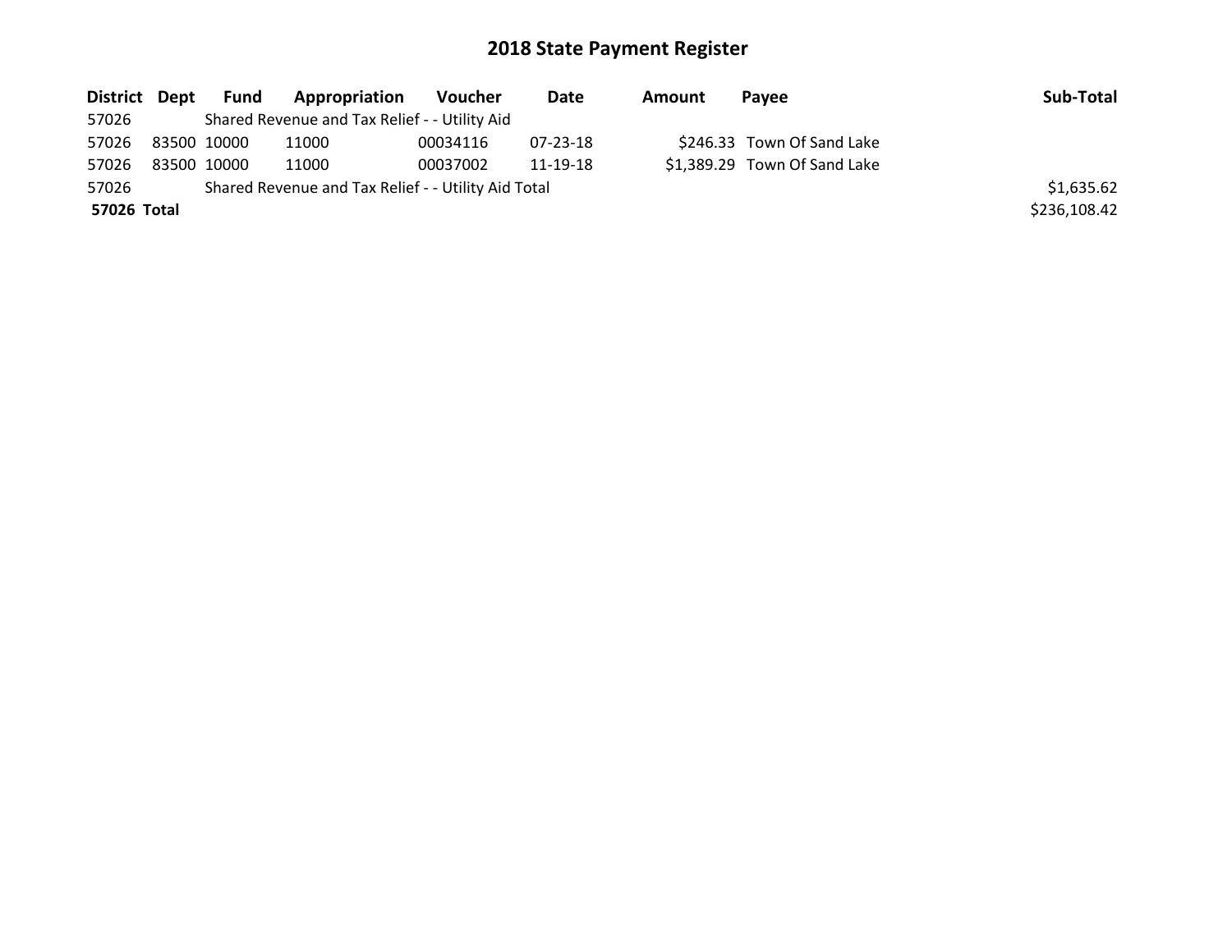# 2018 State Payment Register

| District | Dept | Fund | Appropriation | Voucher | Date | Amount | Payee | Sub-Total |
|---|---|---|---|---|---|---|---|---|
| 57026 | | Shared Revenue and Tax Relief - - Utility Aid | | | | | | |
| 57026 | 83500 | 10000 | 11000 | 00034116 | 07-23-18 | $246.33 | Town Of Sand Lake | |
| 57026 | 83500 | 10000 | 11000 | 00037002 | 11-19-18 | $1,389.29 | Town Of Sand Lake | |
| 57026 | | Shared Revenue and Tax Relief - - Utility Aid Total | | | | | | $1,635.62 |
| **57026** | **Total** | | | | | | | $236,108.42 |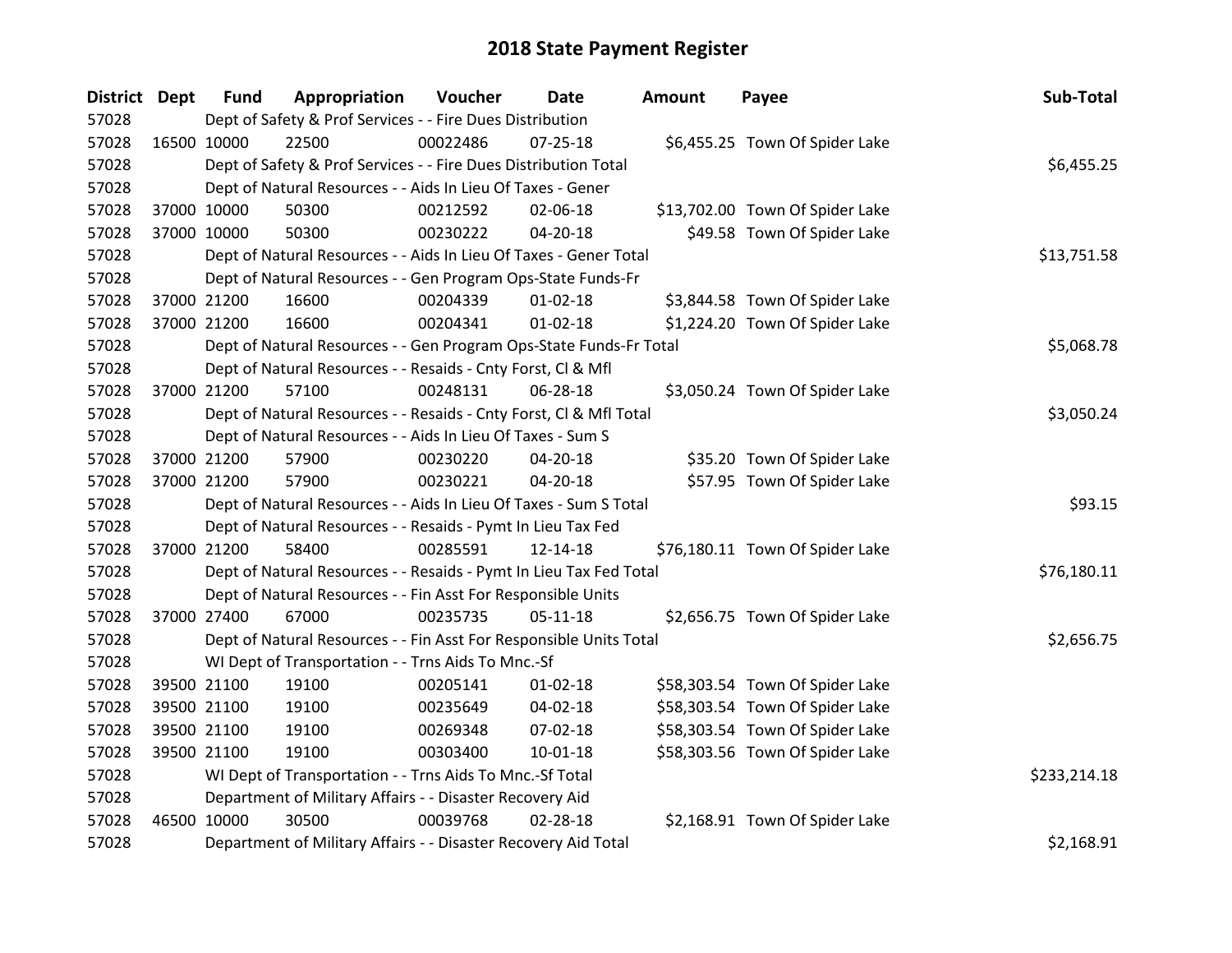# 2018 State Payment Register

| District | Dept | Fund | Appropriation | Voucher | Date | Amount | Payee | Sub-Total |
|---|---|---|---|---|---|---|---|---|
| 57028 | Dept of Safety & Prof Services - - Fire Dues Distribution | | | | | | | |
| 57028 | 16500 | 10000 | 22500 | 00022486 | 07-25-18 | $6,455.25 | Town Of Spider Lake | |
| 57028 | Dept of Safety & Prof Services - - Fire Dues Distribution Total | | | | | | | $6,455.25 |
| 57028 | Dept of Natural Resources - - Aids In Lieu Of Taxes - Gener | | | | | | | |
| 57028 | 37000 | 10000 | 50300 | 00212592 | 02-06-18 | $13,702.00 | Town Of Spider Lake | |
| 57028 | 37000 | 10000 | 50300 | 00230222 | 04-20-18 | $49.58 | Town Of Spider Lake | |
| 57028 | Dept of Natural Resources - - Aids In Lieu Of Taxes - Gener Total | | | | | | | $13,751.58 |
| 57028 | Dept of Natural Resources - - Gen Program Ops-State Funds-Fr | | | | | | | |
| 57028 | 37000 | 21200 | 16600 | 00204339 | 01-02-18 | $3,844.58 | Town Of Spider Lake | |
| 57028 | 37000 | 21200 | 16600 | 00204341 | 01-02-18 | $1,224.20 | Town Of Spider Lake | |
| 57028 | Dept of Natural Resources - - Gen Program Ops-State Funds-Fr Total | | | | | | | $5,068.78 |
| 57028 | Dept of Natural Resources - - Resaids - Cnty Forst, Cl & Mfl | | | | | | | |
| 57028 | 37000 | 21200 | 57100 | 00248131 | 06-28-18 | $3,050.24 | Town Of Spider Lake | |
| 57028 | Dept of Natural Resources - - Resaids - Cnty Forst, Cl & Mfl Total | | | | | | | $3,050.24 |
| 57028 | Dept of Natural Resources - - Aids In Lieu Of Taxes - Sum S | | | | | | | |
| 57028 | 37000 | 21200 | 57900 | 00230220 | 04-20-18 | $35.20 | Town Of Spider Lake | |
| 57028 | 37000 | 21200 | 57900 | 00230221 | 04-20-18 | $57.95 | Town Of Spider Lake | |
| 57028 | Dept of Natural Resources - - Aids In Lieu Of Taxes - Sum S Total | | | | | | | $93.15 |
| 57028 | Dept of Natural Resources - - Resaids - Pymt In Lieu Tax Fed | | | | | | | |
| 57028 | 37000 | 21200 | 58400 | 00285591 | 12-14-18 | $76,180.11 | Town Of Spider Lake | |
| 57028 | Dept of Natural Resources - - Resaids - Pymt In Lieu Tax Fed Total | | | | | | | $76,180.11 |
| 57028 | Dept of Natural Resources - - Fin Asst For Responsible Units | | | | | | | |
| 57028 | 37000 | 27400 | 67000 | 00235735 | 05-11-18 | $2,656.75 | Town Of Spider Lake | |
| 57028 | Dept of Natural Resources - - Fin Asst For Responsible Units Total | | | | | | | $2,656.75 |
| 57028 | WI Dept of Transportation - - Trns Aids To Mnc.-Sf | | | | | | | |
| 57028 | 39500 | 21100 | 19100 | 00205141 | 01-02-18 | $58,303.54 | Town Of Spider Lake | |
| 57028 | 39500 | 21100 | 19100 | 00235649 | 04-02-18 | $58,303.54 | Town Of Spider Lake | |
| 57028 | 39500 | 21100 | 19100 | 00269348 | 07-02-18 | $58,303.54 | Town Of Spider Lake | |
| 57028 | 39500 | 21100 | 19100 | 00303400 | 10-01-18 | $58,303.56 | Town Of Spider Lake | |
| 57028 | WI Dept of Transportation - - Trns Aids To Mnc.-Sf Total | | | | | | | $233,214.18 |
| 57028 | Department of Military Affairs - - Disaster Recovery Aid | | | | | | | |
| 57028 | 46500 | 10000 | 30500 | 00039768 | 02-28-18 | $2,168.91 | Town Of Spider Lake | |
| 57028 | Department of Military Affairs - - Disaster Recovery Aid Total | | | | | | | $2,168.91 |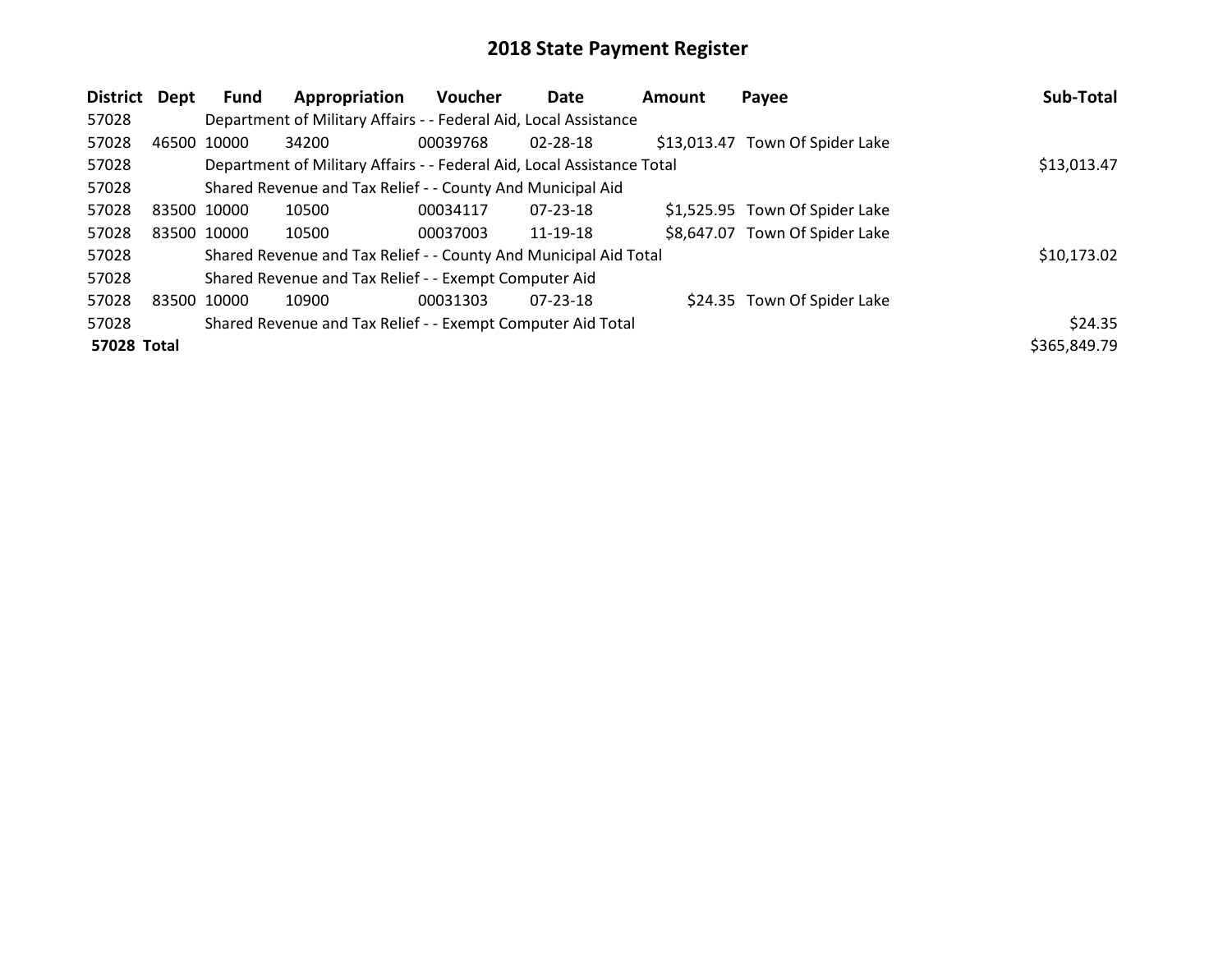# 2018 State Payment Register

| District | Dept | Fund | Appropriation | Voucher | Date | Amount | Payee | Sub-Total |
|---|---|---|---|---|---|---|---|---|
| 57028 | | Department of Military Affairs - - Federal Aid, Local Assistance | | | | | | |
| 57028 | 46500 | 10000 | 34200 | 00039768 | 02-28-18 | $13,013.47 | Town Of Spider Lake | |
| 57028 | | Department of Military Affairs - - Federal Aid, Local Assistance Total | | | | | | $13,013.47 |
| 57028 | | Shared Revenue and Tax Relief - - County And Municipal Aid | | | | | | |
| 57028 | 83500 | 10000 | 10500 | 00034117 | 07-23-18 | $1,525.95 | Town Of Spider Lake | |
| 57028 | 83500 | 10000 | 10500 | 00037003 | 11-19-18 | $8,647.07 | Town Of Spider Lake | |
| 57028 | | Shared Revenue and Tax Relief - - County And Municipal Aid Total | | | | | | $10,173.02 |
| 57028 | | Shared Revenue and Tax Relief - - Exempt Computer Aid | | | | | | |
| 57028 | 83500 | 10000 | 10900 | 00031303 | 07-23-18 | $24.35 | Town Of Spider Lake | |
| 57028 | | Shared Revenue and Tax Relief - - Exempt Computer Aid Total | | | | | | $24.35 |
| **57028 Total** | | | | | | | | $365,849.79 |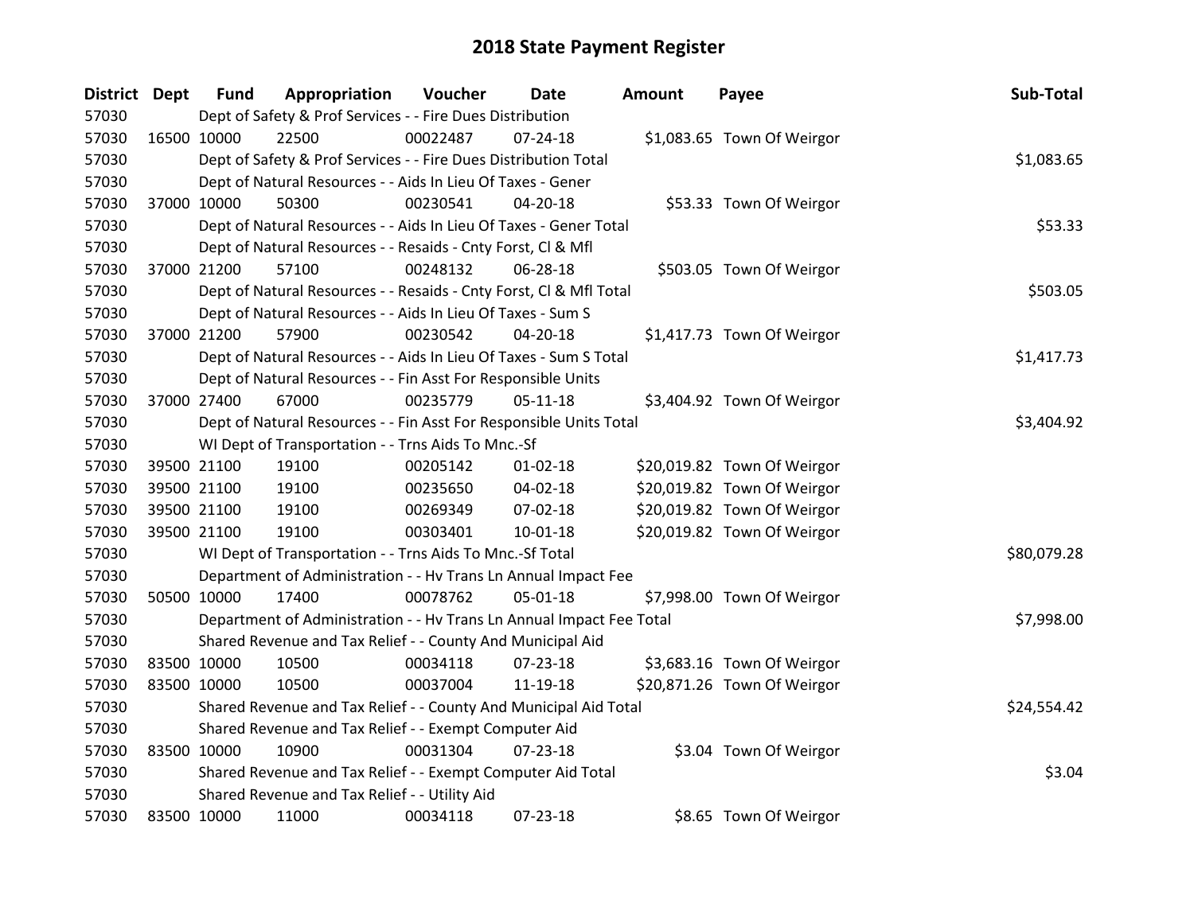# 2018 State Payment Register

| District | Dept | Fund | Appropriation | Voucher | Date | Amount | Payee | Sub-Total |
|---|---|---|---|---|---|---|---|---|
| 57030 | | Dept of Safety & Prof Services - - Fire Dues Distribution | | | | | | |
| 57030 | 16500 | 10000 | 22500 | 00022487 | 07-24-18 | $1,083.65 | Town Of Weirgor | |
| 57030 | | Dept of Safety & Prof Services - - Fire Dues Distribution Total | | | | | | $1,083.65 |
| 57030 | | Dept of Natural Resources - - Aids In Lieu Of Taxes - Gener | | | | | | |
| 57030 | 37000 | 10000 | 50300 | 00230541 | 04-20-18 | $53.33 | Town Of Weirgor | |
| 57030 | | Dept of Natural Resources - - Aids In Lieu Of Taxes - Gener Total | | | | | | $53.33 |
| 57030 | | Dept of Natural Resources - - Resaids - Cnty Forst, Cl & Mfl | | | | | | |
| 57030 | 37000 | 21200 | 57100 | 00248132 | 06-28-18 | $503.05 | Town Of Weirgor | |
| 57030 | | Dept of Natural Resources - - Resaids - Cnty Forst, Cl & Mfl Total | | | | | | $503.05 |
| 57030 | | Dept of Natural Resources - - Aids In Lieu Of Taxes - Sum S | | | | | | |
| 57030 | 37000 | 21200 | 57900 | 00230542 | 04-20-18 | $1,417.73 | Town Of Weirgor | |
| 57030 | | Dept of Natural Resources - - Aids In Lieu Of Taxes - Sum S Total | | | | | | $1,417.73 |
| 57030 | | Dept of Natural Resources - - Fin Asst For Responsible Units | | | | | | |
| 57030 | 37000 | 27400 | 67000 | 00235779 | 05-11-18 | $3,404.92 | Town Of Weirgor | |
| 57030 | | Dept of Natural Resources - - Fin Asst For Responsible Units Total | | | | | | $3,404.92 |
| 57030 | | WI Dept of Transportation - - Trns Aids To Mnc.-Sf | | | | | | |
| 57030 | 39500 | 21100 | 19100 | 00205142 | 01-02-18 | $20,019.82 | Town Of Weirgor | |
| 57030 | 39500 | 21100 | 19100 | 00235650 | 04-02-18 | $20,019.82 | Town Of Weirgor | |
| 57030 | 39500 | 21100 | 19100 | 00269349 | 07-02-18 | $20,019.82 | Town Of Weirgor | |
| 57030 | 39500 | 21100 | 19100 | 00303401 | 10-01-18 | $20,019.82 | Town Of Weirgor | |
| 57030 | | WI Dept of Transportation - - Trns Aids To Mnc.-Sf Total | | | | | | $80,079.28 |
| 57030 | | Department of Administration - - Hv Trans Ln Annual Impact Fee | | | | | | |
| 57030 | 50500 | 10000 | 17400 | 00078762 | 05-01-18 | $7,998.00 | Town Of Weirgor | |
| 57030 | | Department of Administration - - Hv Trans Ln Annual Impact Fee Total | | | | | | $7,998.00 |
| 57030 | | Shared Revenue and Tax Relief - - County And Municipal Aid | | | | | | |
| 57030 | 83500 | 10000 | 10500 | 00034118 | 07-23-18 | $3,683.16 | Town Of Weirgor | |
| 57030 | 83500 | 10000 | 10500 | 00037004 | 11-19-18 | $20,871.26 | Town Of Weirgor | |
| 57030 | | Shared Revenue and Tax Relief - - County And Municipal Aid Total | | | | | | $24,554.42 |
| 57030 | | Shared Revenue and Tax Relief - - Exempt Computer Aid | | | | | | |
| 57030 | 83500 | 10000 | 10900 | 00031304 | 07-23-18 | $3.04 | Town Of Weirgor | |
| 57030 | | Shared Revenue and Tax Relief - - Exempt Computer Aid Total | | | | | | $3.04 |
| 57030 | | Shared Revenue and Tax Relief - - Utility Aid | | | | | | |
| 57030 | 83500 | 10000 | 11000 | 00034118 | 07-23-18 | $8.65 | Town Of Weirgor | |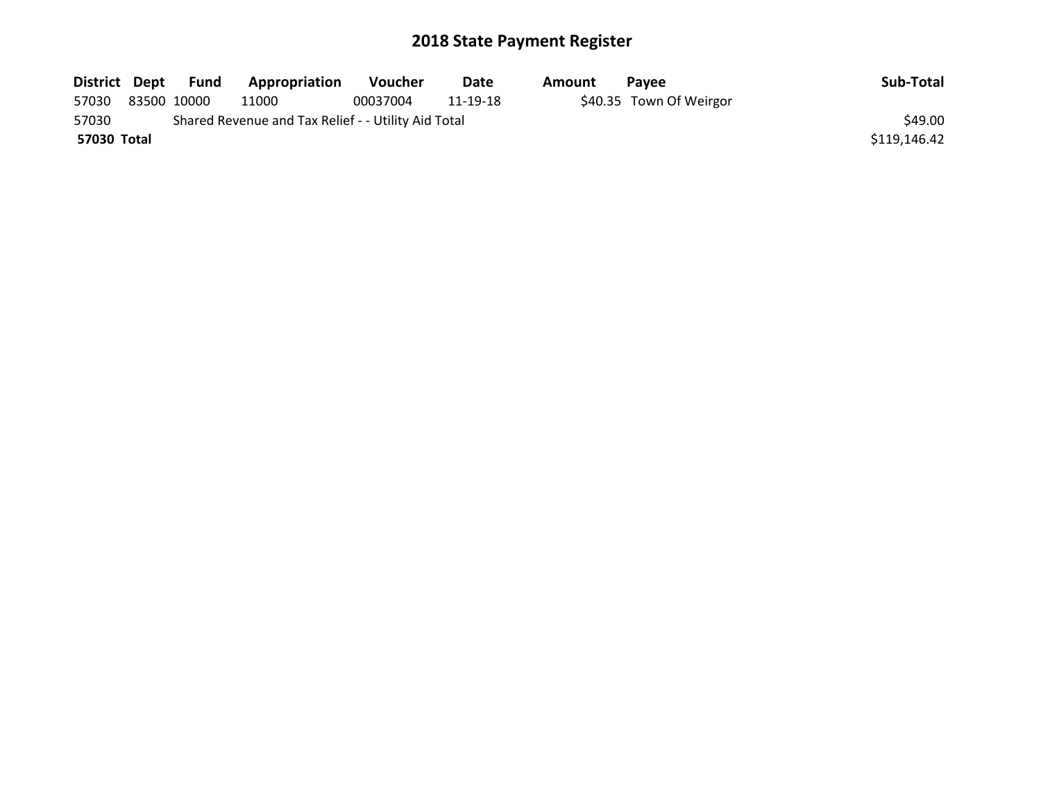# 2018 State Payment Register

| District | Dept | Fund | Appropriation | Voucher | Date | Amount | Payee | Sub-Total |
|---|---|---|---|---|---|---|---|---|
| 57030 | 83500 | 10000 | 11000 | 00037004 | 11-19-18 | $40.35 | Town Of Weirgor | |
| 57030 | | Shared Revenue and Tax Relief - - Utility Aid Total | | | | | | $49.00 |
| **57030 Total** | | | | | | | | $119,146.42 |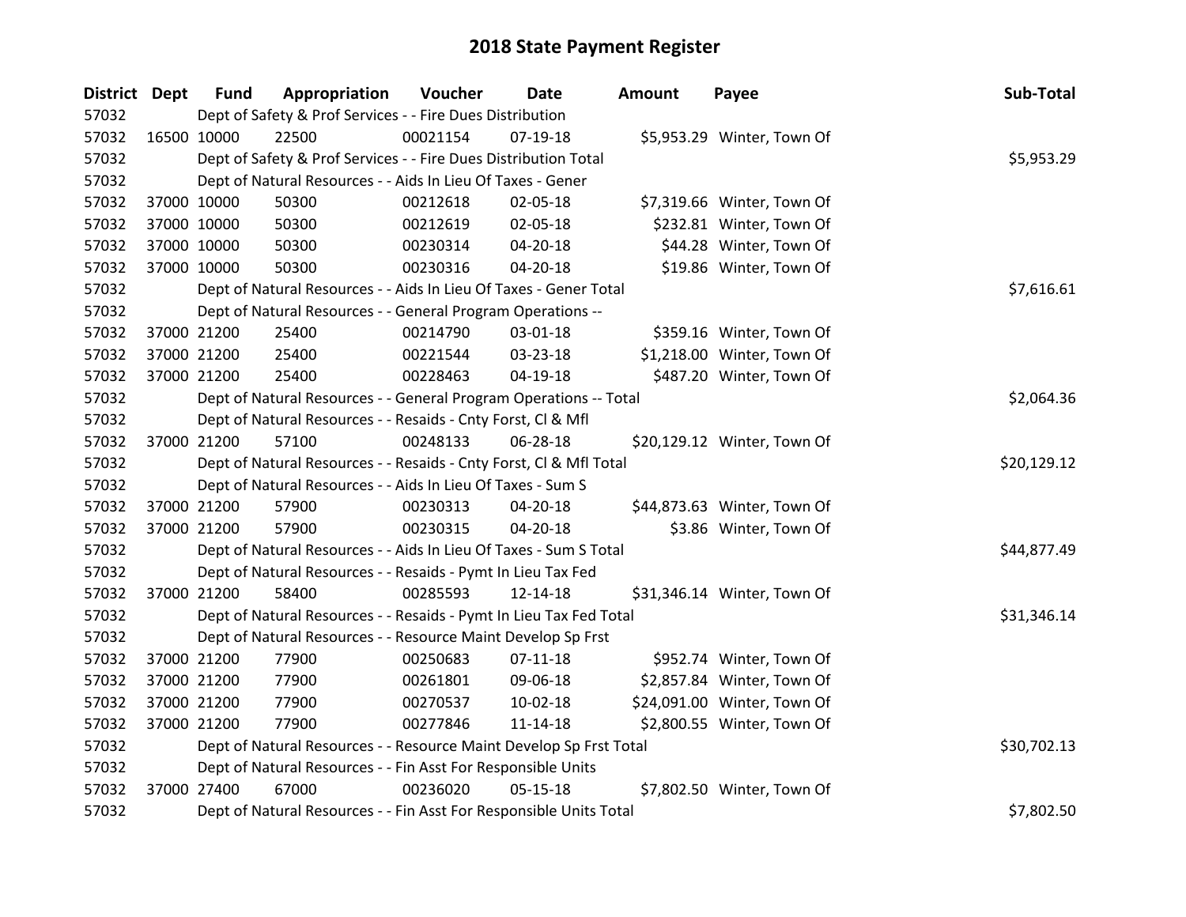# 2018 State Payment Register

| District | Dept | Fund | Appropriation | Voucher | Date | Amount | Payee | Sub-Total |
|---|---|---|---|---|---|---|---|---|
| 57032 | | Dept of Safety & Prof Services - - Fire Dues Distribution | | | | | | |
| 57032 | 16500 | 10000 | 22500 | 00021154 | 07-19-18 | $5,953.29 | Winter, Town Of | |
| 57032 | | Dept of Safety & Prof Services - - Fire Dues Distribution Total | | | | | | $5,953.29 |
| 57032 | | Dept of Natural Resources - - Aids In Lieu Of Taxes - Gener | | | | | | |
| 57032 | 37000 | 10000 | 50300 | 00212618 | 02-05-18 | $7,319.66 | Winter, Town Of | |
| 57032 | 37000 | 10000 | 50300 | 00212619 | 02-05-18 | $232.81 | Winter, Town Of | |
| 57032 | 37000 | 10000 | 50300 | 00230314 | 04-20-18 | $44.28 | Winter, Town Of | |
| 57032 | 37000 | 10000 | 50300 | 00230316 | 04-20-18 | $19.86 | Winter, Town Of | |
| 57032 | | Dept of Natural Resources - - Aids In Lieu Of Taxes - Gener Total | | | | | | $7,616.61 |
| 57032 | | Dept of Natural Resources - - General Program Operations -- | | | | | | |
| 57032 | 37000 | 21200 | 25400 | 00214790 | 03-01-18 | $359.16 | Winter, Town Of | |
| 57032 | 37000 | 21200 | 25400 | 00221544 | 03-23-18 | $1,218.00 | Winter, Town Of | |
| 57032 | 37000 | 21200 | 25400 | 00228463 | 04-19-18 | $487.20 | Winter, Town Of | |
| 57032 | | Dept of Natural Resources - - General Program Operations -- Total | | | | | | $2,064.36 |
| 57032 | | Dept of Natural Resources - - Resaids - Cnty Forst, Cl & Mfl | | | | | | |
| 57032 | 37000 | 21200 | 57100 | 00248133 | 06-28-18 | $20,129.12 | Winter, Town Of | |
| 57032 | | Dept of Natural Resources - - Resaids - Cnty Forst, Cl & Mfl Total | | | | | | $20,129.12 |
| 57032 | | Dept of Natural Resources - - Aids In Lieu Of Taxes - Sum S | | | | | | |
| 57032 | 37000 | 21200 | 57900 | 00230313 | 04-20-18 | $44,873.63 | Winter, Town Of | |
| 57032 | 37000 | 21200 | 57900 | 00230315 | 04-20-18 | $3.86 | Winter, Town Of | |
| 57032 | | Dept of Natural Resources - - Aids In Lieu Of Taxes - Sum S Total | | | | | | $44,877.49 |
| 57032 | | Dept of Natural Resources - - Resaids - Pymt In Lieu Tax Fed | | | | | | |
| 57032 | 37000 | 21200 | 58400 | 00285593 | 12-14-18 | $31,346.14 | Winter, Town Of | |
| 57032 | | Dept of Natural Resources - - Resaids - Pymt In Lieu Tax Fed Total | | | | | | $31,346.14 |
| 57032 | | Dept of Natural Resources - - Resource Maint Develop Sp Frst | | | | | | |
| 57032 | 37000 | 21200 | 77900 | 00250683 | 07-11-18 | $952.74 | Winter, Town Of | |
| 57032 | 37000 | 21200 | 77900 | 00261801 | 09-06-18 | $2,857.84 | Winter, Town Of | |
| 57032 | 37000 | 21200 | 77900 | 00270537 | 10-02-18 | $24,091.00 | Winter, Town Of | |
| 57032 | 37000 | 21200 | 77900 | 00277846 | 11-14-18 | $2,800.55 | Winter, Town Of | |
| 57032 | | Dept of Natural Resources - - Resource Maint Develop Sp Frst Total | | | | | | $30,702.13 |
| 57032 | | Dept of Natural Resources - - Fin Asst For Responsible Units | | | | | | |
| 57032 | 37000 | 27400 | 67000 | 00236020 | 05-15-18 | $7,802.50 | Winter, Town Of | |
| 57032 | | Dept of Natural Resources - - Fin Asst For Responsible Units Total | | | | | | $7,802.50 |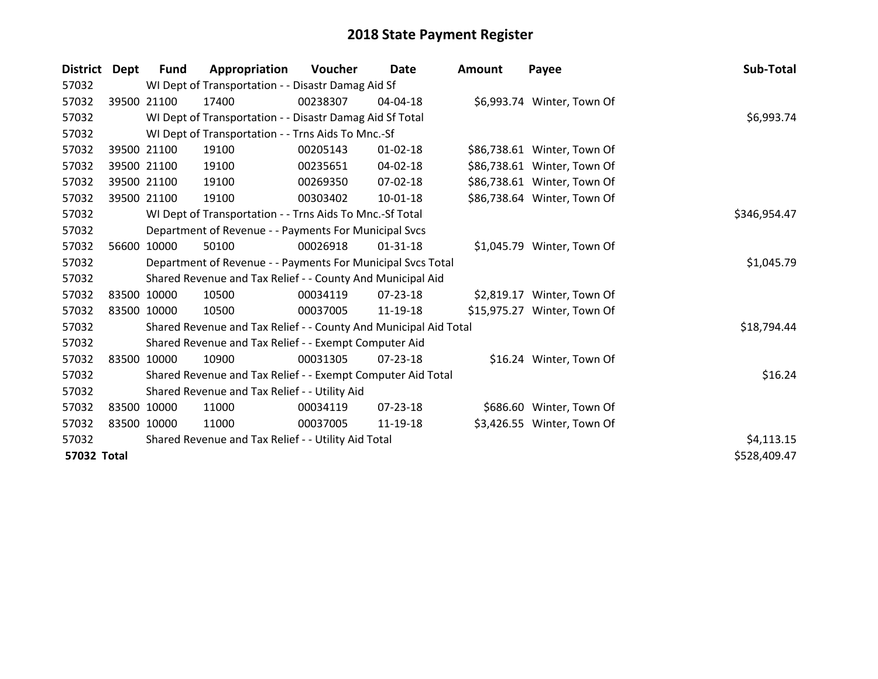# 2018 State Payment Register

| District | Dept | Fund | Appropriation | Voucher | Date | Amount | Payee | Sub-Total |
|---|---|---|---|---|---|---|---|---|
| 57032 | | WI Dept of Transportation - - Disastr Damag Aid Sf | | | | | | |
| 57032 | 39500 | 21100 | 17400 | 00238307 | 04-04-18 | $6,993.74 | Winter, Town Of | |
| 57032 | | WI Dept of Transportation - - Disastr Damag Aid Sf Total | | | | | | $6,993.74 |
| 57032 | | WI Dept of Transportation - - Trns Aids To Mnc.-Sf | | | | | | |
| 57032 | 39500 | 21100 | 19100 | 00205143 | 01-02-18 | $86,738.61 | Winter, Town Of | |
| 57032 | 39500 | 21100 | 19100 | 00235651 | 04-02-18 | $86,738.61 | Winter, Town Of | |
| 57032 | 39500 | 21100 | 19100 | 00269350 | 07-02-18 | $86,738.61 | Winter, Town Of | |
| 57032 | 39500 | 21100 | 19100 | 00303402 | 10-01-18 | $86,738.64 | Winter, Town Of | |
| 57032 | | WI Dept of Transportation - - Trns Aids To Mnc.-Sf Total | | | | | | $346,954.47 |
| 57032 | | Department of Revenue - - Payments For Municipal Svcs | | | | | | |
| 57032 | 56600 | 10000 | 50100 | 00026918 | 01-31-18 | $1,045.79 | Winter, Town Of | |
| 57032 | | Department of Revenue - - Payments For Municipal Svcs Total | | | | | | $1,045.79 |
| 57032 | | Shared Revenue and Tax Relief - - County And Municipal Aid | | | | | | |
| 57032 | 83500 | 10000 | 10500 | 00034119 | 07-23-18 | $2,819.17 | Winter, Town Of | |
| 57032 | 83500 | 10000 | 10500 | 00037005 | 11-19-18 | $15,975.27 | Winter, Town Of | |
| 57032 | | Shared Revenue and Tax Relief - - County And Municipal Aid Total | | | | | | $18,794.44 |
| 57032 | | Shared Revenue and Tax Relief - - Exempt Computer Aid | | | | | | |
| 57032 | 83500 | 10000 | 10900 | 00031305 | 07-23-18 | $16.24 | Winter, Town Of | |
| 57032 | | Shared Revenue and Tax Relief - - Exempt Computer Aid Total | | | | | | $16.24 |
| 57032 | | Shared Revenue and Tax Relief - - Utility Aid | | | | | | |
| 57032 | 83500 | 10000 | 11000 | 00034119 | 07-23-18 | $686.60 | Winter, Town Of | |
| 57032 | 83500 | 10000 | 11000 | 00037005 | 11-19-18 | $3,426.55 | Winter, Town Of | |
| 57032 | | Shared Revenue and Tax Relief - - Utility Aid Total | | | | | | $4,113.15 |
| **57032 Total** | | | | | | | | $528,409.47 |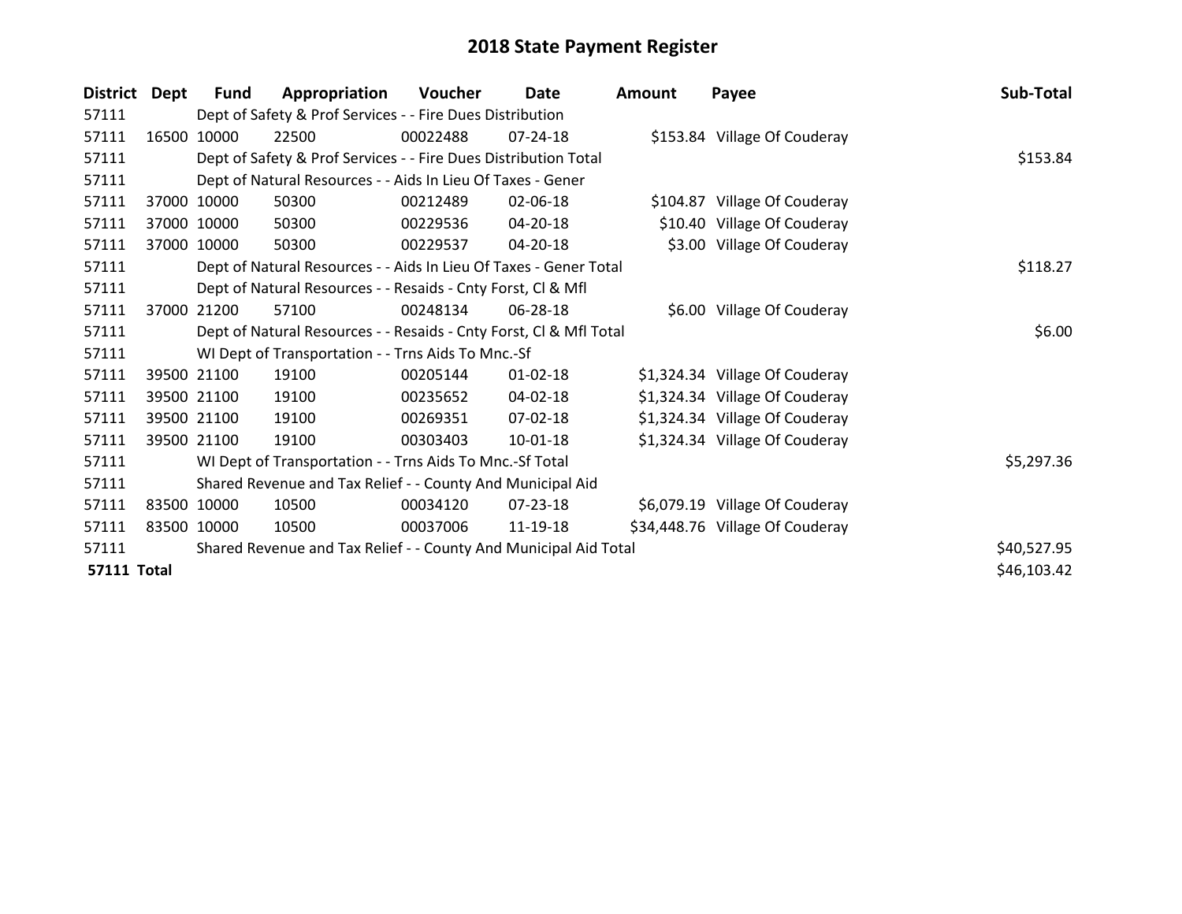# 2018 State Payment Register

| District | Dept | Fund | Appropriation | Voucher | Date | Amount | Payee | Sub-Total |
|---|---|---|---|---|---|---|---|---|
| 57111 | | Dept of Safety & Prof Services - - Fire Dues Distribution | | | | | | |
| 57111 | 16500 | 10000 | 22500 | 00022488 | 07-24-18 | $153.84 | Village Of Couderay | |
| 57111 | | Dept of Safety & Prof Services - - Fire Dues Distribution Total | | | | | | $153.84 |
| 57111 | | Dept of Natural Resources - - Aids In Lieu Of Taxes - Gener | | | | | | |
| 57111 | 37000 | 10000 | 50300 | 00212489 | 02-06-18 | $104.87 | Village Of Couderay | |
| 57111 | 37000 | 10000 | 50300 | 00229536 | 04-20-18 | $10.40 | Village Of Couderay | |
| 57111 | 37000 | 10000 | 50300 | 00229537 | 04-20-18 | $3.00 | Village Of Couderay | |
| 57111 | | Dept of Natural Resources - - Aids In Lieu Of Taxes - Gener Total | | | | | | $118.27 |
| 57111 | | Dept of Natural Resources - - Resaids - Cnty Forst, Cl & Mfl | | | | | | |
| 57111 | 37000 | 21200 | 57100 | 00248134 | 06-28-18 | $6.00 | Village Of Couderay | |
| 57111 | | Dept of Natural Resources - - Resaids - Cnty Forst, Cl & Mfl Total | | | | | | $6.00 |
| 57111 | | WI Dept of Transportation - - Trns Aids To Mnc.-Sf | | | | | | |
| 57111 | 39500 | 21100 | 19100 | 00205144 | 01-02-18 | $1,324.34 | Village Of Couderay | |
| 57111 | 39500 | 21100 | 19100 | 00235652 | 04-02-18 | $1,324.34 | Village Of Couderay | |
| 57111 | 39500 | 21100 | 19100 | 00269351 | 07-02-18 | $1,324.34 | Village Of Couderay | |
| 57111 | 39500 | 21100 | 19100 | 00303403 | 10-01-18 | $1,324.34 | Village Of Couderay | |
| 57111 | | WI Dept of Transportation - - Trns Aids To Mnc.-Sf Total | | | | | | $5,297.36 |
| 57111 | | Shared Revenue and Tax Relief - - County And Municipal Aid | | | | | | |
| 57111 | 83500 | 10000 | 10500 | 00034120 | 07-23-18 | $6,079.19 | Village Of Couderay | |
| 57111 | 83500 | 10000 | 10500 | 00037006 | 11-19-18 | $34,448.76 | Village Of Couderay | |
| 57111 | | Shared Revenue and Tax Relief - - County And Municipal Aid Total | | | | | | $40,527.95 |
| **57111 Total** | | | | | | | | $46,103.42 |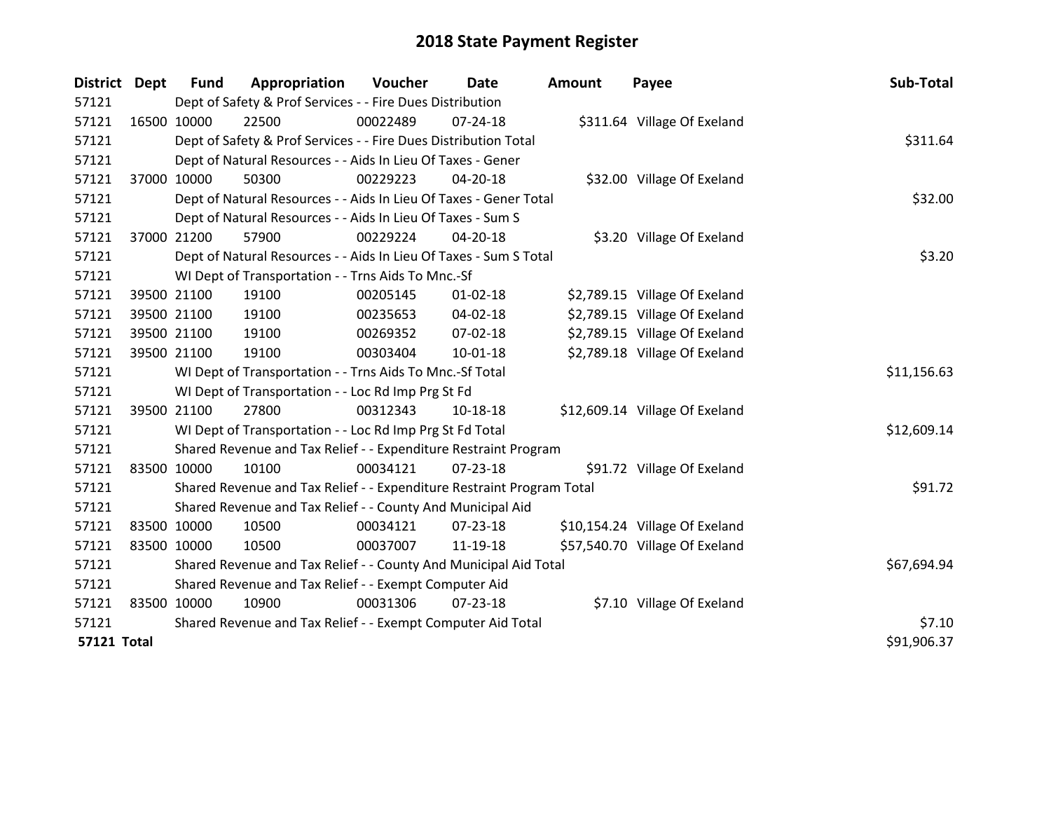# 2018 State Payment Register

| District | Dept | Fund | Appropriation | Voucher | Date | Amount | Payee | Sub-Total |
|---|---|---|---|---|---|---|---|---|
| 57121 | | Dept of Safety & Prof Services - - Fire Dues Distribution | | | | | | |
| 57121 | 16500 | 10000 | 22500 | 00022489 | 07-24-18 | $311.64 | Village Of Exeland | |
| 57121 | | Dept of Safety & Prof Services - - Fire Dues Distribution Total | | | | | | $311.64 |
| 57121 | | Dept of Natural Resources - - Aids In Lieu Of Taxes - Gener | | | | | | |
| 57121 | 37000 | 10000 | 50300 | 00229223 | 04-20-18 | $32.00 | Village Of Exeland | |
| 57121 | | Dept of Natural Resources - - Aids In Lieu Of Taxes - Gener Total | | | | | | $32.00 |
| 57121 | | Dept of Natural Resources - - Aids In Lieu Of Taxes - Sum S | | | | | | |
| 57121 | 37000 | 21200 | 57900 | 00229224 | 04-20-18 | $3.20 | Village Of Exeland | |
| 57121 | | Dept of Natural Resources - - Aids In Lieu Of Taxes - Sum S Total | | | | | | $3.20 |
| 57121 | | WI Dept of Transportation - - Trns Aids To Mnc.-Sf | | | | | | |
| 57121 | 39500 | 21100 | 19100 | 00205145 | 01-02-18 | $2,789.15 | Village Of Exeland | |
| 57121 | 39500 | 21100 | 19100 | 00235653 | 04-02-18 | $2,789.15 | Village Of Exeland | |
| 57121 | 39500 | 21100 | 19100 | 00269352 | 07-02-18 | $2,789.15 | Village Of Exeland | |
| 57121 | 39500 | 21100 | 19100 | 00303404 | 10-01-18 | $2,789.18 | Village Of Exeland | |
| 57121 | | WI Dept of Transportation - - Trns Aids To Mnc.-Sf Total | | | | | | $11,156.63 |
| 57121 | | WI Dept of Transportation - - Loc Rd Imp Prg St Fd | | | | | | |
| 57121 | 39500 | 21100 | 27800 | 00312343 | 10-18-18 | $12,609.14 | Village Of Exeland | |
| 57121 | | WI Dept of Transportation - - Loc Rd Imp Prg St Fd Total | | | | | | $12,609.14 |
| 57121 | | Shared Revenue and Tax Relief - - Expenditure Restraint Program | | | | | | |
| 57121 | 83500 | 10000 | 10100 | 00034121 | 07-23-18 | $91.72 | Village Of Exeland | |
| 57121 | | Shared Revenue and Tax Relief - - Expenditure Restraint Program Total | | | | | | $91.72 |
| 57121 | | Shared Revenue and Tax Relief - - County And Municipal Aid | | | | | | |
| 57121 | 83500 | 10000 | 10500 | 00034121 | 07-23-18 | $10,154.24 | Village Of Exeland | |
| 57121 | 83500 | 10000 | 10500 | 00037007 | 11-19-18 | $57,540.70 | Village Of Exeland | |
| 57121 | | Shared Revenue and Tax Relief - - County And Municipal Aid Total | | | | | | $67,694.94 |
| 57121 | | Shared Revenue and Tax Relief - - Exempt Computer Aid | | | | | | |
| 57121 | 83500 | 10000 | 10900 | 00031306 | 07-23-18 | $7.10 | Village Of Exeland | |
| 57121 | | Shared Revenue and Tax Relief - - Exempt Computer Aid Total | | | | | | $7.10 |
| **57121 Total** | | | | | | | | $91,906.37 |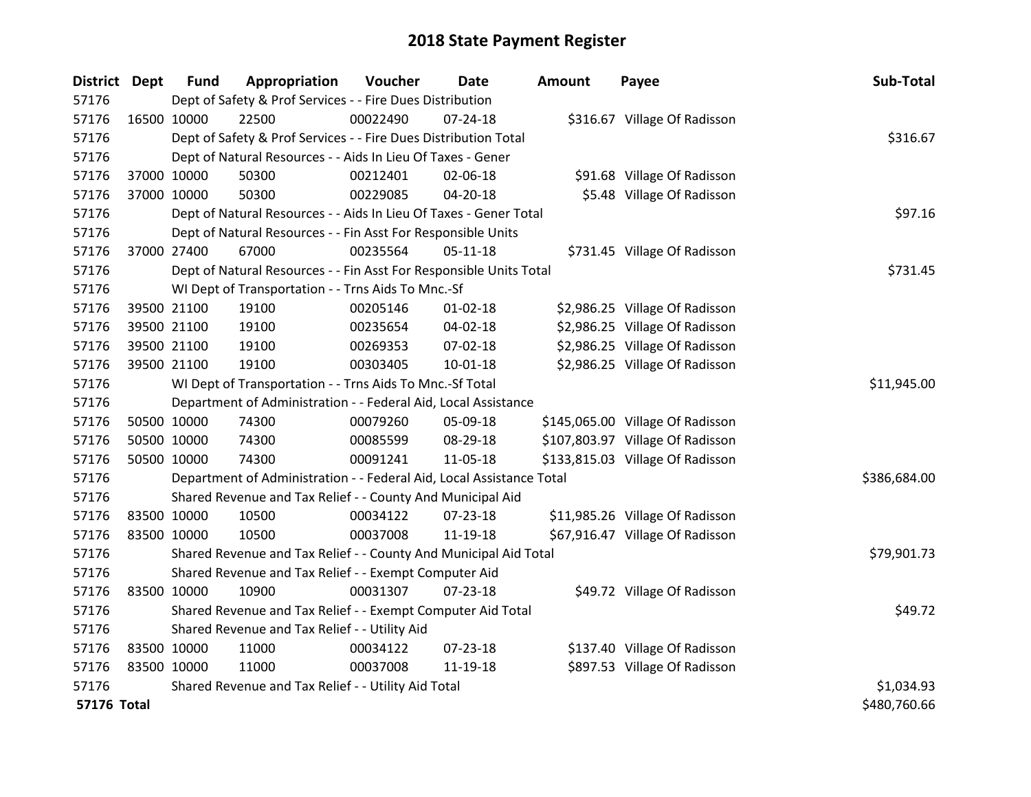# 2018 State Payment Register

| District | Dept | Fund | Appropriation | Voucher | Date | Amount | Payee | Sub-Total |
|---|---|---|---|---|---|---|---|---|
| 57176 | | Dept of Safety & Prof Services - - Fire Dues Distribution | | | | | | |
| 57176 | 16500 | 10000 | 22500 | 00022490 | 07-24-18 | $316.67 | Village Of Radisson | |
| 57176 | | Dept of Safety & Prof Services - - Fire Dues Distribution Total | | | | | | $316.67 |
| 57176 | | Dept of Natural Resources - - Aids In Lieu Of Taxes - Gener | | | | | | |
| 57176 | 37000 | 10000 | 50300 | 00212401 | 02-06-18 | $91.68 | Village Of Radisson | |
| 57176 | 37000 | 10000 | 50300 | 00229085 | 04-20-18 | $5.48 | Village Of Radisson | |
| 57176 | | Dept of Natural Resources - - Aids In Lieu Of Taxes - Gener Total | | | | | | $97.16 |
| 57176 | | Dept of Natural Resources - - Fin Asst For Responsible Units | | | | | | |
| 57176 | 37000 | 27400 | 67000 | 00235564 | 05-11-18 | $731.45 | Village Of Radisson | |
| 57176 | | Dept of Natural Resources - - Fin Asst For Responsible Units Total | | | | | | $731.45 |
| 57176 | | WI Dept of Transportation - - Trns Aids To Mnc.-Sf | | | | | | |
| 57176 | 39500 | 21100 | 19100 | 00205146 | 01-02-18 | $2,986.25 | Village Of Radisson | |
| 57176 | 39500 | 21100 | 19100 | 00235654 | 04-02-18 | $2,986.25 | Village Of Radisson | |
| 57176 | 39500 | 21100 | 19100 | 00269353 | 07-02-18 | $2,986.25 | Village Of Radisson | |
| 57176 | 39500 | 21100 | 19100 | 00303405 | 10-01-18 | $2,986.25 | Village Of Radisson | |
| 57176 | | WI Dept of Transportation - - Trns Aids To Mnc.-Sf Total | | | | | | $11,945.00 |
| 57176 | | Department of Administration - - Federal Aid, Local Assistance | | | | | | |
| 57176 | 50500 | 10000 | 74300 | 00079260 | 05-09-18 | $145,065.00 | Village Of Radisson | |
| 57176 | 50500 | 10000 | 74300 | 00085599 | 08-29-18 | $107,803.97 | Village Of Radisson | |
| 57176 | 50500 | 10000 | 74300 | 00091241 | 11-05-18 | $133,815.03 | Village Of Radisson | |
| 57176 | | Department of Administration - - Federal Aid, Local Assistance Total | | | | | | $386,684.00 |
| 57176 | | Shared Revenue and Tax Relief - - County And Municipal Aid | | | | | | |
| 57176 | 83500 | 10000 | 10500 | 00034122 | 07-23-18 | $11,985.26 | Village Of Radisson | |
| 57176 | 83500 | 10000 | 10500 | 00037008 | 11-19-18 | $67,916.47 | Village Of Radisson | |
| 57176 | | Shared Revenue and Tax Relief - - County And Municipal Aid Total | | | | | | $79,901.73 |
| 57176 | | Shared Revenue and Tax Relief - - Exempt Computer Aid | | | | | | |
| 57176 | 83500 | 10000 | 10900 | 00031307 | 07-23-18 | $49.72 | Village Of Radisson | |
| 57176 | | Shared Revenue and Tax Relief - - Exempt Computer Aid Total | | | | | | $49.72 |
| 57176 | | Shared Revenue and Tax Relief - - Utility Aid | | | | | | |
| 57176 | 83500 | 10000 | 11000 | 00034122 | 07-23-18 | $137.40 | Village Of Radisson | |
| 57176 | 83500 | 10000 | 11000 | 00037008 | 11-19-18 | $897.53 | Village Of Radisson | |
| 57176 | | Shared Revenue and Tax Relief - - Utility Aid Total | | | | | | $1,034.93 |
| **57176 Total** | | | | | | | | $480,760.66 |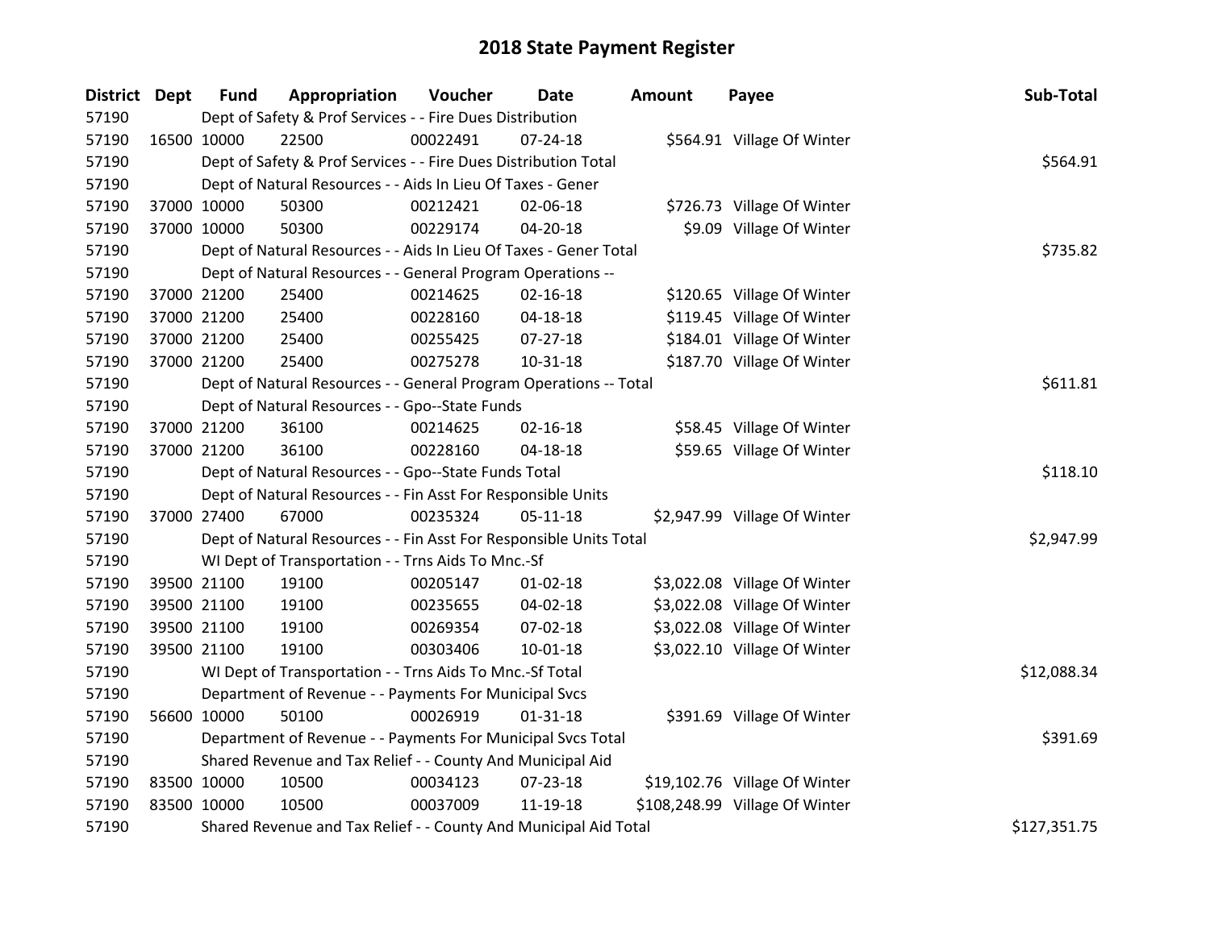# 2018 State Payment Register

| District | Dept | Fund | Appropriation | Voucher | Date | Amount | Payee | Sub-Total |
|---|---|---|---|---|---|---|---|---|
| 57190 | | Dept of Safety & Prof Services - - Fire Dues Distribution | | | | | | |
| 57190 | 16500 | 10000 | 22500 | 00022491 | 07-24-18 | $564.91 | Village Of Winter | |
| 57190 | | Dept of Safety & Prof Services - - Fire Dues Distribution Total | | | | | | $564.91 |
| 57190 | | Dept of Natural Resources - - Aids In Lieu Of Taxes - Gener | | | | | | |
| 57190 | 37000 | 10000 | 50300 | 00212421 | 02-06-18 | $726.73 | Village Of Winter | |
| 57190 | 37000 | 10000 | 50300 | 00229174 | 04-20-18 | $9.09 | Village Of Winter | |
| 57190 | | Dept of Natural Resources - - Aids In Lieu Of Taxes - Gener Total | | | | | | $735.82 |
| 57190 | | Dept of Natural Resources - - General Program Operations -- | | | | | | |
| 57190 | 37000 | 21200 | 25400 | 00214625 | 02-16-18 | $120.65 | Village Of Winter | |
| 57190 | 37000 | 21200 | 25400 | 00228160 | 04-18-18 | $119.45 | Village Of Winter | |
| 57190 | 37000 | 21200 | 25400 | 00255425 | 07-27-18 | $184.01 | Village Of Winter | |
| 57190 | 37000 | 21200 | 25400 | 00275278 | 10-31-18 | $187.70 | Village Of Winter | |
| 57190 | | Dept of Natural Resources - - General Program Operations -- Total | | | | | | $611.81 |
| 57190 | | Dept of Natural Resources - - Gpo--State Funds | | | | | | |
| 57190 | 37000 | 21200 | 36100 | 00214625 | 02-16-18 | $58.45 | Village Of Winter | |
| 57190 | 37000 | 21200 | 36100 | 00228160 | 04-18-18 | $59.65 | Village Of Winter | |
| 57190 | | Dept of Natural Resources - - Gpo--State Funds Total | | | | | | $118.10 |
| 57190 | | Dept of Natural Resources - - Fin Asst For Responsible Units | | | | | | |
| 57190 | 37000 | 27400 | 67000 | 00235324 | 05-11-18 | $2,947.99 | Village Of Winter | |
| 57190 | | Dept of Natural Resources - - Fin Asst For Responsible Units Total | | | | | | $2,947.99 |
| 57190 | | WI Dept of Transportation - - Trns Aids To Mnc.-Sf | | | | | | |
| 57190 | 39500 | 21100 | 19100 | 00205147 | 01-02-18 | $3,022.08 | Village Of Winter | |
| 57190 | 39500 | 21100 | 19100 | 00235655 | 04-02-18 | $3,022.08 | Village Of Winter | |
| 57190 | 39500 | 21100 | 19100 | 00269354 | 07-02-18 | $3,022.08 | Village Of Winter | |
| 57190 | 39500 | 21100 | 19100 | 00303406 | 10-01-18 | $3,022.10 | Village Of Winter | |
| 57190 | | WI Dept of Transportation - - Trns Aids To Mnc.-Sf Total | | | | | | $12,088.34 |
| 57190 | | Department of Revenue - - Payments For Municipal Svcs | | | | | | |
| 57190 | 56600 | 10000 | 50100 | 00026919 | 01-31-18 | $391.69 | Village Of Winter | |
| 57190 | | Department of Revenue - - Payments For Municipal Svcs Total | | | | | | $391.69 |
| 57190 | | Shared Revenue and Tax Relief - - County And Municipal Aid | | | | | | |
| 57190 | 83500 | 10000 | 10500 | 00034123 | 07-23-18 | $19,102.76 | Village Of Winter | |
| 57190 | 83500 | 10000 | 10500 | 00037009 | 11-19-18 | $108,248.99 | Village Of Winter | |
| 57190 | | Shared Revenue and Tax Relief - - County And Municipal Aid Total | | | | | | $127,351.75 |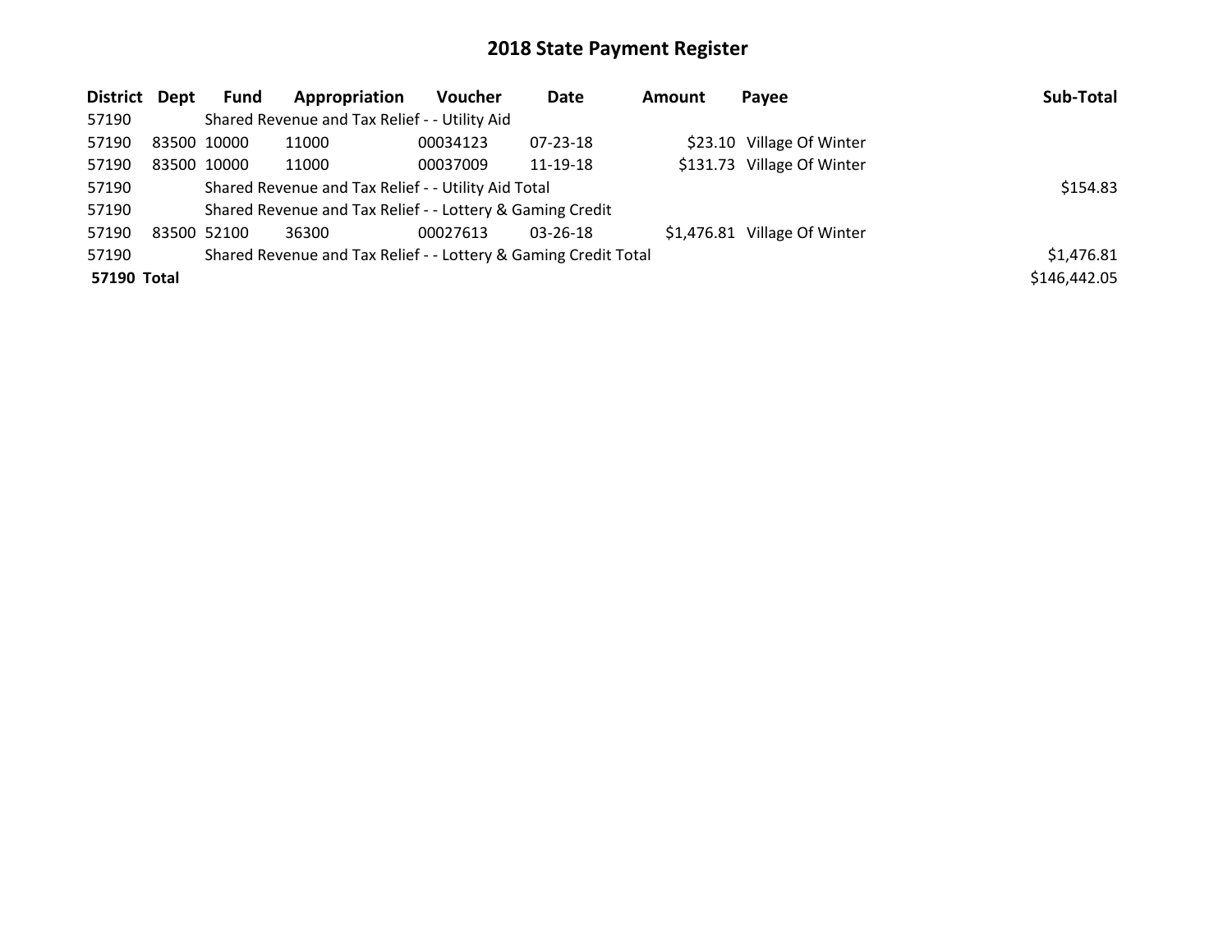# 2018 State Payment Register

| District | Dept | Fund | Appropriation | Voucher | Date | Amount | Payee | Sub-Total |
|---|---|---|---|---|---|---|---|---|
| 57190 | | Shared Revenue and Tax Relief - - Utility Aid | | | | | | |
| 57190 | 83500 | 10000 | 11000 | 00034123 | 07-23-18 | $23.10 | Village Of Winter | |
| 57190 | 83500 | 10000 | 11000 | 00037009 | 11-19-18 | $131.73 | Village Of Winter | |
| 57190 | | Shared Revenue and Tax Relief - - Utility Aid Total | | | | | | $154.83 |
| 57190 | | Shared Revenue and Tax Relief - - Lottery & Gaming Credit | | | | | | |
| 57190 | 83500 | 52100 | 36300 | 00027613 | 03-26-18 | $1,476.81 | Village Of Winter | |
| 57190 | | Shared Revenue and Tax Relief - - Lottery & Gaming Credit Total | | | | | | $1,476.81 |
| **57190 Total** | | | | | | | | $146,442.05 |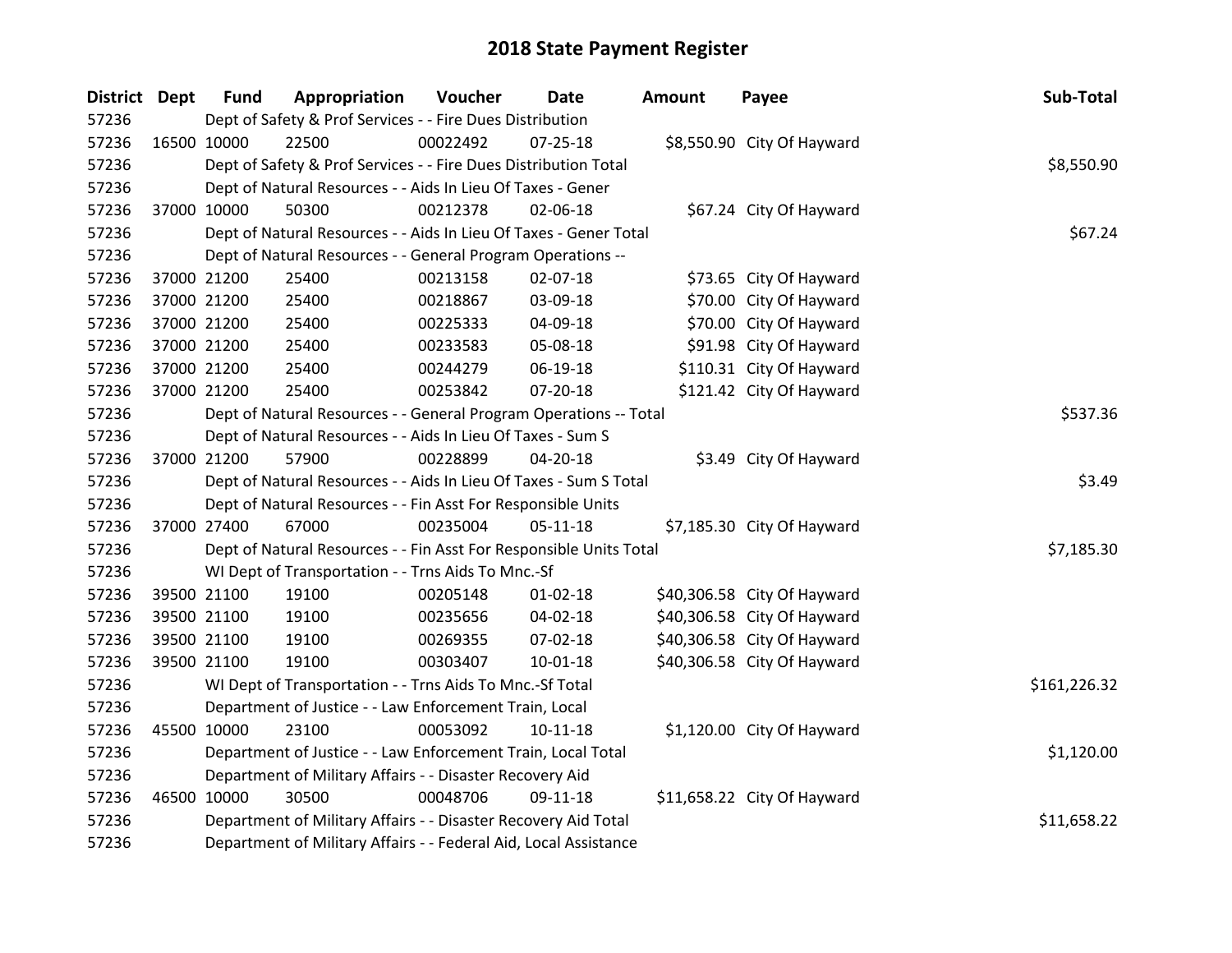# 2018 State Payment Register

| District | Dept | Fund | Appropriation | Voucher | Date | Amount | Payee | Sub-Total |
|---|---|---|---|---|---|---|---|---|
| 57236 | | Dept of Safety & Prof Services - - Fire Dues Distribution | | | | | | |
| 57236 | 16500 | 10000 | 22500 | 00022492 | 07-25-18 | $8,550.90 | City Of Hayward | |
| 57236 | | Dept of Safety & Prof Services - - Fire Dues Distribution Total | | | | | | $8,550.90 |
| 57236 | | Dept of Natural Resources - - Aids In Lieu Of Taxes - Gener | | | | | | |
| 57236 | 37000 | 10000 | 50300 | 00212378 | 02-06-18 | $67.24 | City Of Hayward | |
| 57236 | | Dept of Natural Resources - - Aids In Lieu Of Taxes - Gener Total | | | | | | $67.24 |
| 57236 | | Dept of Natural Resources - - General Program Operations -- | | | | | | |
| 57236 | 37000 | 21200 | 25400 | 00213158 | 02-07-18 | $73.65 | City Of Hayward | |
| 57236 | 37000 | 21200 | 25400 | 00218867 | 03-09-18 | $70.00 | City Of Hayward | |
| 57236 | 37000 | 21200 | 25400 | 00225333 | 04-09-18 | $70.00 | City Of Hayward | |
| 57236 | 37000 | 21200 | 25400 | 00233583 | 05-08-18 | $91.98 | City Of Hayward | |
| 57236 | 37000 | 21200 | 25400 | 00244279 | 06-19-18 | $110.31 | City Of Hayward | |
| 57236 | 37000 | 21200 | 25400 | 00253842 | 07-20-18 | $121.42 | City Of Hayward | |
| 57236 | | Dept of Natural Resources - - General Program Operations -- Total | | | | | | $537.36 |
| 57236 | | Dept of Natural Resources - - Aids In Lieu Of Taxes - Sum S | | | | | | |
| 57236 | 37000 | 21200 | 57900 | 00228899 | 04-20-18 | $3.49 | City Of Hayward | |
| 57236 | | Dept of Natural Resources - - Aids In Lieu Of Taxes - Sum S Total | | | | | | $3.49 |
| 57236 | | Dept of Natural Resources - - Fin Asst For Responsible Units | | | | | | |
| 57236 | 37000 | 27400 | 67000 | 00235004 | 05-11-18 | $7,185.30 | City Of Hayward | |
| 57236 | | Dept of Natural Resources - - Fin Asst For Responsible Units Total | | | | | | $7,185.30 |
| 57236 | | WI Dept of Transportation - - Trns Aids To Mnc.-Sf | | | | | | |
| 57236 | 39500 | 21100 | 19100 | 00205148 | 01-02-18 | $40,306.58 | City Of Hayward | |
| 57236 | 39500 | 21100 | 19100 | 00235656 | 04-02-18 | $40,306.58 | City Of Hayward | |
| 57236 | 39500 | 21100 | 19100 | 00269355 | 07-02-18 | $40,306.58 | City Of Hayward | |
| 57236 | 39500 | 21100 | 19100 | 00303407 | 10-01-18 | $40,306.58 | City Of Hayward | |
| 57236 | | WI Dept of Transportation - - Trns Aids To Mnc.-Sf Total | | | | | | $161,226.32 |
| 57236 | | Department of Justice - - Law Enforcement Train, Local | | | | | | |
| 57236 | 45500 | 10000 | 23100 | 00053092 | 10-11-18 | $1,120.00 | City Of Hayward | |
| 57236 | | Department of Justice - - Law Enforcement Train, Local Total | | | | | | $1,120.00 |
| 57236 | | Department of Military Affairs - - Disaster Recovery Aid | | | | | | |
| 57236 | 46500 | 10000 | 30500 | 00048706 | 09-11-18 | $11,658.22 | City Of Hayward | |
| 57236 | | Department of Military Affairs - - Disaster Recovery Aid Total | | | | | | $11,658.22 |
| 57236 | | Department of Military Affairs - - Federal Aid, Local Assistance | | | | | | |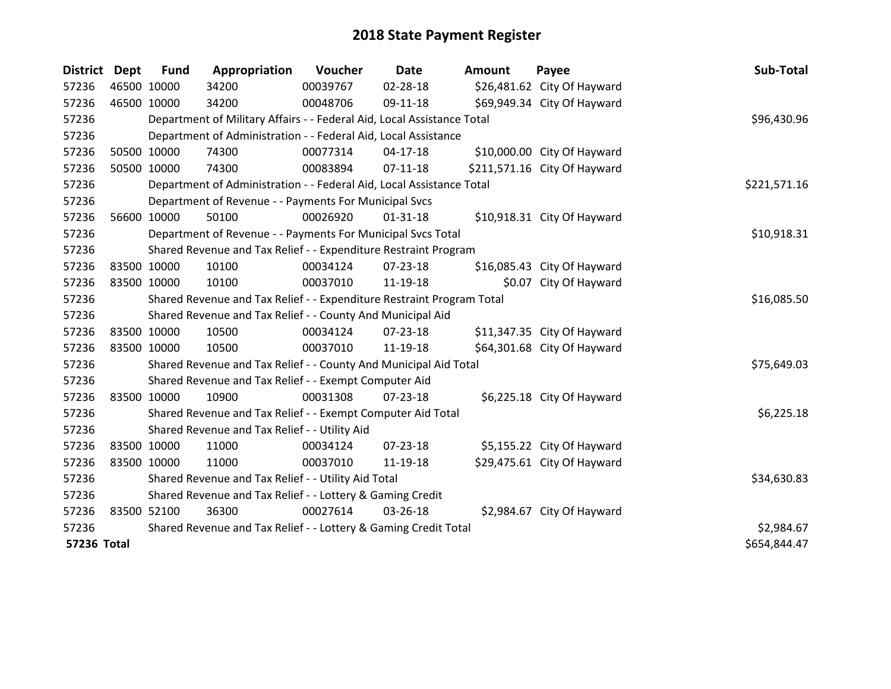# 2018 State Payment Register

| District | Dept | Fund | Appropriation | Voucher | Date | Amount | Payee | Sub-Total |
|---|---|---|---|---|---|---|---|---|
| 57236 | 46500 | 10000 | 34200 | 00039767 | 02-28-18 | $26,481.62 | City Of Hayward | |
| 57236 | 46500 | 10000 | 34200 | 00048706 | 09-11-18 | $69,949.34 | City Of Hayward | |
| 57236 | | Department of Military Affairs - - Federal Aid, Local Assistance Total | | | | | | $96,430.96 |
| 57236 | | Department of Administration - - Federal Aid, Local Assistance | | | | | | |
| 57236 | 50500 | 10000 | 74300 | 00077314 | 04-17-18 | $10,000.00 | City Of Hayward | |
| 57236 | 50500 | 10000 | 74300 | 00083894 | 07-11-18 | $211,571.16 | City Of Hayward | |
| 57236 | | Department of Administration - - Federal Aid, Local Assistance Total | | | | | | $221,571.16 |
| 57236 | | Department of Revenue - - Payments For Municipal Svcs | | | | | | |
| 57236 | 56600 | 10000 | 50100 | 00026920 | 01-31-18 | $10,918.31 | City Of Hayward | |
| 57236 | | Department of Revenue - - Payments For Municipal Svcs Total | | | | | | $10,918.31 |
| 57236 | | Shared Revenue and Tax Relief - - Expenditure Restraint Program | | | | | | |
| 57236 | 83500 | 10000 | 10100 | 00034124 | 07-23-18 | $16,085.43 | City Of Hayward | |
| 57236 | 83500 | 10000 | 10100 | 00037010 | 11-19-18 | $0.07 | City Of Hayward | |
| 57236 | | Shared Revenue and Tax Relief - - Expenditure Restraint Program Total | | | | | | $16,085.50 |
| 57236 | | Shared Revenue and Tax Relief - - County And Municipal Aid | | | | | | |
| 57236 | 83500 | 10000 | 10500 | 00034124 | 07-23-18 | $11,347.35 | City Of Hayward | |
| 57236 | 83500 | 10000 | 10500 | 00037010 | 11-19-18 | $64,301.68 | City Of Hayward | |
| 57236 | | Shared Revenue and Tax Relief - - County And Municipal Aid Total | | | | | | $75,649.03 |
| 57236 | | Shared Revenue and Tax Relief - - Exempt Computer Aid | | | | | | |
| 57236 | 83500 | 10000 | 10900 | 00031308 | 07-23-18 | $6,225.18 | City Of Hayward | |
| 57236 | | Shared Revenue and Tax Relief - - Exempt Computer Aid Total | | | | | | $6,225.18 |
| 57236 | | Shared Revenue and Tax Relief - - Utility Aid | | | | | | |
| 57236 | 83500 | 10000 | 11000 | 00034124 | 07-23-18 | $5,155.22 | City Of Hayward | |
| 57236 | 83500 | 10000 | 11000 | 00037010 | 11-19-18 | $29,475.61 | City Of Hayward | |
| 57236 | | Shared Revenue and Tax Relief - - Utility Aid Total | | | | | | $34,630.83 |
| 57236 | | Shared Revenue and Tax Relief - - Lottery & Gaming Credit | | | | | | |
| 57236 | 83500 | 52100 | 36300 | 00027614 | 03-26-18 | $2,984.67 | City Of Hayward | |
| 57236 | | Shared Revenue and Tax Relief - - Lottery & Gaming Credit Total | | | | | | $2,984.67 |
| **57236 Total** | | | | | | | | $654,844.47 |